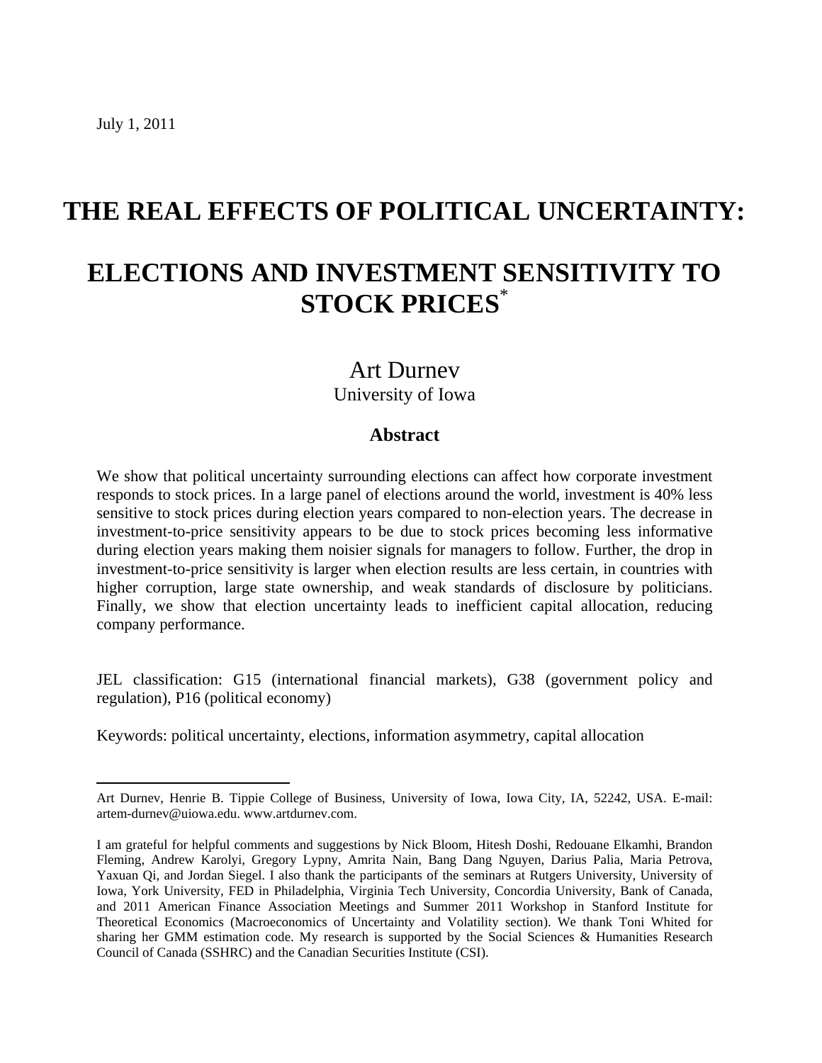July 1, 2011

# THE REAL EFFECTS OF POLITICAL UNCERTAINTY:

# ELECTIONS AND INVESTMENT SENSITIVITY TO STOCK PRICES*

Art Durnev
University of Iowa

## Abstract

We show that political uncertainty surrounding elections can affect how corporate investment responds to stock prices. In a large panel of elections around the world, investment is 40% less sensitive to stock prices during election years compared to non-election years. The decrease in investment-to-price sensitivity appears to be due to stock prices becoming less informative during election years making them noisier signals for managers to follow. Further, the drop in investment-to-price sensitivity is larger when election results are less certain, in countries with higher corruption, large state ownership, and weak standards of disclosure by politicians. Finally, we show that election uncertainty leads to inefficient capital allocation, reducing company performance.

JEL classification: G15 (international financial markets), G38 (government policy and regulation), P16 (political economy)

Keywords: political uncertainty, elections, information asymmetry, capital allocation

---

Art Durnev, Henrie B. Tippie College of Business, University of Iowa, Iowa City, IA, 52242, USA. E-mail: artem-durnev@uiowa.edu. www.artdurnev.com.

I am grateful for helpful comments and suggestions by Nick Bloom, Hitesh Doshi, Redouane Elkamhi, Brandon Fleming, Andrew Karolyi, Gregory Lypny, Amrita Nain, Bang Dang Nguyen, Darius Palia, Maria Petrova, Yaxuan Qi, and Jordan Siegel. I also thank the participants of the seminars at Rutgers University, University of Iowa, York University, FED in Philadelphia, Virginia Tech University, Concordia University, Bank of Canada, and 2011 American Finance Association Meetings and Summer 2011 Workshop in Stanford Institute for Theoretical Economics (Macroeconomics of Uncertainty and Volatility section). We thank Toni Whited for sharing her GMM estimation code. My research is supported by the Social Sciences & Humanities Research Council of Canada (SSHRC) and the Canadian Securities Institute (CSI).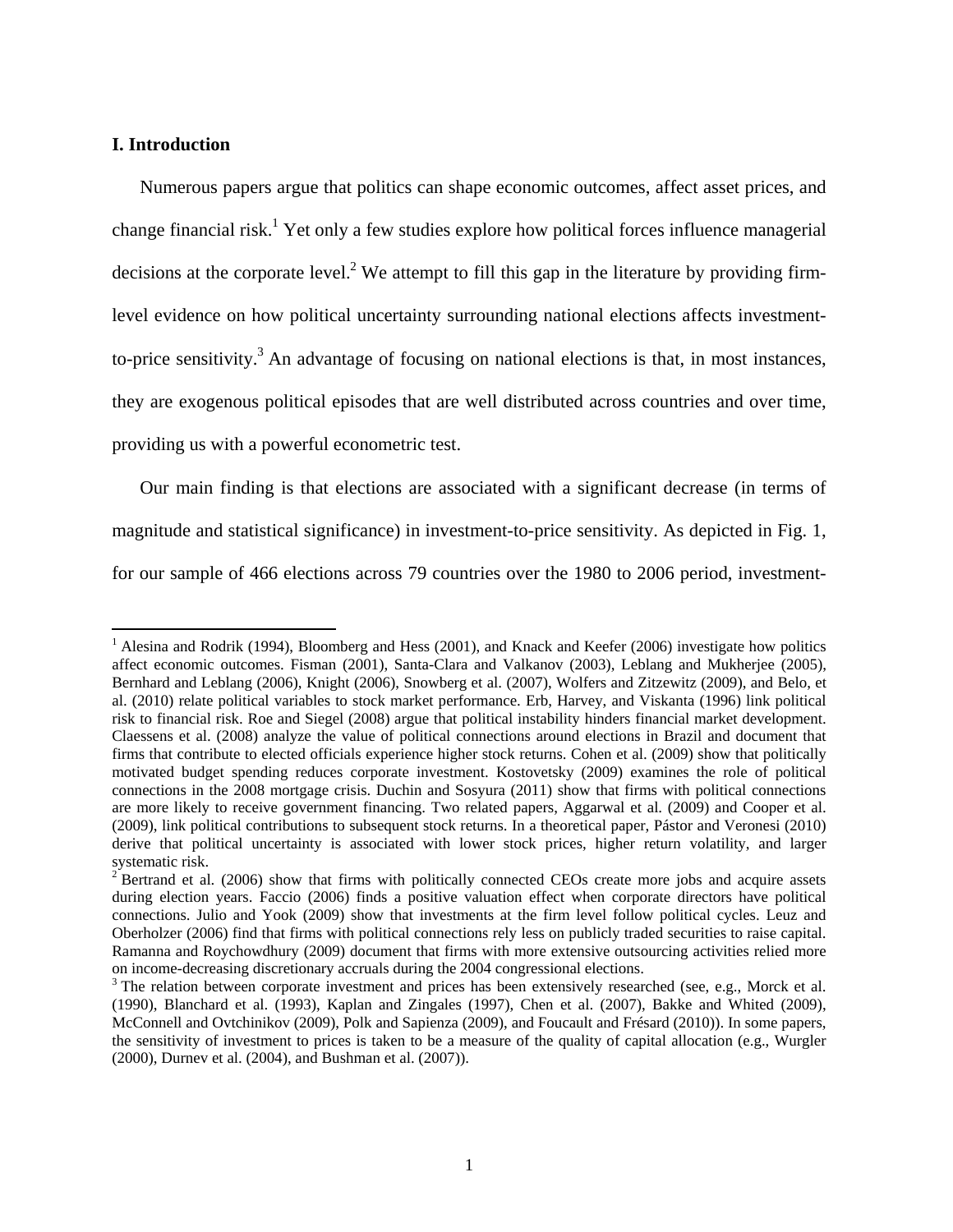## I. Introduction

Numerous papers argue that politics can shape economic outcomes, affect asset prices, and change financial risk.[1] Yet only a few studies explore how political forces influence managerial decisions at the corporate level.[2] We attempt to fill this gap in the literature by providing firm-level evidence on how political uncertainty surrounding national elections affects investment-to-price sensitivity.[3] An advantage of focusing on national elections is that, in most instances, they are exogenous political episodes that are well distributed across countries and over time, providing us with a powerful econometric test.

Our main finding is that elections are associated with a significant decrease (in terms of magnitude and statistical significance) in investment-to-price sensitivity. As depicted in Fig. 1, for our sample of 466 elections across 79 countries over the 1980 to 2006 period, investment-

---

[1] Alesina and Rodrik (1994), Bloomberg and Hess (2001), and Knack and Keefer (2006) investigate how politics affect economic outcomes. Fisman (2001), Santa-Clara and Valkanov (2003), Leblang and Mukherjee (2005), Bernhard and Leblang (2006), Knight (2006), Snowberg et al. (2007), Wolfers and Zitzewitz (2009), and Belo, et al. (2010) relate political variables to stock market performance. Erb, Harvey, and Viskanta (1996) link political risk to financial risk. Roe and Siegel (2008) argue that political instability hinders financial market development. Claessens et al. (2008) analyze the value of political connections around elections in Brazil and document that firms that contribute to elected officials experience higher stock returns. Cohen et al. (2009) show that politically motivated budget spending reduces corporate investment. Kostovetsky (2009) examines the role of political connections in the 2008 mortgage crisis. Duchin and Sosyura (2011) show that firms with political connections are more likely to receive government financing. Two related papers, Aggarwal et al. (2009) and Cooper et al. (2009), link political contributions to subsequent stock returns. In a theoretical paper, Pástor and Veronesi (2010) derive that political uncertainty is associated with lower stock prices, higher return volatility, and larger systematic risk.

[2] Bertrand et al. (2006) show that firms with politically connected CEOs create more jobs and acquire assets during election years. Faccio (2006) finds a positive valuation effect when corporate directors have political connections. Julio and Yook (2009) show that investments at the firm level follow political cycles. Leuz and Oberholzer (2006) find that firms with political connections rely less on publicly traded securities to raise capital. Ramanna and Roychowdhury (2009) document that firms with more extensive outsourcing activities relied more on income-decreasing discretionary accruals during the 2004 congressional elections.

[3] The relation between corporate investment and prices has been extensively researched (see, e.g., Morck et al. (1990), Blanchard et al. (1993), Kaplan and Zingales (1997), Chen et al. (2007), Bakke and Whited (2009), McConnell and Ovtchinikov (2009), Polk and Sapienza (2009), and Foucault and Frésard (2010)). In some papers, the sensitivity of investment to prices is taken to be a measure of the quality of capital allocation (e.g., Wurgler (2000), Durnev et al. (2004), and Bushman et al. (2007)).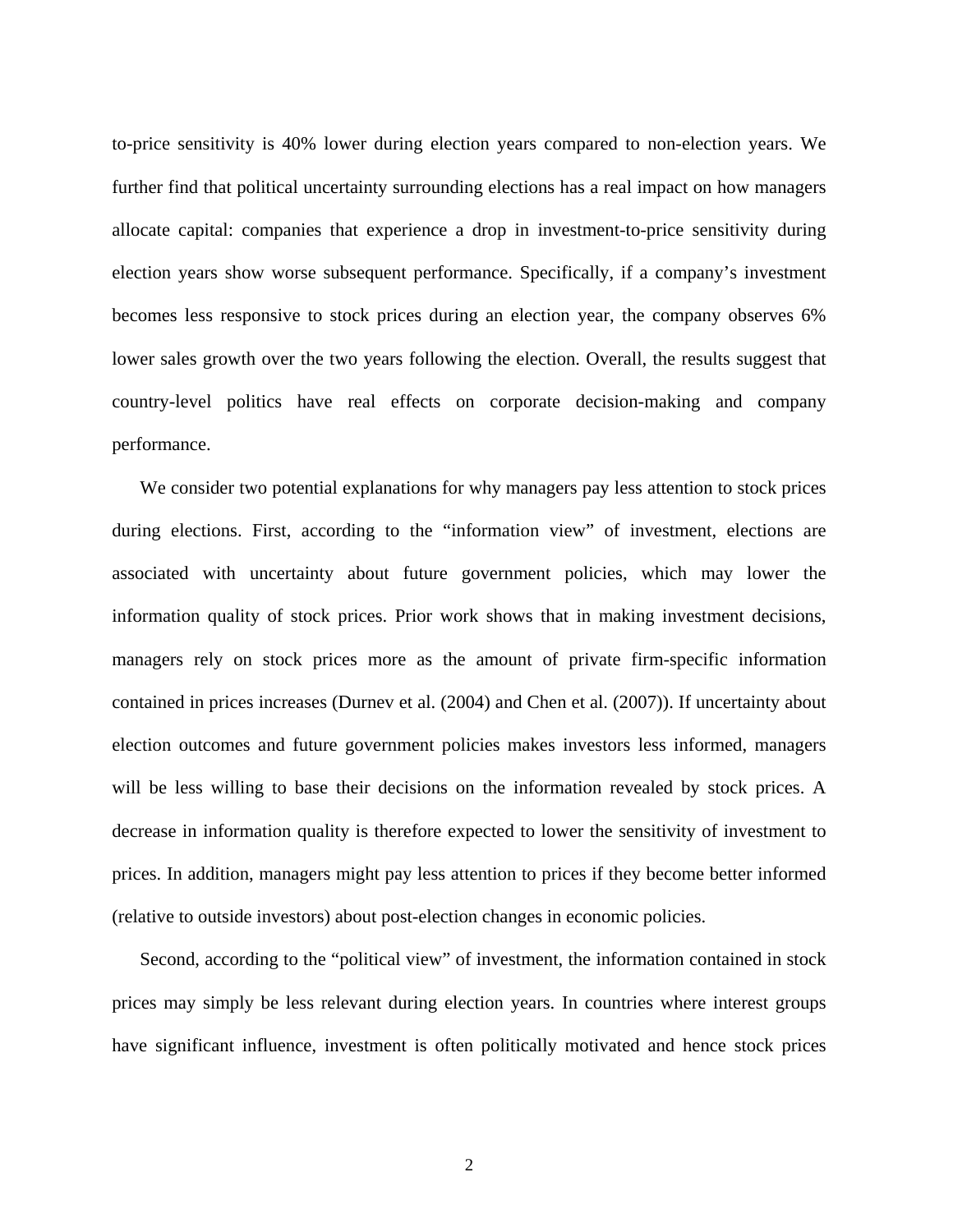to-price sensitivity is 40% lower during election years compared to non-election years. We further find that political uncertainty surrounding elections has a real impact on how managers allocate capital: companies that experience a drop in investment-to-price sensitivity during election years show worse subsequent performance. Specifically, if a company's investment becomes less responsive to stock prices during an election year, the company observes 6% lower sales growth over the two years following the election. Overall, the results suggest that country-level politics have real effects on corporate decision-making and company performance.

We consider two potential explanations for why managers pay less attention to stock prices during elections. First, according to the "information view" of investment, elections are associated with uncertainty about future government policies, which may lower the information quality of stock prices. Prior work shows that in making investment decisions, managers rely on stock prices more as the amount of private firm-specific information contained in prices increases (Durnev et al. (2004) and Chen et al. (2007)). If uncertainty about election outcomes and future government policies makes investors less informed, managers will be less willing to base their decisions on the information revealed by stock prices. A decrease in information quality is therefore expected to lower the sensitivity of investment to prices. In addition, managers might pay less attention to prices if they become better informed (relative to outside investors) about post-election changes in economic policies.

Second, according to the "political view" of investment, the information contained in stock prices may simply be less relevant during election years. In countries where interest groups have significant influence, investment is often politically motivated and hence stock prices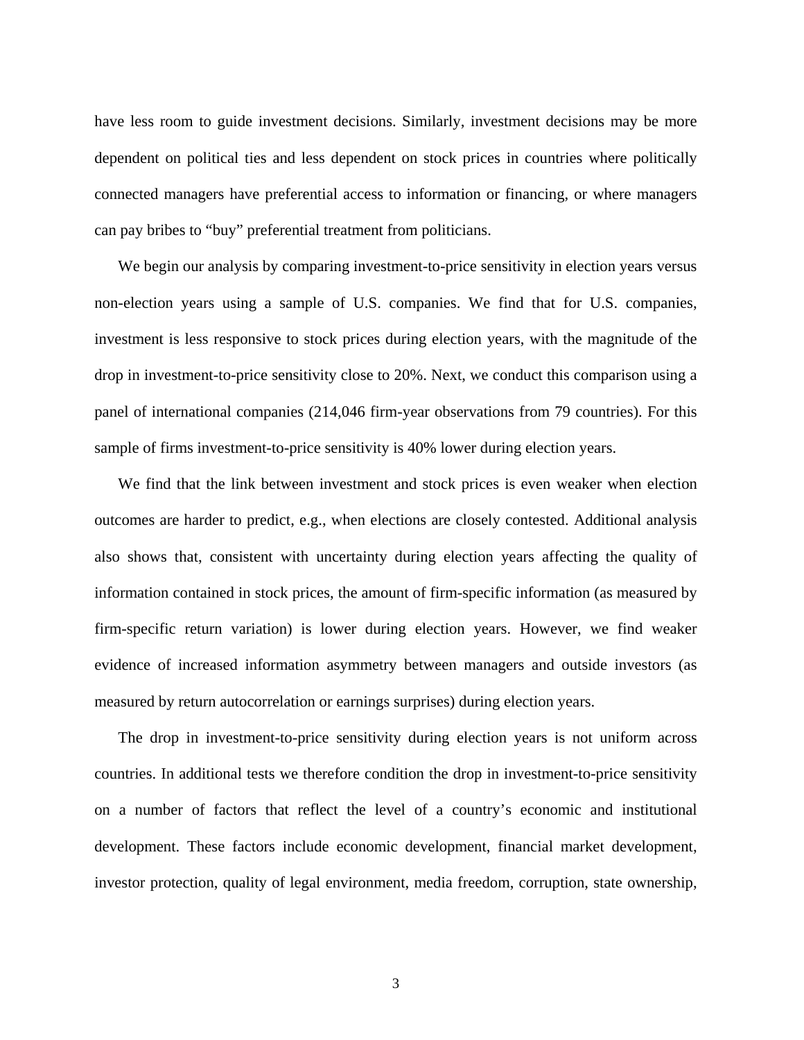have less room to guide investment decisions. Similarly, investment decisions may be more dependent on political ties and less dependent on stock prices in countries where politically connected managers have preferential access to information or financing, or where managers can pay bribes to "buy" preferential treatment from politicians.

We begin our analysis by comparing investment-to-price sensitivity in election years versus non-election years using a sample of U.S. companies. We find that for U.S. companies, investment is less responsive to stock prices during election years, with the magnitude of the drop in investment-to-price sensitivity close to 20%. Next, we conduct this comparison using a panel of international companies (214,046 firm-year observations from 79 countries). For this sample of firms investment-to-price sensitivity is 40% lower during election years.

We find that the link between investment and stock prices is even weaker when election outcomes are harder to predict, e.g., when elections are closely contested. Additional analysis also shows that, consistent with uncertainty during election years affecting the quality of information contained in stock prices, the amount of firm-specific information (as measured by firm-specific return variation) is lower during election years. However, we find weaker evidence of increased information asymmetry between managers and outside investors (as measured by return autocorrelation or earnings surprises) during election years.

The drop in investment-to-price sensitivity during election years is not uniform across countries. In additional tests we therefore condition the drop in investment-to-price sensitivity on a number of factors that reflect the level of a country's economic and institutional development. These factors include economic development, financial market development, investor protection, quality of legal environment, media freedom, corruption, state ownership,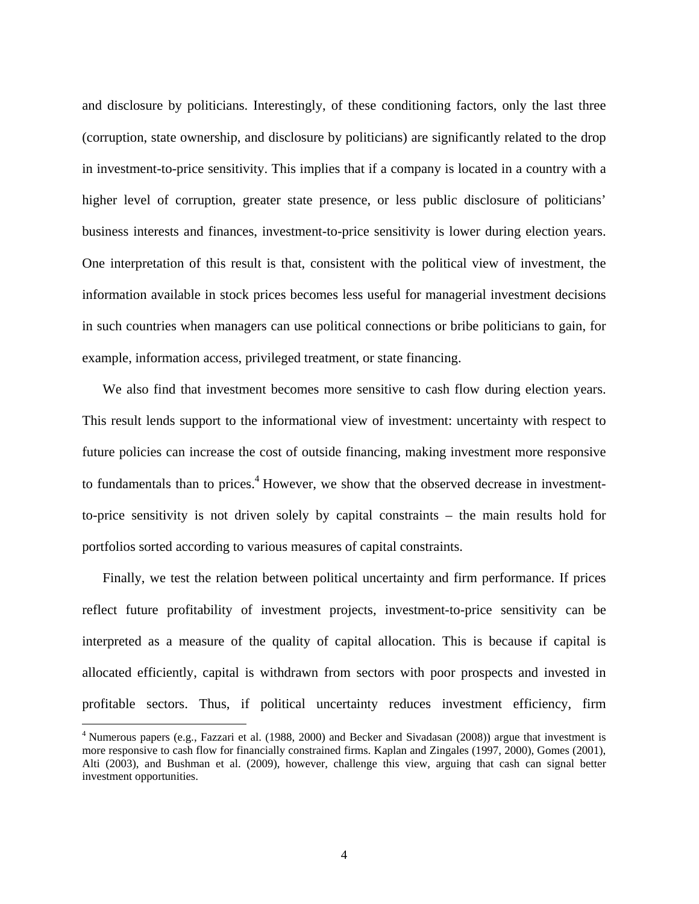and disclosure by politicians. Interestingly, of these conditioning factors, only the last three (corruption, state ownership, and disclosure by politicians) are significantly related to the drop in investment-to-price sensitivity. This implies that if a company is located in a country with a higher level of corruption, greater state presence, or less public disclosure of politicians' business interests and finances, investment-to-price sensitivity is lower during election years. One interpretation of this result is that, consistent with the political view of investment, the information available in stock prices becomes less useful for managerial investment decisions in such countries when managers can use political connections or bribe politicians to gain, for example, information access, privileged treatment, or state financing.

We also find that investment becomes more sensitive to cash flow during election years. This result lends support to the informational view of investment: uncertainty with respect to future policies can increase the cost of outside financing, making investment more responsive to fundamentals than to prices.[4] However, we show that the observed decrease in investment-to-price sensitivity is not driven solely by capital constraints – the main results hold for portfolios sorted according to various measures of capital constraints.

Finally, we test the relation between political uncertainty and firm performance. If prices reflect future profitability of investment projects, investment-to-price sensitivity can be interpreted as a measure of the quality of capital allocation. This is because if capital is allocated efficiently, capital is withdrawn from sectors with poor prospects and invested in profitable sectors. Thus, if political uncertainty reduces investment efficiency, firm

[4] Numerous papers (e.g., Fazzari et al. (1988, 2000) and Becker and Sivadasan (2008)) argue that investment is more responsive to cash flow for financially constrained firms. Kaplan and Zingales (1997, 2000), Gomes (2001), Alti (2003), and Bushman et al. (2009), however, challenge this view, arguing that cash can signal better investment opportunities.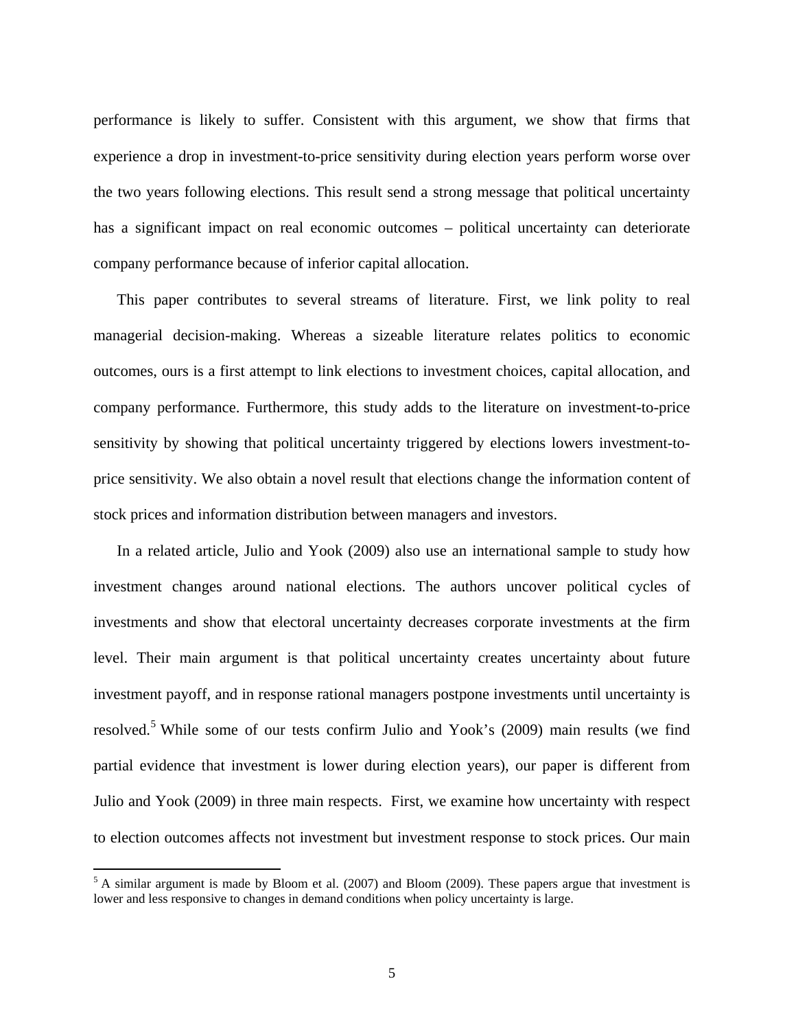performance is likely to suffer. Consistent with this argument, we show that firms that experience a drop in investment-to-price sensitivity during election years perform worse over the two years following elections. This result send a strong message that political uncertainty has a significant impact on real economic outcomes – political uncertainty can deteriorate company performance because of inferior capital allocation.

This paper contributes to several streams of literature. First, we link polity to real managerial decision-making. Whereas a sizeable literature relates politics to economic outcomes, ours is a first attempt to link elections to investment choices, capital allocation, and company performance. Furthermore, this study adds to the literature on investment-to-price sensitivity by showing that political uncertainty triggered by elections lowers investment-to-price sensitivity. We also obtain a novel result that elections change the information content of stock prices and information distribution between managers and investors.

In a related article, Julio and Yook (2009) also use an international sample to study how investment changes around national elections. The authors uncover political cycles of investments and show that electoral uncertainty decreases corporate investments at the firm level. Their main argument is that political uncertainty creates uncertainty about future investment payoff, and in response rational managers postpone investments until uncertainty is resolved.[5] While some of our tests confirm Julio and Yook's (2009) main results (we find partial evidence that investment is lower during election years), our paper is different from Julio and Yook (2009) in three main respects. First, we examine how uncertainty with respect to election outcomes affects not investment but investment response to stock prices. Our main

[5] A similar argument is made by Bloom et al. (2007) and Bloom (2009). These papers argue that investment is lower and less responsive to changes in demand conditions when policy uncertainty is large.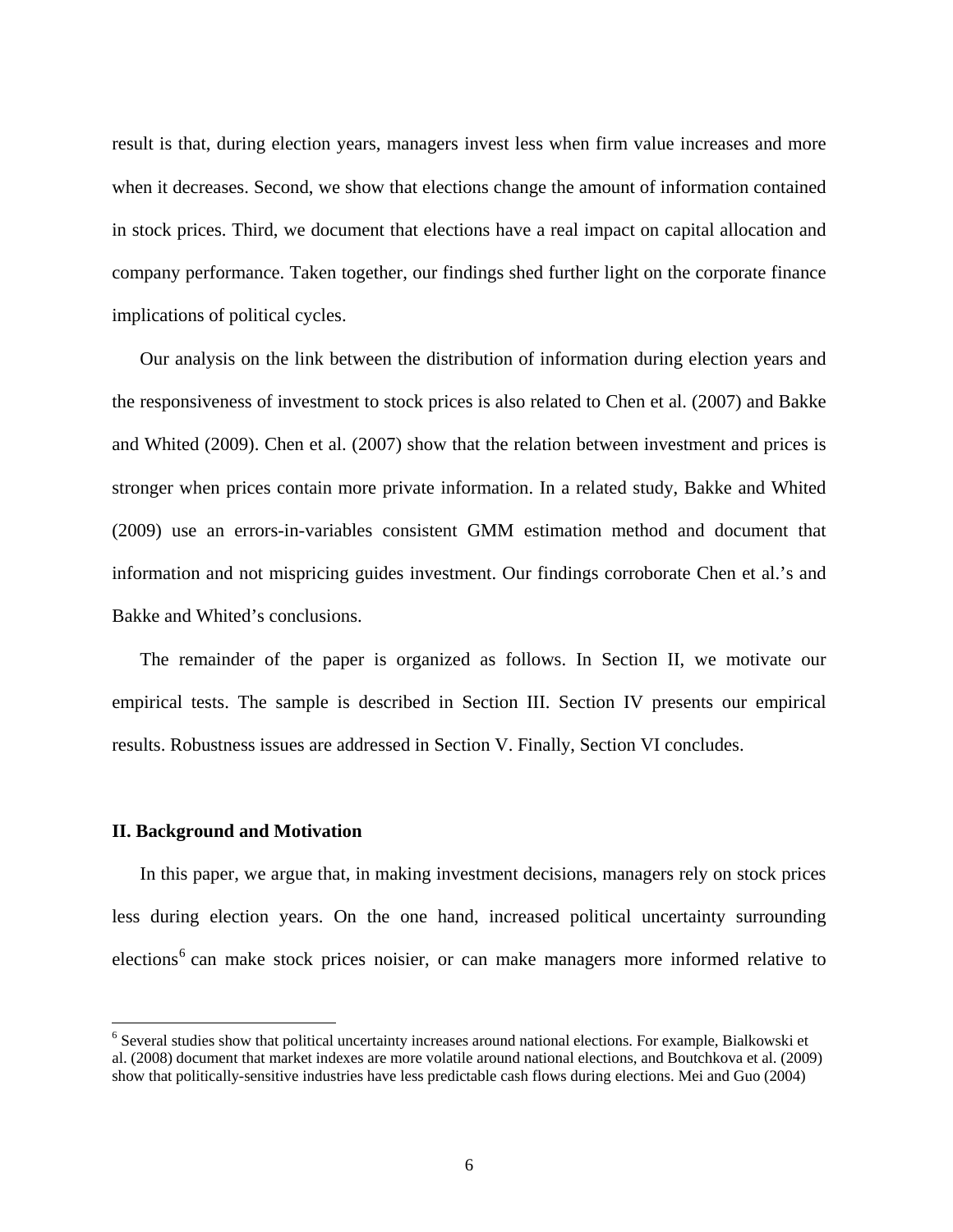result is that, during election years, managers invest less when firm value increases and more when it decreases. Second, we show that elections change the amount of information contained in stock prices. Third, we document that elections have a real impact on capital allocation and company performance. Taken together, our findings shed further light on the corporate finance implications of political cycles.

Our analysis on the link between the distribution of information during election years and the responsiveness of investment to stock prices is also related to Chen et al. (2007) and Bakke and Whited (2009). Chen et al. (2007) show that the relation between investment and prices is stronger when prices contain more private information. In a related study, Bakke and Whited (2009) use an errors-in-variables consistent GMM estimation method and document that information and not mispricing guides investment. Our findings corroborate Chen et al.'s and Bakke and Whited's conclusions.

The remainder of the paper is organized as follows. In Section II, we motivate our empirical tests. The sample is described in Section III. Section IV presents our empirical results. Robustness issues are addressed in Section V. Finally, Section VI concludes.

## II. Background and Motivation

In this paper, we argue that, in making investment decisions, managers rely on stock prices less during election years. On the one hand, increased political uncertainty surrounding elections[6] can make stock prices noisier, or can make managers more informed relative to

[6] Several studies show that political uncertainty increases around national elections. For example, Bialkowski et al. (2008) document that market indexes are more volatile around national elections, and Boutchkova et al. (2009) show that politically-sensitive industries have less predictable cash flows during elections. Mei and Guo (2004)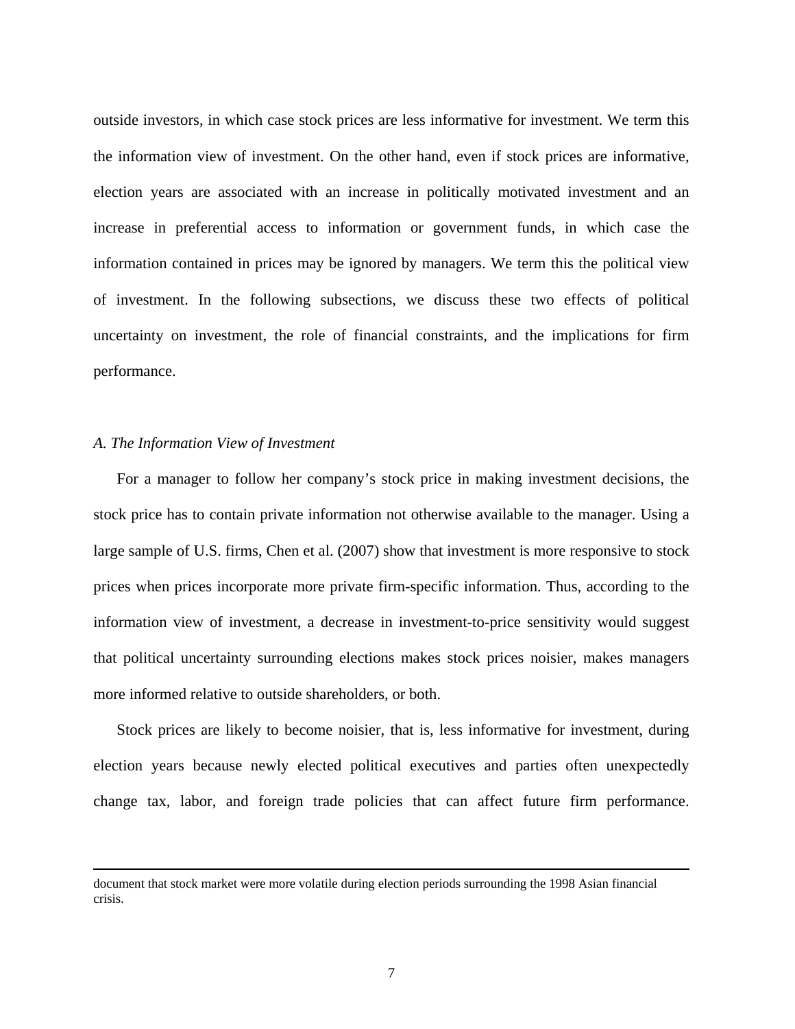outside investors, in which case stock prices are less informative for investment. We term this the information view of investment. On the other hand, even if stock prices are informative, election years are associated with an increase in politically motivated investment and an increase in preferential access to information or government funds, in which case the information contained in prices may be ignored by managers. We term this the political view of investment. In the following subsections, we discuss these two effects of political uncertainty on investment, the role of financial constraints, and the implications for firm performance.

### *A. The Information View of Investment*

For a manager to follow her company's stock price in making investment decisions, the stock price has to contain private information not otherwise available to the manager. Using a large sample of U.S. firms, Chen et al. (2007) show that investment is more responsive to stock prices when prices incorporate more private firm-specific information. Thus, according to the information view of investment, a decrease in investment-to-price sensitivity would suggest that political uncertainty surrounding elections makes stock prices noisier, makes managers more informed relative to outside shareholders, or both.

Stock prices are likely to become noisier, that is, less informative for investment, during election years because newly elected political executives and parties often unexpectedly change tax, labor, and foreign trade policies that can affect future firm performance.

---

document that stock market were more volatile during election periods surrounding the 1998 Asian financial crisis.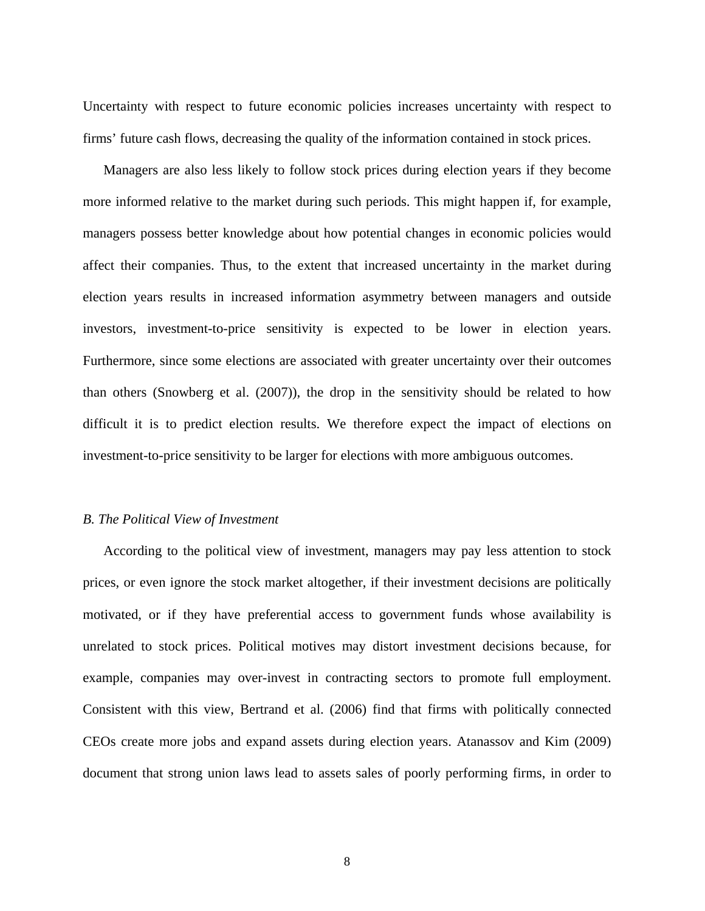Uncertainty with respect to future economic policies increases uncertainty with respect to firms' future cash flows, decreasing the quality of the information contained in stock prices.

Managers are also less likely to follow stock prices during election years if they become more informed relative to the market during such periods. This might happen if, for example, managers possess better knowledge about how potential changes in economic policies would affect their companies. Thus, to the extent that increased uncertainty in the market during election years results in increased information asymmetry between managers and outside investors, investment-to-price sensitivity is expected to be lower in election years. Furthermore, since some elections are associated with greater uncertainty over their outcomes than others (Snowberg et al. (2007)), the drop in the sensitivity should be related to how difficult it is to predict election results. We therefore expect the impact of elections on investment-to-price sensitivity to be larger for elections with more ambiguous outcomes.

### *B. The Political View of Investment*

According to the political view of investment, managers may pay less attention to stock prices, or even ignore the stock market altogether, if their investment decisions are politically motivated, or if they have preferential access to government funds whose availability is unrelated to stock prices. Political motives may distort investment decisions because, for example, companies may over-invest in contracting sectors to promote full employment. Consistent with this view, Bertrand et al. (2006) find that firms with politically connected CEOs create more jobs and expand assets during election years. Atanassov and Kim (2009) document that strong union laws lead to assets sales of poorly performing firms, in order to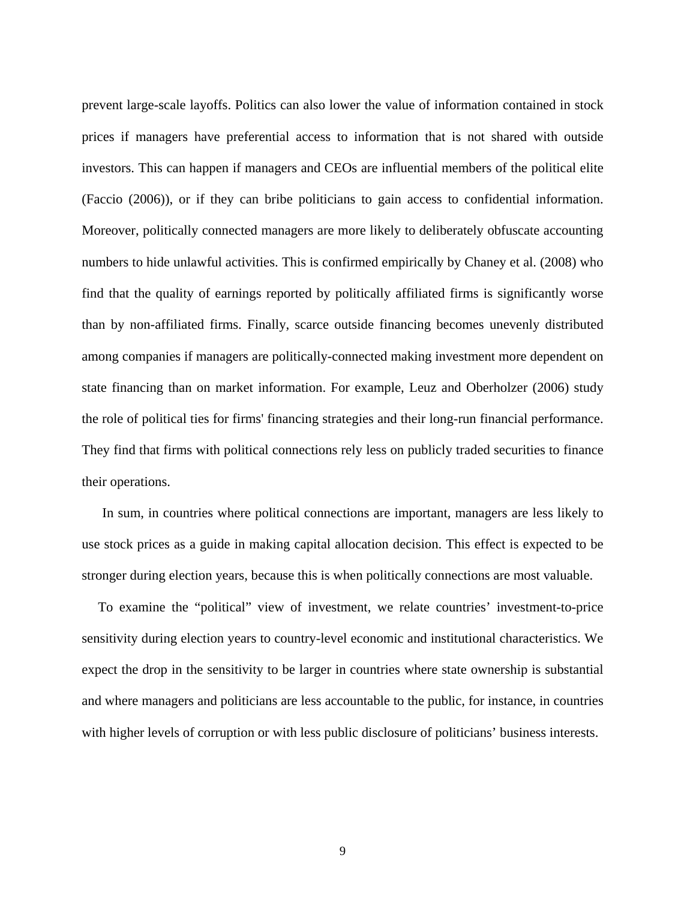prevent large-scale layoffs. Politics can also lower the value of information contained in stock prices if managers have preferential access to information that is not shared with outside investors. This can happen if managers and CEOs are influential members of the political elite (Faccio (2006)), or if they can bribe politicians to gain access to confidential information. Moreover, politically connected managers are more likely to deliberately obfuscate accounting numbers to hide unlawful activities. This is confirmed empirically by Chaney et al. (2008) who find that the quality of earnings reported by politically affiliated firms is significantly worse than by non-affiliated firms. Finally, scarce outside financing becomes unevenly distributed among companies if managers are politically-connected making investment more dependent on state financing than on market information. For example, Leuz and Oberholzer (2006) study the role of political ties for firms' financing strategies and their long-run financial performance. They find that firms with political connections rely less on publicly traded securities to finance their operations.

In sum, in countries where political connections are important, managers are less likely to use stock prices as a guide in making capital allocation decision. This effect is expected to be stronger during election years, because this is when politically connections are most valuable.

To examine the "political" view of investment, we relate countries' investment-to-price sensitivity during election years to country-level economic and institutional characteristics. We expect the drop in the sensitivity to be larger in countries where state ownership is substantial and where managers and politicians are less accountable to the public, for instance, in countries with higher levels of corruption or with less public disclosure of politicians' business interests.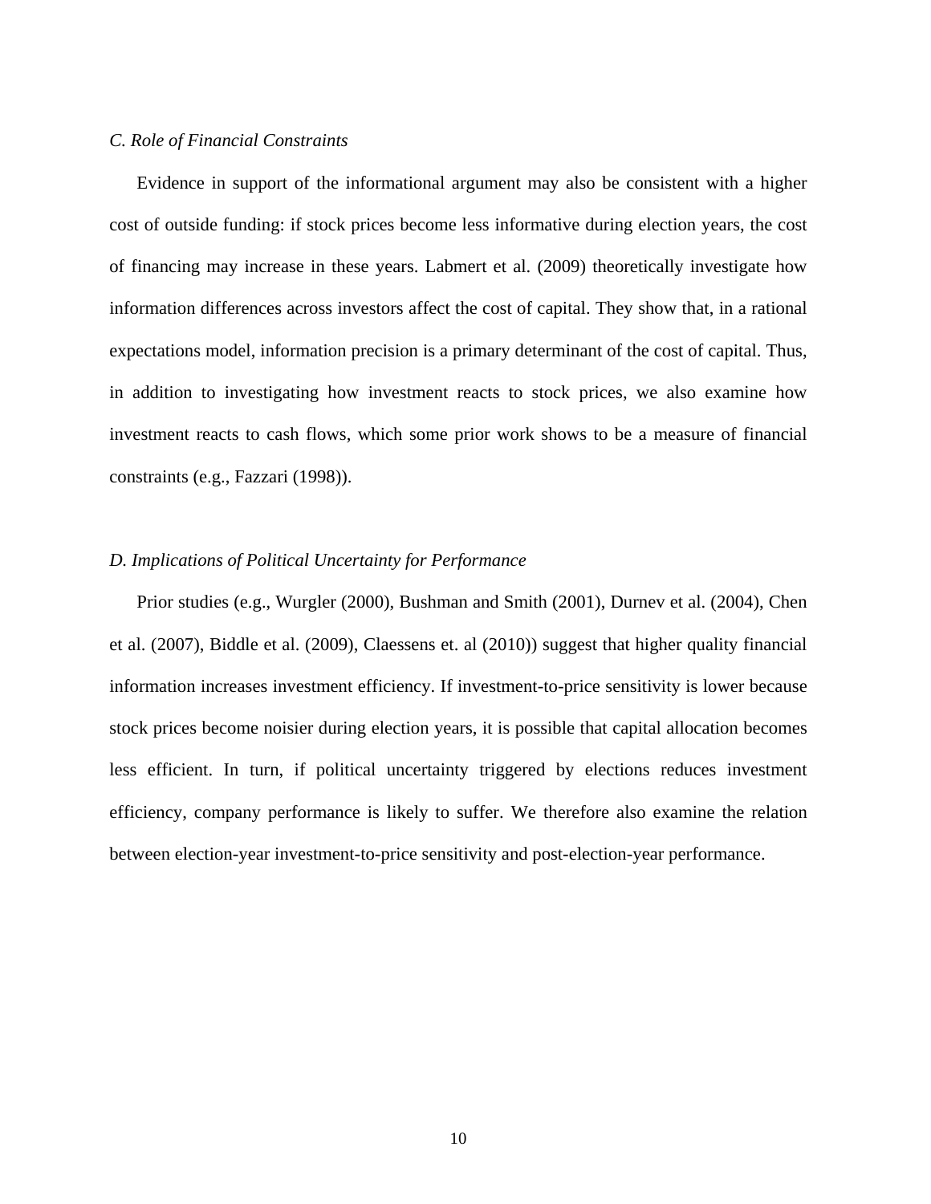*C. Role of Financial Constraints*

Evidence in support of the informational argument may also be consistent with a higher cost of outside funding: if stock prices become less informative during election years, the cost of financing may increase in these years. Labmert et al. (2009) theoretically investigate how information differences across investors affect the cost of capital. They show that, in a rational expectations model, information precision is a primary determinant of the cost of capital. Thus, in addition to investigating how investment reacts to stock prices, we also examine how investment reacts to cash flows, which some prior work shows to be a measure of financial constraints (e.g., Fazzari (1998)).

*D. Implications of Political Uncertainty for Performance*

Prior studies (e.g., Wurgler (2000), Bushman and Smith (2001), Durnev et al. (2004), Chen et al. (2007), Biddle et al. (2009), Claessens et. al (2010)) suggest that higher quality financial information increases investment efficiency. If investment-to-price sensitivity is lower because stock prices become noisier during election years, it is possible that capital allocation becomes less efficient. In turn, if political uncertainty triggered by elections reduces investment efficiency, company performance is likely to suffer. We therefore also examine the relation between election-year investment-to-price sensitivity and post-election-year performance.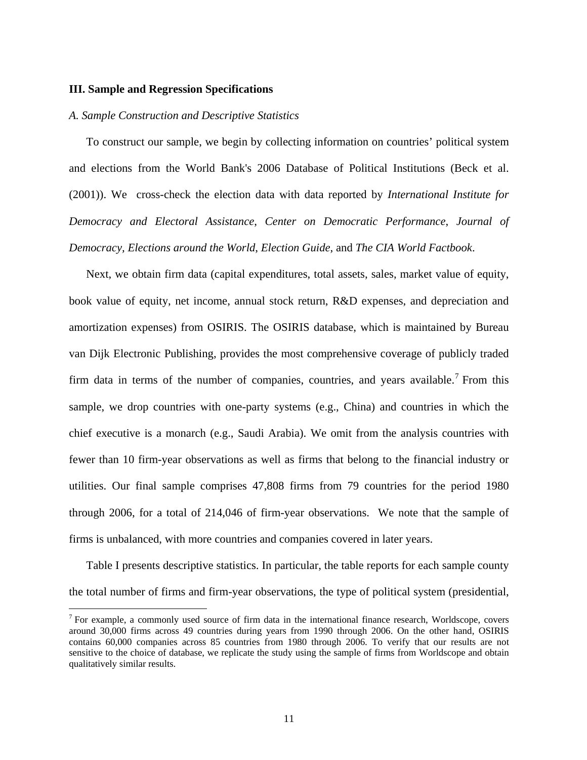## III. Sample and Regression Specifications

### *A. Sample Construction and Descriptive Statistics*

To construct our sample, we begin by collecting information on countries' political system and elections from the World Bank's 2006 Database of Political Institutions (Beck et al. (2001)). We cross-check the election data with data reported by *International Institute for Democracy and Electoral Assistance*, *Center on Democratic Performance*, *Journal of Democracy, Elections around the World*, *Election Guide*, and *The CIA World Factbook*.

Next, we obtain firm data (capital expenditures, total assets, sales, market value of equity, book value of equity, net income, annual stock return, R&D expenses, and depreciation and amortization expenses) from OSIRIS. The OSIRIS database, which is maintained by Bureau van Dijk Electronic Publishing, provides the most comprehensive coverage of publicly traded firm data in terms of the number of companies, countries, and years available.[7] From this sample, we drop countries with one-party systems (e.g., China) and countries in which the chief executive is a monarch (e.g., Saudi Arabia). We omit from the analysis countries with fewer than 10 firm-year observations as well as firms that belong to the financial industry or utilities. Our final sample comprises 47,808 firms from 79 countries for the period 1980 through 2006, for a total of 214,046 of firm-year observations. We note that the sample of firms is unbalanced, with more countries and companies covered in later years.

Table I presents descriptive statistics. In particular, the table reports for each sample county the total number of firms and firm-year observations, the type of political system (presidential,

[7] For example, a commonly used source of firm data in the international finance research, Worldscope, covers around 30,000 firms across 49 countries during years from 1990 through 2006. On the other hand, OSIRIS contains 60,000 companies across 85 countries from 1980 through 2006. To verify that our results are not sensitive to the choice of database, we replicate the study using the sample of firms from Worldscope and obtain qualitatively similar results.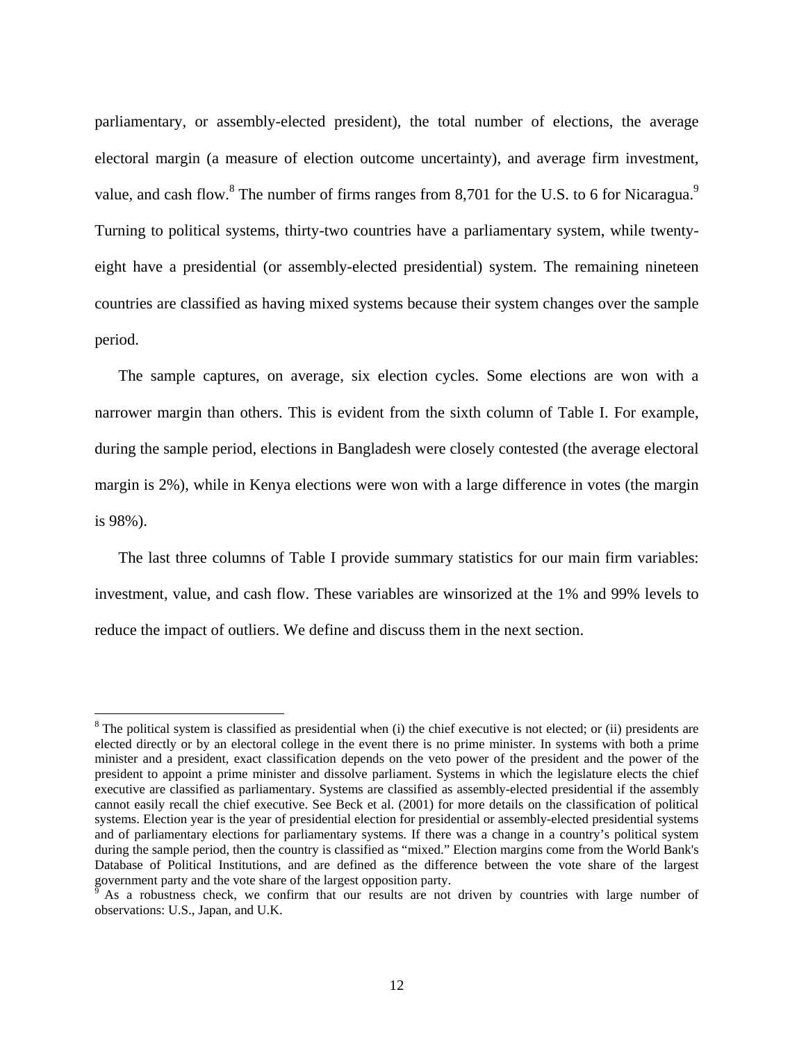parliamentary, or assembly-elected president), the total number of elections, the average electoral margin (a measure of election outcome uncertainty), and average firm investment, value, and cash flow.[8] The number of firms ranges from 8,701 for the U.S. to 6 for Nicaragua.[9] Turning to political systems, thirty-two countries have a parliamentary system, while twenty-eight have a presidential (or assembly-elected presidential) system. The remaining nineteen countries are classified as having mixed systems because their system changes over the sample period.

The sample captures, on average, six election cycles. Some elections are won with a narrower margin than others. This is evident from the sixth column of Table I. For example, during the sample period, elections in Bangladesh were closely contested (the average electoral margin is 2%), while in Kenya elections were won with a large difference in votes (the margin is 98%).

The last three columns of Table I provide summary statistics for our main firm variables: investment, value, and cash flow. These variables are winsorized at the 1% and 99% levels to reduce the impact of outliers. We define and discuss them in the next section.

---

[8] The political system is classified as presidential when (i) the chief executive is not elected; or (ii) presidents are elected directly or by an electoral college in the event there is no prime minister. In systems with both a prime minister and a president, exact classification depends on the veto power of the president and the power of the president to appoint a prime minister and dissolve parliament. Systems in which the legislature elects the chief executive are classified as parliamentary. Systems are classified as assembly-elected presidential if the assembly cannot easily recall the chief executive. See Beck et al. (2001) for more details on the classification of political systems. Election year is the year of presidential election for presidential or assembly-elected presidential systems and of parliamentary elections for parliamentary systems. If there was a change in a country's political system during the sample period, then the country is classified as "mixed." Election margins come from the World Bank's Database of Political Institutions, and are defined as the difference between the vote share of the largest government party and the vote share of the largest opposition party.

[9] As a robustness check, we confirm that our results are not driven by countries with large number of observations: U.S., Japan, and U.K.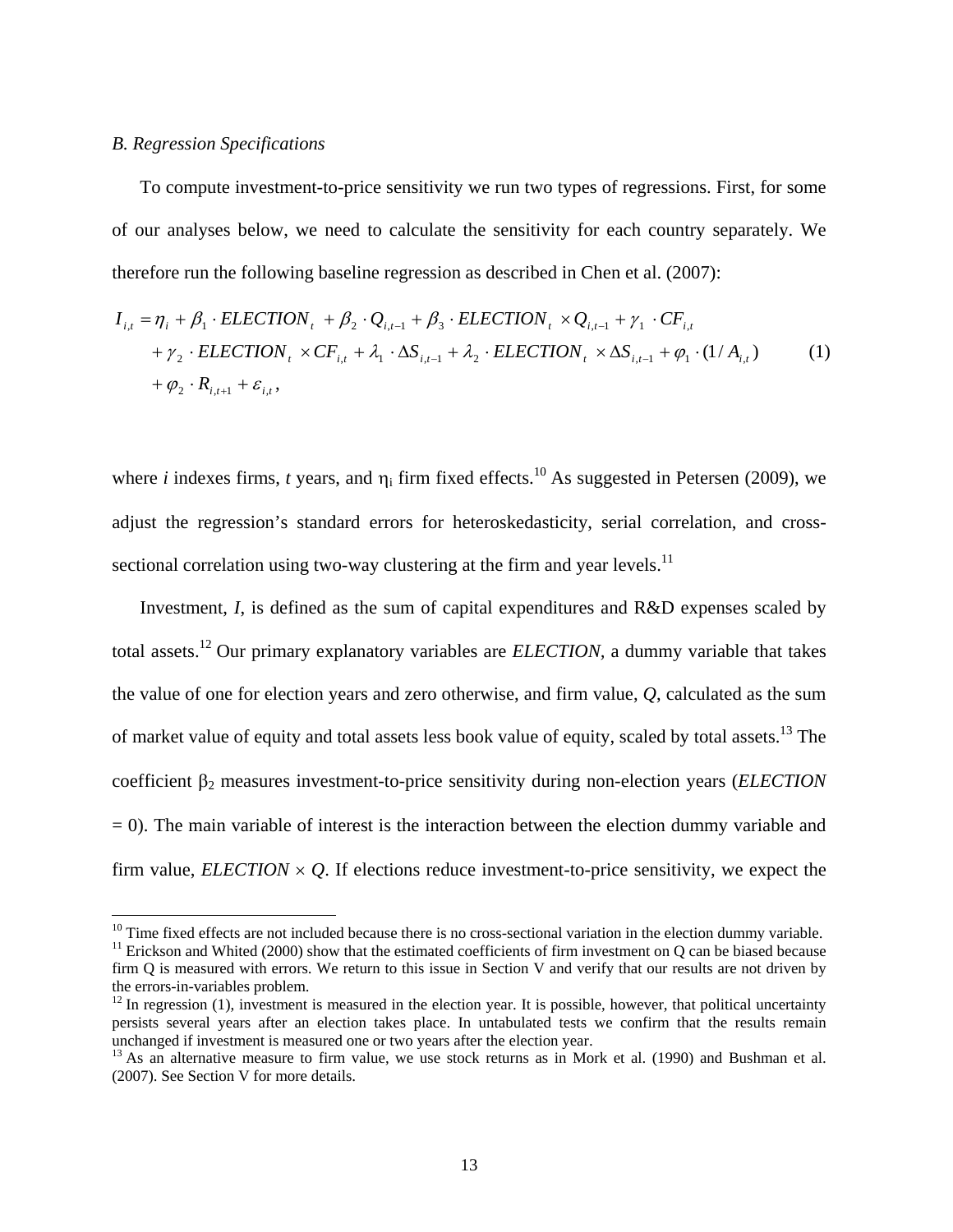*B. Regression Specifications*

To compute investment-to-price sensitivity we run two types of regressions. First, for some of our analyses below, we need to calculate the sensitivity for each country separately. We therefore run the following baseline regression as described in Chen et al. (2007):

$$
\begin{aligned}
I_{i,t} = \; & \eta_i + \beta_1 \cdot ELECTION_t + \beta_2 \cdot Q_{i,t-1} + \beta_3 \cdot ELECTION_t \times Q_{i,t-1} + \gamma_1 \cdot CF_{i,t} \\
& + \gamma_2 \cdot ELECTION_t \times CF_{i,t} + \lambda_1 \cdot \Delta S_{i,t-1} + \lambda_2 \cdot ELECTION_t \times \Delta S_{i,t-1} + \varphi_1 \cdot (1/A_{i,t}) \\
& + \varphi_2 \cdot R_{i,t+1} + \varepsilon_{i,t},
\end{aligned} \tag{1}
$$

where *i* indexes firms, *t* years, and $\eta_i$ firm fixed effects.[10] As suggested in Petersen (2009), we adjust the regression's standard errors for heteroskedasticity, serial correlation, and cross-sectional correlation using two-way clustering at the firm and year levels.[11]

Investment, *I*, is defined as the sum of capital expenditures and R&D expenses scaled by total assets.[12] Our primary explanatory variables are *ELECTION*, a dummy variable that takes the value of one for election years and zero otherwise, and firm value, *Q*, calculated as the sum of market value of equity and total assets less book value of equity, scaled by total assets.[13] The coefficient $\beta_2$ measures investment-to-price sensitivity during non-election years (*ELECTION* = 0). The main variable of interest is the interaction between the election dummy variable and firm value, *ELECTION* $\times$ *Q*. If elections reduce investment-to-price sensitivity, we expect the

---

[10] Time fixed effects are not included because there is no cross-sectional variation in the election dummy variable.

[11] Erickson and Whited (2000) show that the estimated coefficients of firm investment on Q can be biased because firm Q is measured with errors. We return to this issue in Section V and verify that our results are not driven by the errors-in-variables problem.

[12] In regression (1), investment is measured in the election year. It is possible, however, that political uncertainty persists several years after an election takes place. In untabulated tests we confirm that the results remain unchanged if investment is measured one or two years after the election year.

[13] As an alternative measure to firm value, we use stock returns as in Mork et al. (1990) and Bushman et al. (2007). See Section V for more details.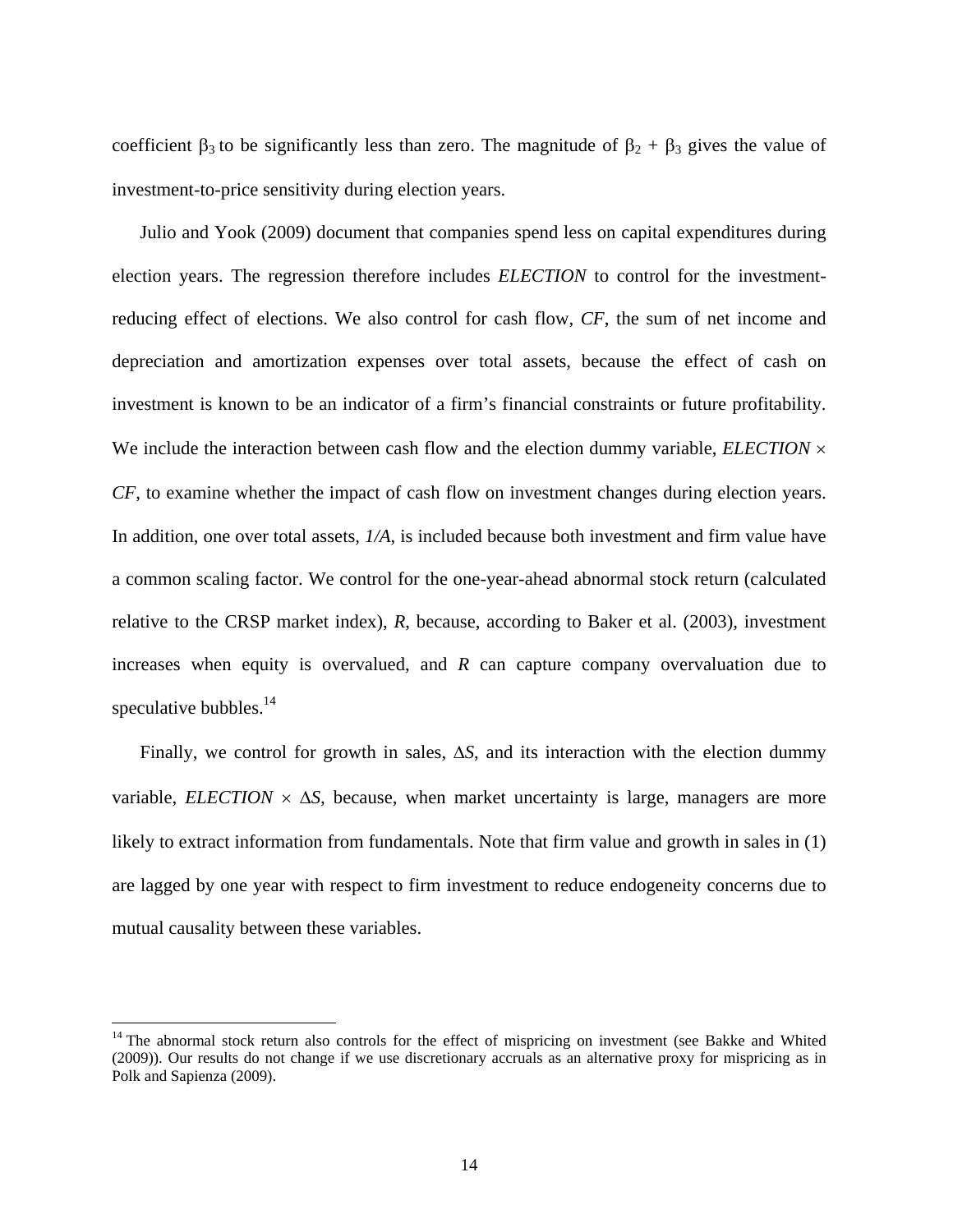coefficient $\beta_3$ to be significantly less than zero. The magnitude of $\beta_2 + \beta_3$ gives the value of investment-to-price sensitivity during election years.

Julio and Yook (2009) document that companies spend less on capital expenditures during election years. The regression therefore includes *ELECTION* to control for the investment-reducing effect of elections. We also control for cash flow, *CF*, the sum of net income and depreciation and amortization expenses over total assets, because the effect of cash on investment is known to be an indicator of a firm's financial constraints or future profitability. We include the interaction between cash flow and the election dummy variable, *ELECTION* $\times$ *CF*, to examine whether the impact of cash flow on investment changes during election years. In addition, one over total assets, *1/A*, is included because both investment and firm value have a common scaling factor. We control for the one-year-ahead abnormal stock return (calculated relative to the CRSP market index), *R*, because, according to Baker et al. (2003), investment increases when equity is overvalued, and *R* can capture company overvaluation due to speculative bubbles.[14]

Finally, we control for growth in sales, $\Delta S$, and its interaction with the election dummy variable, *ELECTION* $\times$ $\Delta S$, because, when market uncertainty is large, managers are more likely to extract information from fundamentals. Note that firm value and growth in sales in (1) are lagged by one year with respect to firm investment to reduce endogeneity concerns due to mutual causality between these variables.

---

[14] The abnormal stock return also controls for the effect of mispricing on investment (see Bakke and Whited (2009)). Our results do not change if we use discretionary accruals as an alternative proxy for mispricing as in Polk and Sapienza (2009).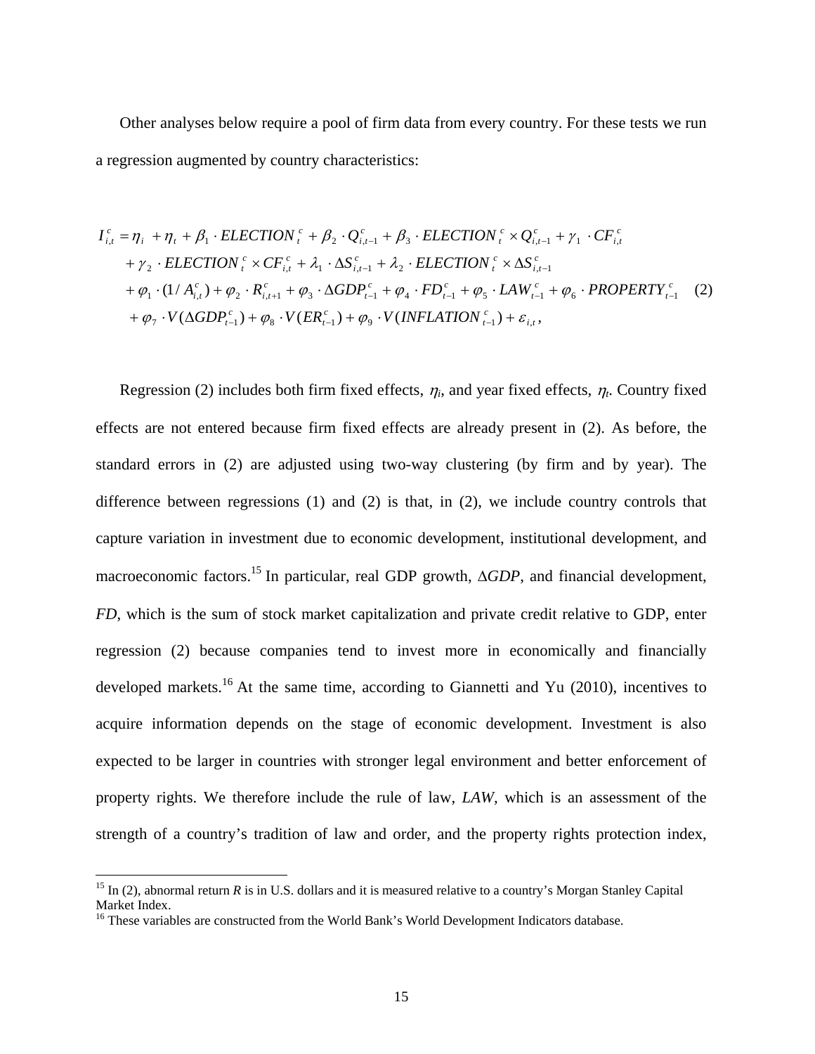Other analyses below require a pool of firm data from every country. For these tests we run a regression augmented by country characteristics:

$$
\begin{aligned}
I_{i,t}^{c} &= \eta_i + \eta_t + \beta_1 \cdot ELECTION_t^{c} + \beta_2 \cdot Q_{i,t-1}^{c} + \beta_3 \cdot ELECTION_t^{c} \times Q_{i,t-1}^{c} + \gamma_1 \cdot CF_{i,t}^{c} \\
&+ \gamma_2 \cdot ELECTION_t^{c} \times CF_{i,t}^{c} + \lambda_1 \cdot \Delta S_{i,t-1}^{c} + \lambda_2 \cdot ELECTION_t^{c} \times \Delta S_{i,t-1}^{c} \\
&+ \varphi_1 \cdot (1/A_{i,t}^{c}) + \varphi_2 \cdot R_{i,t+1}^{c} + \varphi_3 \cdot \Delta GDP_{t-1}^{c} + \varphi_4 \cdot FD_{t-1}^{c} + \varphi_5 \cdot LAW_{t-1}^{c} + \varphi_6 \cdot PROPERTY_{t-1}^{c} \\
&+ \varphi_7 \cdot V(\Delta GDP_{t-1}^{c}) + \varphi_8 \cdot V(ER_{t-1}^{c}) + \varphi_9 \cdot V(INFLATION_{t-1}^{c}) + \varepsilon_{i,t},
\end{aligned} \tag{2}
$$

Regression (2) includes both firm fixed effects, $\eta_i$, and year fixed effects, $\eta_t$. Country fixed effects are not entered because firm fixed effects are already present in (2). As before, the standard errors in (2) are adjusted using two-way clustering (by firm and by year). The difference between regressions (1) and (2) is that, in (2), we include country controls that capture variation in investment due to economic development, institutional development, and macroeconomic factors.[15] In particular, real GDP growth, $\Delta GDP$, and financial development, *FD*, which is the sum of stock market capitalization and private credit relative to GDP, enter regression (2) because companies tend to invest more in economically and financially developed markets.[16] At the same time, according to Giannetti and Yu (2010), incentives to acquire information depends on the stage of economic development. Investment is also expected to be larger in countries with stronger legal environment and better enforcement of property rights. We therefore include the rule of law, *LAW*, which is an assessment of the strength of a country's tradition of law and order, and the property rights protection index,

---

[15] In (2), abnormal return *R* is in U.S. dollars and it is measured relative to a country's Morgan Stanley Capital Market Index.

[16] These variables are constructed from the World Bank's World Development Indicators database.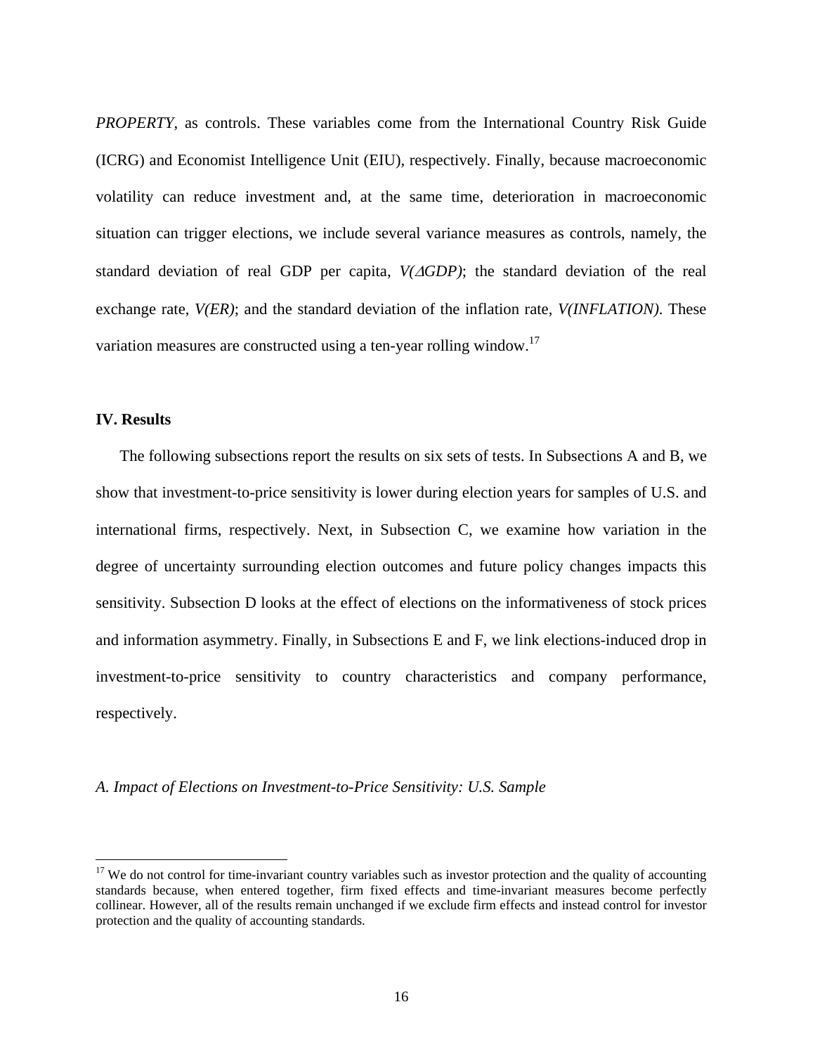*PROPERTY*, as controls. These variables come from the International Country Risk Guide (ICRG) and Economist Intelligence Unit (EIU), respectively. Finally, because macroeconomic volatility can reduce investment and, at the same time, deterioration in macroeconomic situation can trigger elections, we include several variance measures as controls, namely, the standard deviation of real GDP per capita, *V(ΔGDP)*; the standard deviation of the real exchange rate, *V(ER)*; and the standard deviation of the inflation rate, *V(INFLATION)*. These variation measures are constructed using a ten-year rolling window.[17]

## IV. Results

The following subsections report the results on six sets of tests. In Subsections A and B, we show that investment-to-price sensitivity is lower during election years for samples of U.S. and international firms, respectively. Next, in Subsection C, we examine how variation in the degree of uncertainty surrounding election outcomes and future policy changes impacts this sensitivity. Subsection D looks at the effect of elections on the informativeness of stock prices and information asymmetry. Finally, in Subsections E and F, we link elections-induced drop in investment-to-price sensitivity to country characteristics and company performance, respectively.

### *A. Impact of Elections on Investment-to-Price Sensitivity: U.S. Sample*

---

[17] We do not control for time-invariant country variables such as investor protection and the quality of accounting standards because, when entered together, firm fixed effects and time-invariant measures become perfectly collinear. However, all of the results remain unchanged if we exclude firm effects and instead control for investor protection and the quality of accounting standards.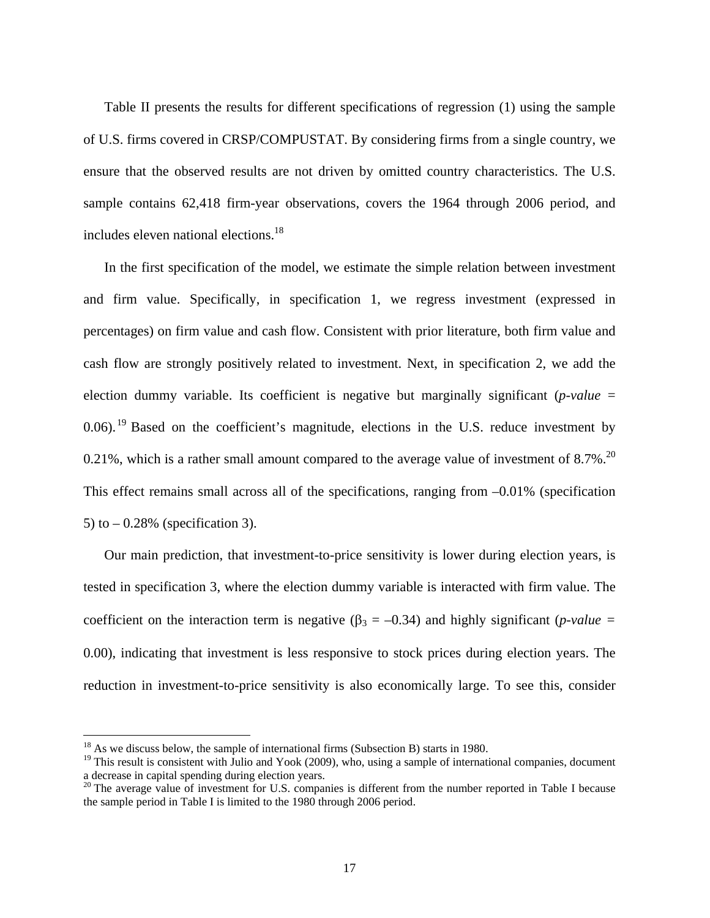Table II presents the results for different specifications of regression (1) using the sample of U.S. firms covered in CRSP/COMPUSTAT. By considering firms from a single country, we ensure that the observed results are not driven by omitted country characteristics. The U.S. sample contains 62,418 firm-year observations, covers the 1964 through 2006 period, and includes eleven national elections.[18]

In the first specification of the model, we estimate the simple relation between investment and firm value. Specifically, in specification 1, we regress investment (expressed in percentages) on firm value and cash flow. Consistent with prior literature, both firm value and cash flow are strongly positively related to investment. Next, in specification 2, we add the election dummy variable. Its coefficient is negative but marginally significant (*p-value* = 0.06).[19] Based on the coefficient's magnitude, elections in the U.S. reduce investment by 0.21%, which is a rather small amount compared to the average value of investment of 8.7%.[20] This effect remains small across all of the specifications, ranging from –0.01% (specification 5) to – 0.28% (specification 3).

Our main prediction, that investment-to-price sensitivity is lower during election years, is tested in specification 3, where the election dummy variable is interacted with firm value. The coefficient on the interaction term is negative ($\beta_3$ = –0.34) and highly significant (*p-value* = 0.00), indicating that investment is less responsive to stock prices during election years. The reduction in investment-to-price sensitivity is also economically large. To see this, consider

[18] As we discuss below, the sample of international firms (Subsection B) starts in 1980.

[19] This result is consistent with Julio and Yook (2009), who, using a sample of international companies, document a decrease in capital spending during election years.

[20] The average value of investment for U.S. companies is different from the number reported in Table I because the sample period in Table I is limited to the 1980 through 2006 period.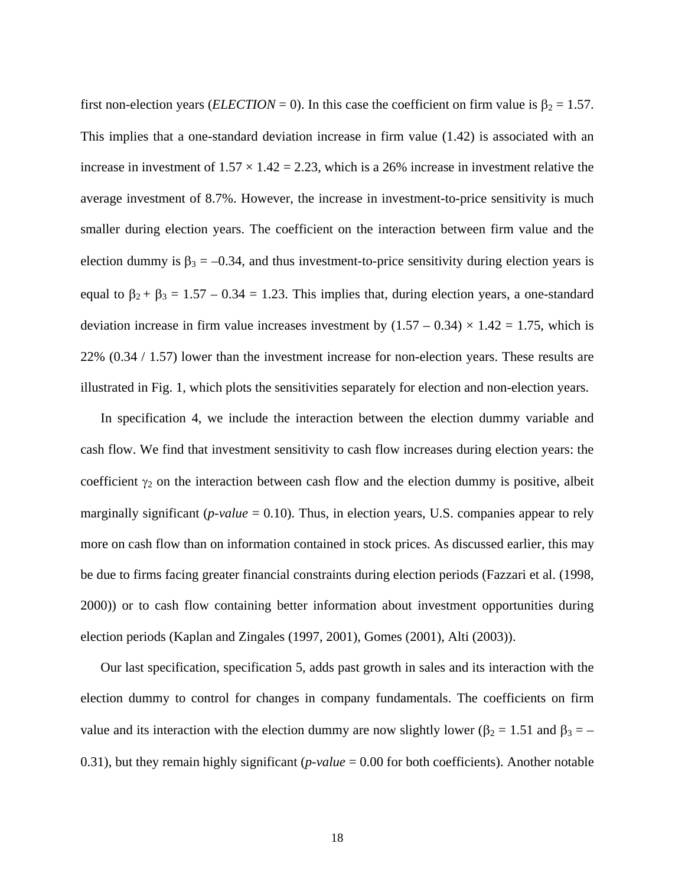first non-election years (*ELECTION* = 0). In this case the coefficient on firm value is $\beta_2 = 1.57$. This implies that a one-standard deviation increase in firm value (1.42) is associated with an increase in investment of $1.57 \times 1.42 = 2.23$, which is a 26% increase in investment relative the average investment of 8.7%. However, the increase in investment-to-price sensitivity is much smaller during election years. The coefficient on the interaction between firm value and the election dummy is $\beta_3 = -0.34$, and thus investment-to-price sensitivity during election years is equal to $\beta_2 + \beta_3 = 1.57 - 0.34 = 1.23$. This implies that, during election years, a one-standard deviation increase in firm value increases investment by $(1.57 - 0.34) \times 1.42 = 1.75$, which is 22% (0.34 / 1.57) lower than the investment increase for non-election years. These results are illustrated in Fig. 1, which plots the sensitivities separately for election and non-election years.

In specification 4, we include the interaction between the election dummy variable and cash flow. We find that investment sensitivity to cash flow increases during election years: the coefficient $\gamma_2$ on the interaction between cash flow and the election dummy is positive, albeit marginally significant (*p-value* = 0.10). Thus, in election years, U.S. companies appear to rely more on cash flow than on information contained in stock prices. As discussed earlier, this may be due to firms facing greater financial constraints during election periods (Fazzari et al. (1998, 2000)) or to cash flow containing better information about investment opportunities during election periods (Kaplan and Zingales (1997, 2001), Gomes (2001), Alti (2003)).

Our last specification, specification 5, adds past growth in sales and its interaction with the election dummy to control for changes in company fundamentals. The coefficients on firm value and its interaction with the election dummy are now slightly lower ($\beta_2 = 1.51$ and $\beta_3 = -0.31$), but they remain highly significant (*p-value* = 0.00 for both coefficients). Another notable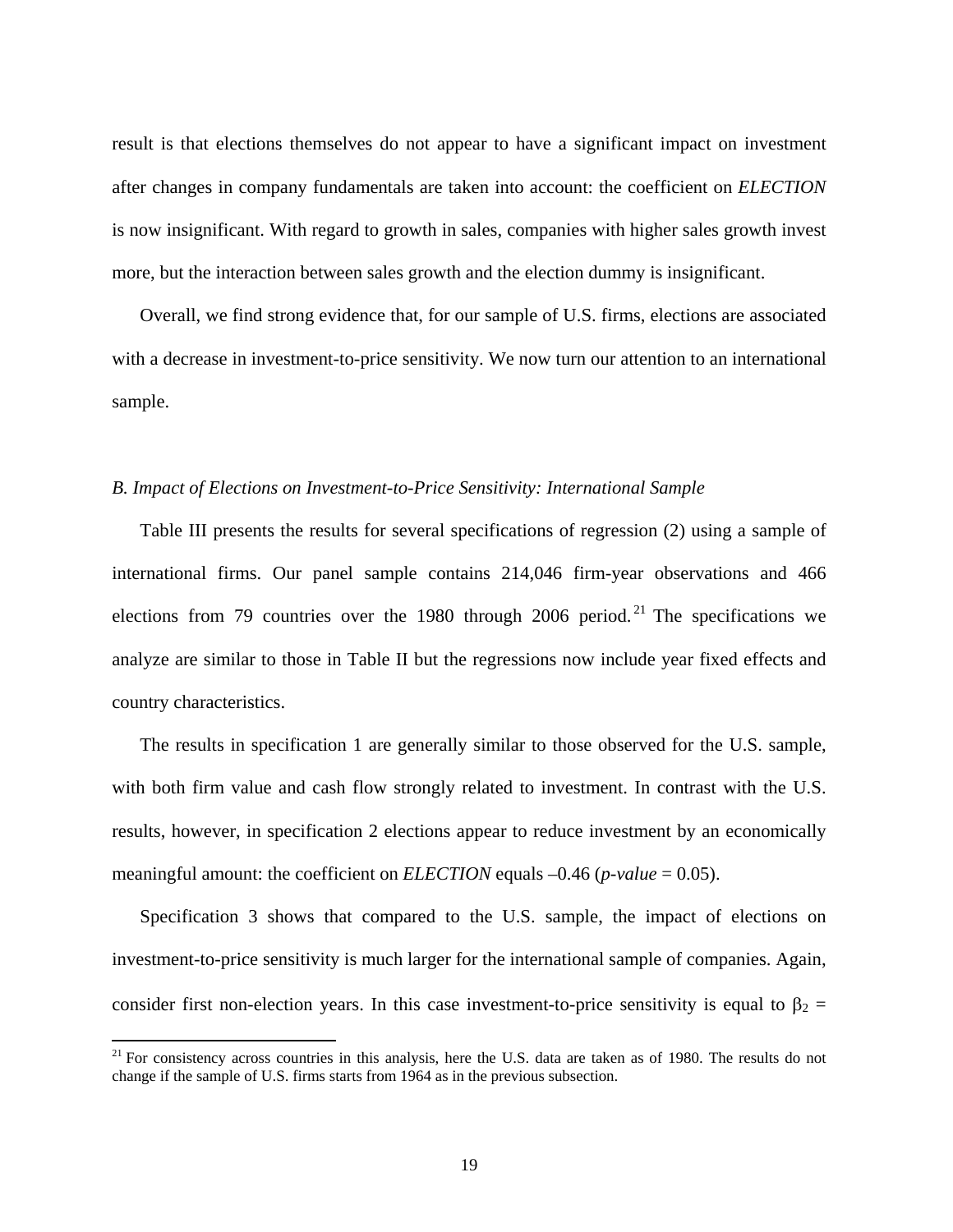result is that elections themselves do not appear to have a significant impact on investment after changes in company fundamentals are taken into account: the coefficient on *ELECTION* is now insignificant. With regard to growth in sales, companies with higher sales growth invest more, but the interaction between sales growth and the election dummy is insignificant.

Overall, we find strong evidence that, for our sample of U.S. firms, elections are associated with a decrease in investment-to-price sensitivity. We now turn our attention to an international sample.

### *B. Impact of Elections on Investment-to-Price Sensitivity: International Sample*

Table III presents the results for several specifications of regression (2) using a sample of international firms. Our panel sample contains 214,046 firm-year observations and 466 elections from 79 countries over the 1980 through 2006 period.[21] The specifications we analyze are similar to those in Table II but the regressions now include year fixed effects and country characteristics.

The results in specification 1 are generally similar to those observed for the U.S. sample, with both firm value and cash flow strongly related to investment. In contrast with the U.S. results, however, in specification 2 elections appear to reduce investment by an economically meaningful amount: the coefficient on *ELECTION* equals –0.46 (*p-value* = 0.05).

Specification 3 shows that compared to the U.S. sample, the impact of elections on investment-to-price sensitivity is much larger for the international sample of companies. Again, consider first non-election years. In this case investment-to-price sensitivity is equal to $\beta_2$ =

[21] For consistency across countries in this analysis, here the U.S. data are taken as of 1980. The results do not change if the sample of U.S. firms starts from 1964 as in the previous subsection.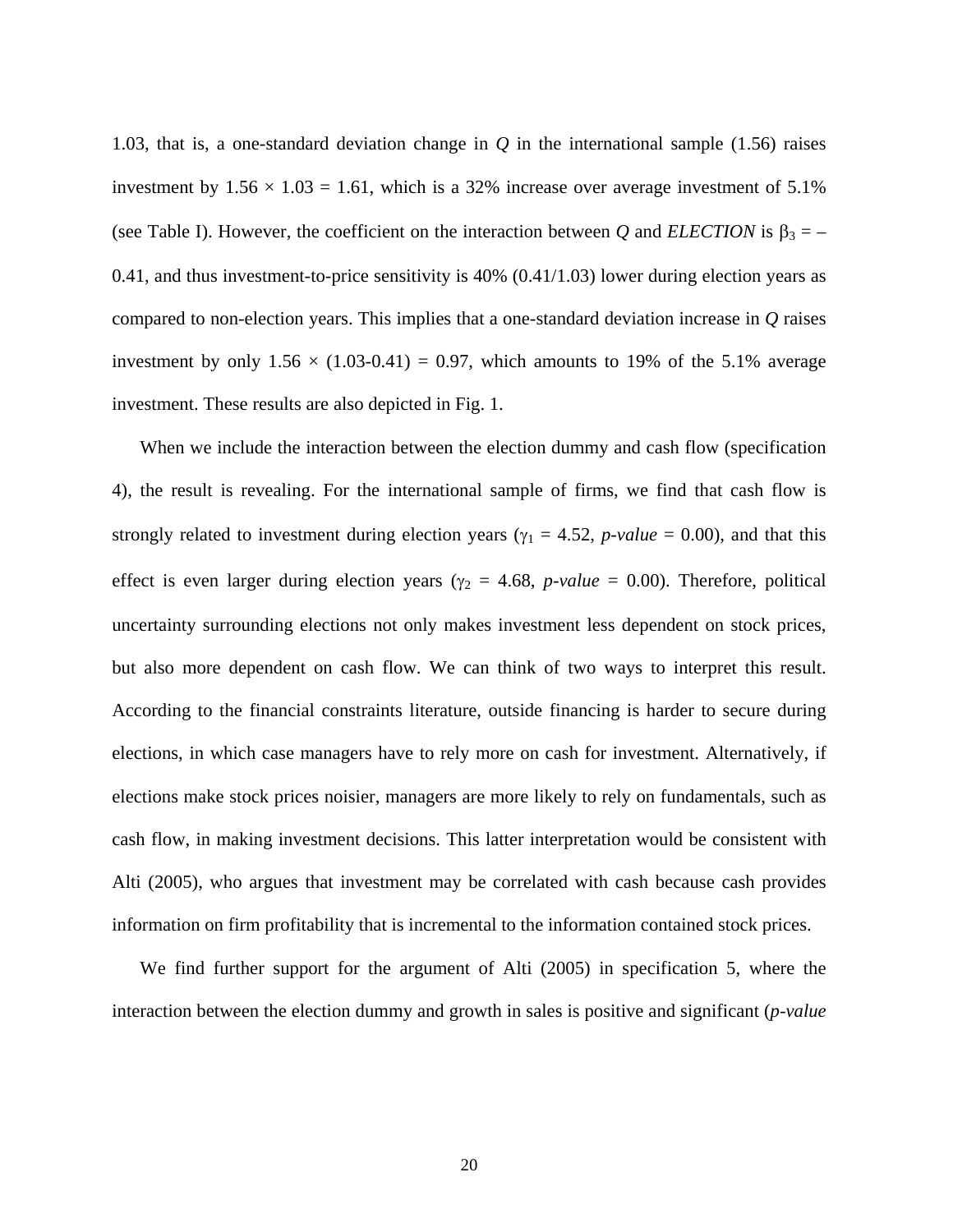1.03, that is, a one-standard deviation change in *Q* in the international sample (1.56) raises investment by $1.56 \times 1.03 = 1.61$, which is a 32% increase over average investment of 5.1% (see Table I). However, the coefficient on the interaction between *Q* and *ELECTION* is $\beta_3 = -0.41$, and thus investment-to-price sensitivity is 40% (0.41/1.03) lower during election years as compared to non-election years. This implies that a one-standard deviation increase in *Q* raises investment by only $1.56 \times (1.03\text{-}0.41) = 0.97$, which amounts to 19% of the 5.1% average investment. These results are also depicted in Fig. 1.

When we include the interaction between the election dummy and cash flow (specification 4), the result is revealing. For the international sample of firms, we find that cash flow is strongly related to investment during election years ($\gamma_1 = 4.52$, *p-value* = 0.00), and that this effect is even larger during election years ($\gamma_2 = 4.68$, *p-value* = 0.00). Therefore, political uncertainty surrounding elections not only makes investment less dependent on stock prices, but also more dependent on cash flow. We can think of two ways to interpret this result. According to the financial constraints literature, outside financing is harder to secure during elections, in which case managers have to rely more on cash for investment. Alternatively, if elections make stock prices noisier, managers are more likely to rely on fundamentals, such as cash flow, in making investment decisions. This latter interpretation would be consistent with Alti (2005), who argues that investment may be correlated with cash because cash provides information on firm profitability that is incremental to the information contained stock prices.

We find further support for the argument of Alti (2005) in specification 5, where the interaction between the election dummy and growth in sales is positive and significant (*p-value*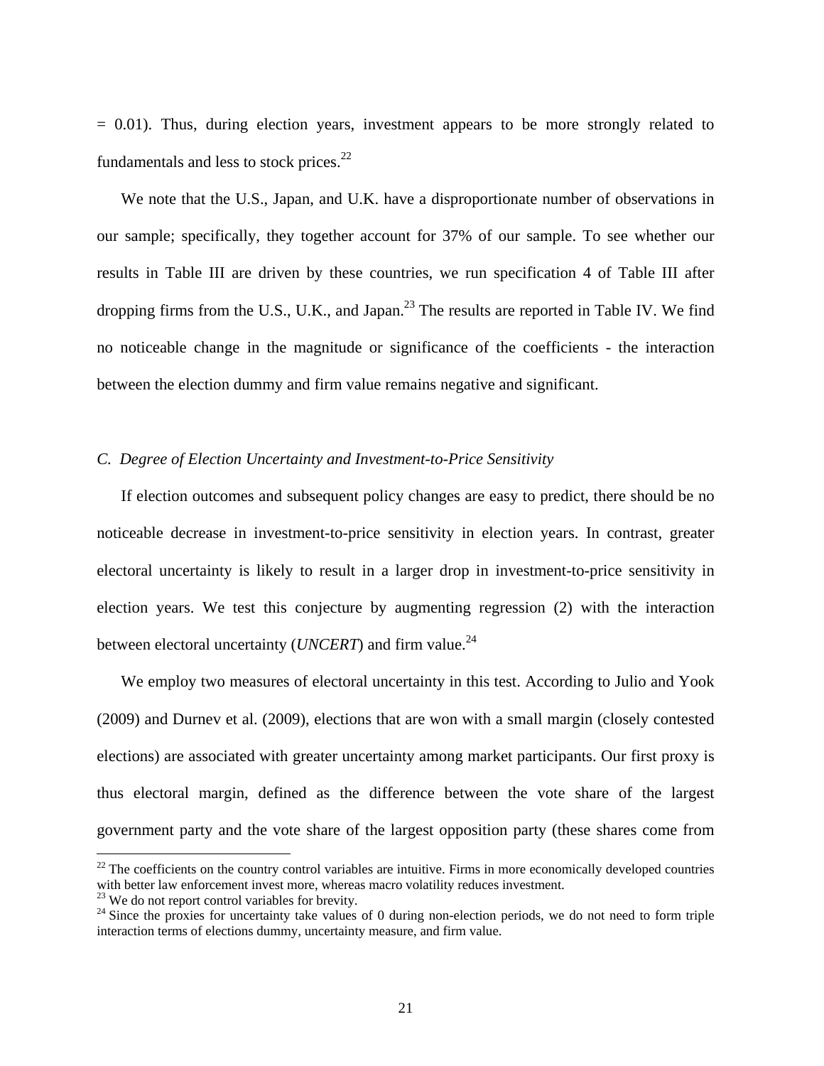= 0.01). Thus, during election years, investment appears to be more strongly related to fundamentals and less to stock prices.[22]

We note that the U.S., Japan, and U.K. have a disproportionate number of observations in our sample; specifically, they together account for 37% of our sample. To see whether our results in Table III are driven by these countries, we run specification 4 of Table III after dropping firms from the U.S., U.K., and Japan.[23] The results are reported in Table IV. We find no noticeable change in the magnitude or significance of the coefficients - the interaction between the election dummy and firm value remains negative and significant.

### *C. Degree of Election Uncertainty and Investment-to-Price Sensitivity*

If election outcomes and subsequent policy changes are easy to predict, there should be no noticeable decrease in investment-to-price sensitivity in election years. In contrast, greater electoral uncertainty is likely to result in a larger drop in investment-to-price sensitivity in election years. We test this conjecture by augmenting regression (2) with the interaction between electoral uncertainty (*UNCERT*) and firm value.[24]

We employ two measures of electoral uncertainty in this test. According to Julio and Yook (2009) and Durnev et al. (2009), elections that are won with a small margin (closely contested elections) are associated with greater uncertainty among market participants. Our first proxy is thus electoral margin, defined as the difference between the vote share of the largest government party and the vote share of the largest opposition party (these shares come from

---

[22] The coefficients on the country control variables are intuitive. Firms in more economically developed countries with better law enforcement invest more, whereas macro volatility reduces investment.

[23] We do not report control variables for brevity.

[24] Since the proxies for uncertainty take values of 0 during non-election periods, we do not need to form triple interaction terms of elections dummy, uncertainty measure, and firm value.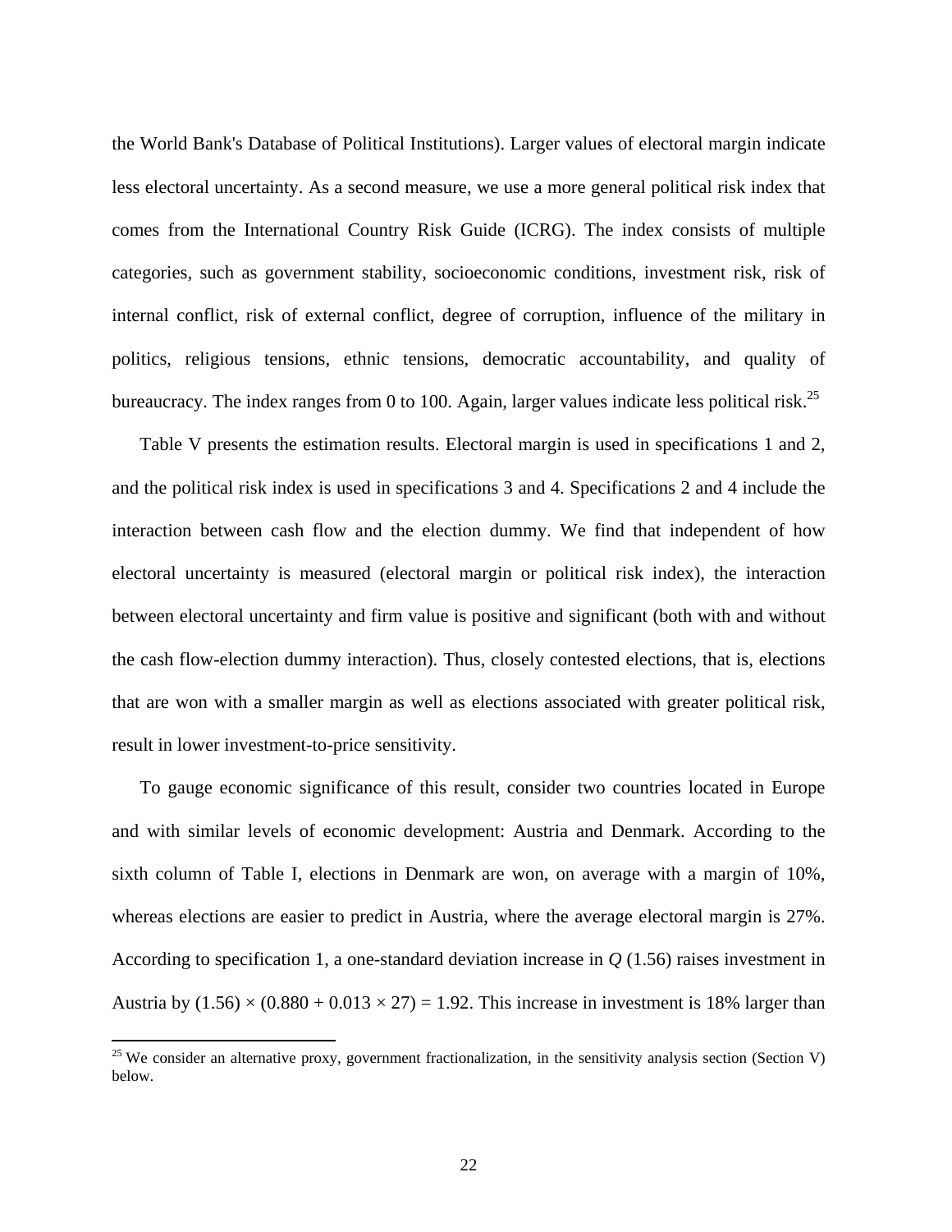the World Bank's Database of Political Institutions). Larger values of electoral margin indicate less electoral uncertainty. As a second measure, we use a more general political risk index that comes from the International Country Risk Guide (ICRG). The index consists of multiple categories, such as government stability, socioeconomic conditions, investment risk, risk of internal conflict, risk of external conflict, degree of corruption, influence of the military in politics, religious tensions, ethnic tensions, democratic accountability, and quality of bureaucracy. The index ranges from 0 to 100. Again, larger values indicate less political risk.[25]

Table V presents the estimation results. Electoral margin is used in specifications 1 and 2, and the political risk index is used in specifications 3 and 4. Specifications 2 and 4 include the interaction between cash flow and the election dummy. We find that independent of how electoral uncertainty is measured (electoral margin or political risk index), the interaction between electoral uncertainty and firm value is positive and significant (both with and without the cash flow-election dummy interaction). Thus, closely contested elections, that is, elections that are won with a smaller margin as well as elections associated with greater political risk, result in lower investment-to-price sensitivity.

To gauge economic significance of this result, consider two countries located in Europe and with similar levels of economic development: Austria and Denmark. According to the sixth column of Table I, elections in Denmark are won, on average with a margin of 10%, whereas elections are easier to predict in Austria, where the average electoral margin is 27%. According to specification 1, a one-standard deviation increase in $Q$ (1.56) raises investment in Austria by $(1.56) \times (0.880 + 0.013 \times 27) = 1.92$. This increase in investment is 18% larger than

[25] We consider an alternative proxy, government fractionalization, in the sensitivity analysis section (Section V) below.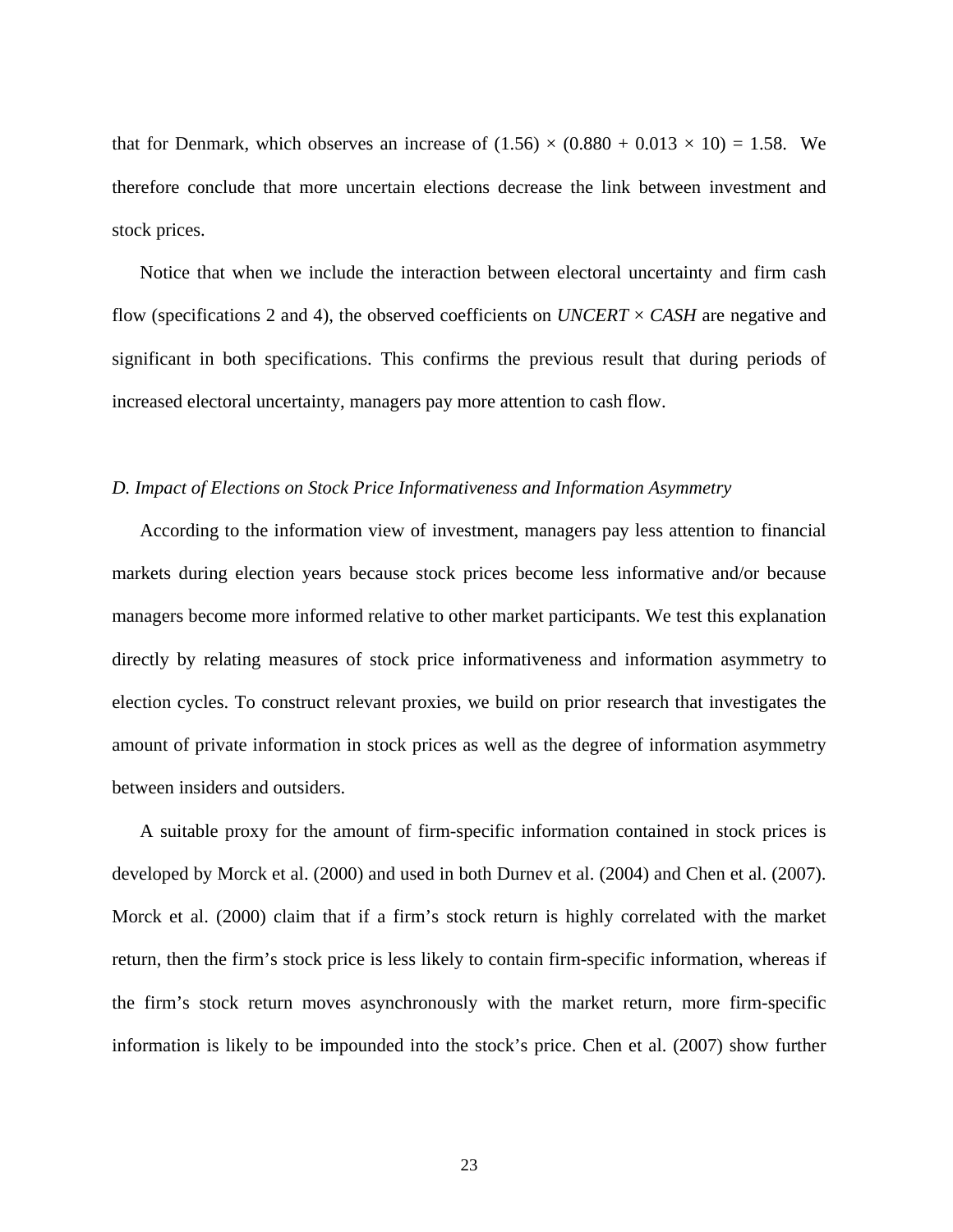that for Denmark, which observes an increase of $(1.56) \times (0.880 + 0.013 \times 10) = 1.58$. We therefore conclude that more uncertain elections decrease the link between investment and stock prices.

Notice that when we include the interaction between electoral uncertainty and firm cash flow (specifications 2 and 4), the observed coefficients on *UNCERT* × *CASH* are negative and significant in both specifications. This confirms the previous result that during periods of increased electoral uncertainty, managers pay more attention to cash flow.

*D. Impact of Elections on Stock Price Informativeness and Information Asymmetry*

According to the information view of investment, managers pay less attention to financial markets during election years because stock prices become less informative and/or because managers become more informed relative to other market participants. We test this explanation directly by relating measures of stock price informativeness and information asymmetry to election cycles. To construct relevant proxies, we build on prior research that investigates the amount of private information in stock prices as well as the degree of information asymmetry between insiders and outsiders.

A suitable proxy for the amount of firm-specific information contained in stock prices is developed by Morck et al. (2000) and used in both Durnev et al. (2004) and Chen et al. (2007). Morck et al. (2000) claim that if a firm's stock return is highly correlated with the market return, then the firm's stock price is less likely to contain firm-specific information, whereas if the firm's stock return moves asynchronously with the market return, more firm-specific information is likely to be impounded into the stock's price. Chen et al. (2007) show further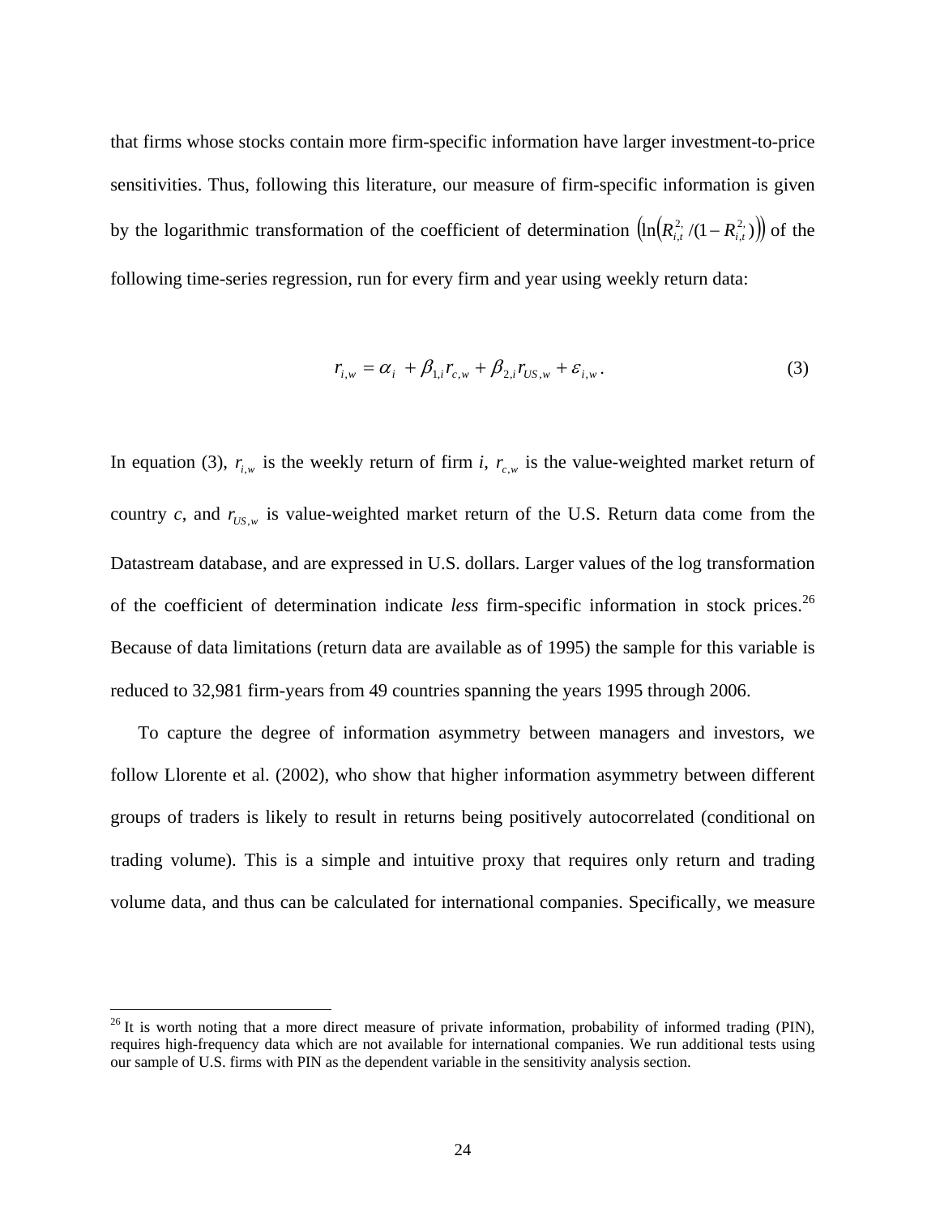that firms whose stocks contain more firm-specific information have larger investment-to-price sensitivities. Thus, following this literature, our measure of firm-specific information is given by the logarithmic transformation of the coefficient of determination $\left(\ln\left(R^{2}_{i,t}/(1-R^{2}_{i,t})\right)\right)$ of the following time-series regression, run for every firm and year using weekly return data:

$$r_{i,w} = \alpha_i + \beta_{1,i} r_{c,w} + \beta_{2,i} r_{US,w} + \varepsilon_{i,w}. \tag{3}$$

In equation (3), $r_{i,w}$ is the weekly return of firm *i*, $r_{c,w}$ is the value-weighted market return of country *c*, and $r_{US,w}$ is value-weighted market return of the U.S. Return data come from the Datastream database, and are expressed in U.S. dollars. Larger values of the log transformation of the coefficient of determination indicate *less* firm-specific information in stock prices.[26] Because of data limitations (return data are available as of 1995) the sample for this variable is reduced to 32,981 firm-years from 49 countries spanning the years 1995 through 2006.

To capture the degree of information asymmetry between managers and investors, we follow Llorente et al. (2002), who show that higher information asymmetry between different groups of traders is likely to result in returns being positively autocorrelated (conditional on trading volume). This is a simple and intuitive proxy that requires only return and trading volume data, and thus can be calculated for international companies. Specifically, we measure

[26] It is worth noting that a more direct measure of private information, probability of informed trading (PIN), requires high-frequency data which are not available for international companies. We run additional tests using our sample of U.S. firms with PIN as the dependent variable in the sensitivity analysis section.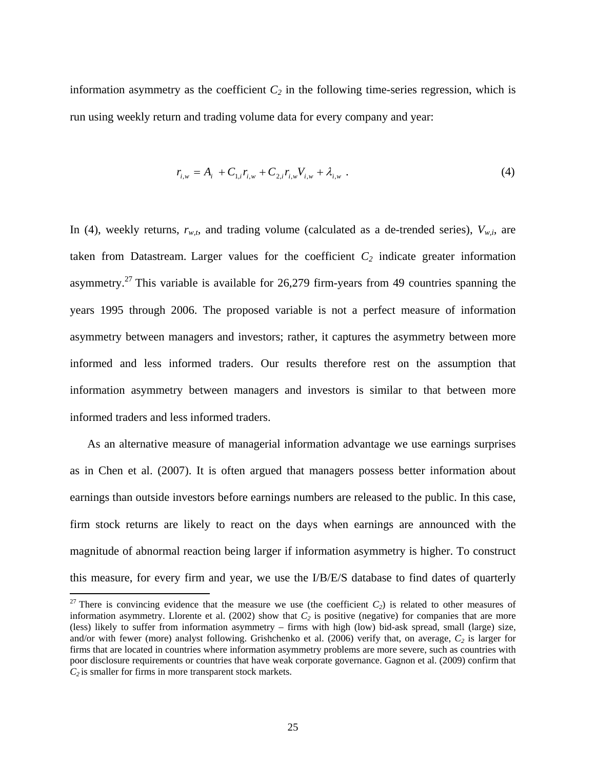information asymmetry as the coefficient $C_2$ in the following time-series regression, which is run using weekly return and trading volume data for every company and year:

$$r_{i,w} = A_i + C_{1,i} r_{i,w} + C_{2,i} r_{i,w} V_{i,w} + \lambda_{i,w} \ . \tag{4}$$

In (4), weekly returns, $r_{w,t}$, and trading volume (calculated as a de-trended series), $V_{w,i}$, are taken from Datastream. Larger values for the coefficient $C_2$ indicate greater information asymmetry.[27] This variable is available for 26,279 firm-years from 49 countries spanning the years 1995 through 2006. The proposed variable is not a perfect measure of information asymmetry between managers and investors; rather, it captures the asymmetry between more informed and less informed traders. Our results therefore rest on the assumption that information asymmetry between managers and investors is similar to that between more informed traders and less informed traders.

As an alternative measure of managerial information advantage we use earnings surprises as in Chen et al. (2007). It is often argued that managers possess better information about earnings than outside investors before earnings numbers are released to the public. In this case, firm stock returns are likely to react on the days when earnings are announced with the magnitude of abnormal reaction being larger if information asymmetry is higher. To construct this measure, for every firm and year, we use the I/B/E/S database to find dates of quarterly

[27] There is convincing evidence that the measure we use (the coefficient $C_2$) is related to other measures of information asymmetry. Llorente et al. (2002) show that $C_2$ is positive (negative) for companies that are more (less) likely to suffer from information asymmetry – firms with high (low) bid-ask spread, small (large) size, and/or with fewer (more) analyst following. Grishchenko et al. (2006) verify that, on average, $C_2$ is larger for firms that are located in countries where information asymmetry problems are more severe, such as countries with poor disclosure requirements or countries that have weak corporate governance. Gagnon et al. (2009) confirm that $C_2$ is smaller for firms in more transparent stock markets.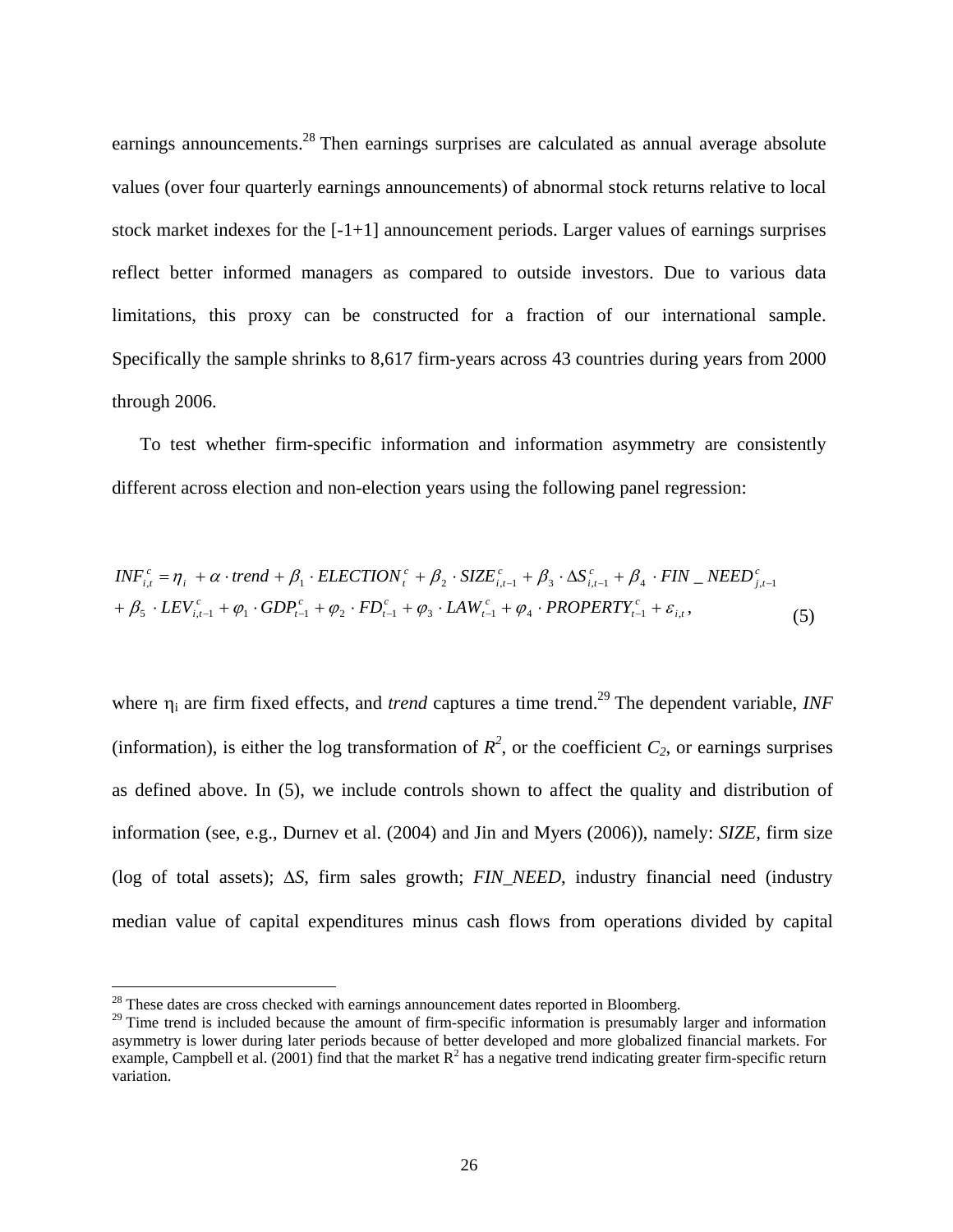earnings announcements.[28] Then earnings surprises are calculated as annual average absolute values (over four quarterly earnings announcements) of abnormal stock returns relative to local stock market indexes for the [-1+1] announcement periods. Larger values of earnings surprises reflect better informed managers as compared to outside investors. Due to various data limitations, this proxy can be constructed for a fraction of our international sample. Specifically the sample shrinks to 8,617 firm-years across 43 countries during years from 2000 through 2006.

To test whether firm-specific information and information asymmetry are consistently different across election and non-election years using the following panel regression:

$$INF_{i,t}^{c} = \eta_i + \alpha \cdot trend + \beta_1 \cdot ELECTION_t^c + \beta_2 \cdot SIZE_{i,t-1}^c + \beta_3 \cdot \Delta S_{i,t-1}^c + \beta_4 \cdot FIN\_NEED_{j,t-1}^c + \beta_5 \cdot LEV_{i,t-1}^c + \varphi_1 \cdot GDP_{t-1}^c + \varphi_2 \cdot FD_{t-1}^c + \varphi_3 \cdot LAW_{t-1}^c + \varphi_4 \cdot PROPERTY_{t-1}^c + \varepsilon_{i,t}, \tag{5}$$

where $\eta_i$ are firm fixed effects, and *trend* captures a time trend.[29] The dependent variable, *INF* (information), is either the log transformation of $R^2$, or the coefficient $C_2$, or earnings surprises as defined above. In (5), we include controls shown to affect the quality and distribution of information (see, e.g., Durnev et al. (2004) and Jin and Myers (2006)), namely: *SIZE*, firm size (log of total assets); $\Delta S$, firm sales growth; *FIN_NEED*, industry financial need (industry median value of capital expenditures minus cash flows from operations divided by capital

---

[28] These dates are cross checked with earnings announcement dates reported in Bloomberg.

[29] Time trend is included because the amount of firm-specific information is presumably larger and information asymmetry is lower during later periods because of better developed and more globalized financial markets. For example, Campbell et al. (2001) find that the market $R^2$ has a negative trend indicating greater firm-specific return variation.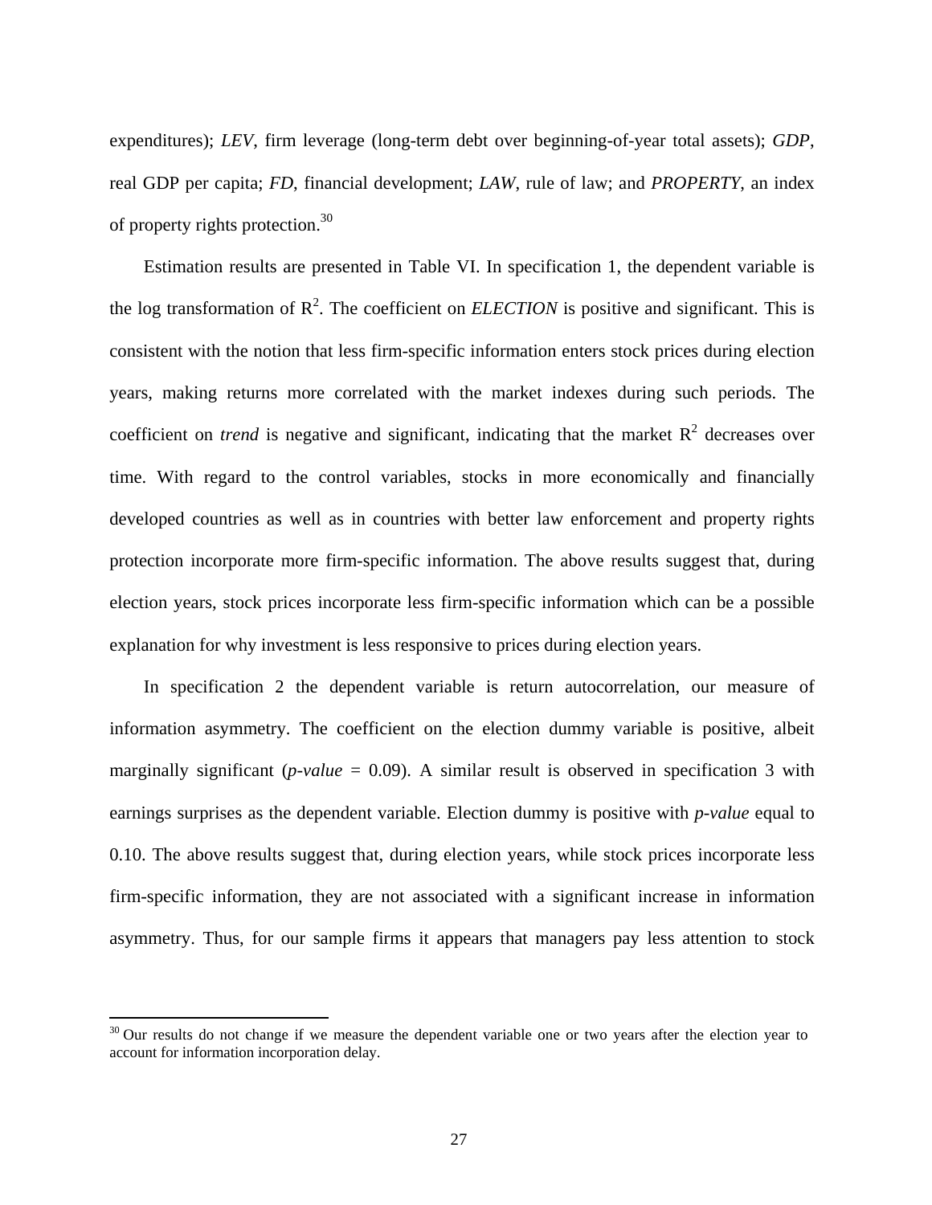expenditures); *LEV*, firm leverage (long-term debt over beginning-of-year total assets); *GDP*, real GDP per capita; *FD*, financial development; *LAW*, rule of law; and *PROPERTY*, an index of property rights protection.[30]

Estimation results are presented in Table VI. In specification 1, the dependent variable is the log transformation of $R^2$. The coefficient on *ELECTION* is positive and significant. This is consistent with the notion that less firm-specific information enters stock prices during election years, making returns more correlated with the market indexes during such periods. The coefficient on *trend* is negative and significant, indicating that the market $R^2$ decreases over time. With regard to the control variables, stocks in more economically and financially developed countries as well as in countries with better law enforcement and property rights protection incorporate more firm-specific information. The above results suggest that, during election years, stock prices incorporate less firm-specific information which can be a possible explanation for why investment is less responsive to prices during election years.

In specification 2 the dependent variable is return autocorrelation, our measure of information asymmetry. The coefficient on the election dummy variable is positive, albeit marginally significant (*p-value* = 0.09). A similar result is observed in specification 3 with earnings surprises as the dependent variable. Election dummy is positive with *p-value* equal to 0.10. The above results suggest that, during election years, while stock prices incorporate less firm-specific information, they are not associated with a significant increase in information asymmetry. Thus, for our sample firms it appears that managers pay less attention to stock

[30] Our results do not change if we measure the dependent variable one or two years after the election year to account for information incorporation delay.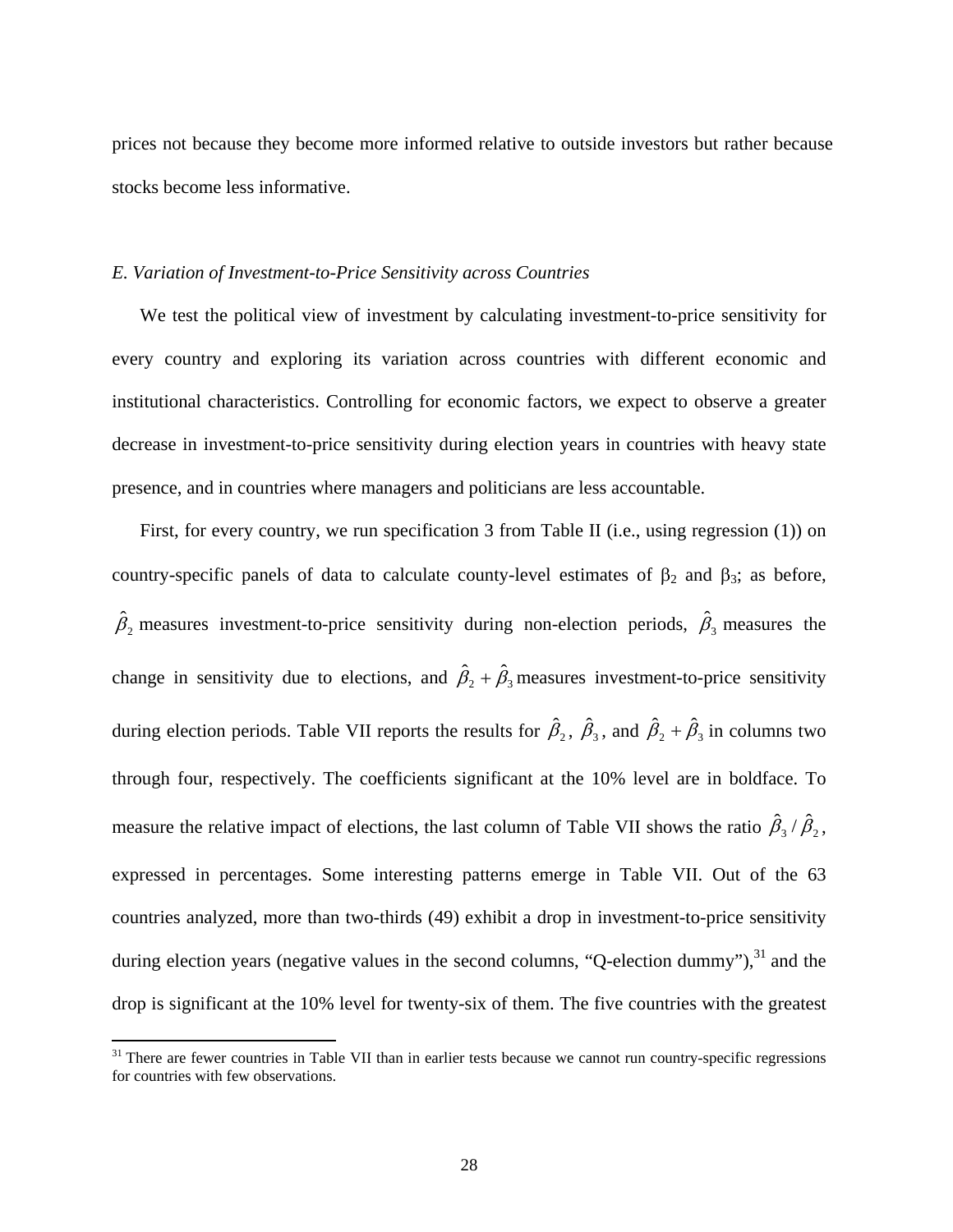prices not because they become more informed relative to outside investors but rather because stocks become less informative.

*E. Variation of Investment-to-Price Sensitivity across Countries*

We test the political view of investment by calculating investment-to-price sensitivity for every country and exploring its variation across countries with different economic and institutional characteristics. Controlling for economic factors, we expect to observe a greater decrease in investment-to-price sensitivity during election years in countries with heavy state presence, and in countries where managers and politicians are less accountable.

First, for every country, we run specification 3 from Table II (i.e., using regression (1)) on country-specific panels of data to calculate county-level estimates of $\beta_2$ and $\beta_3$; as before, $\hat{\beta}_2$ measures investment-to-price sensitivity during non-election periods, $\hat{\beta}_3$ measures the change in sensitivity due to elections, and $\hat{\beta}_2 + \hat{\beta}_3$ measures investment-to-price sensitivity during election periods. Table VII reports the results for $\hat{\beta}_2$, $\hat{\beta}_3$, and $\hat{\beta}_2 + \hat{\beta}_3$ in columns two through four, respectively. The coefficients significant at the 10% level are in boldface. To measure the relative impact of elections, the last column of Table VII shows the ratio $\hat{\beta}_3 / \hat{\beta}_2$, expressed in percentages. Some interesting patterns emerge in Table VII. Out of the 63 countries analyzed, more than two-thirds (49) exhibit a drop in investment-to-price sensitivity during election years (negative values in the second columns, "Q-election dummy"),[31] and the drop is significant at the 10% level for twenty-six of them. The five countries with the greatest

[31] There are fewer countries in Table VII than in earlier tests because we cannot run country-specific regressions for countries with few observations.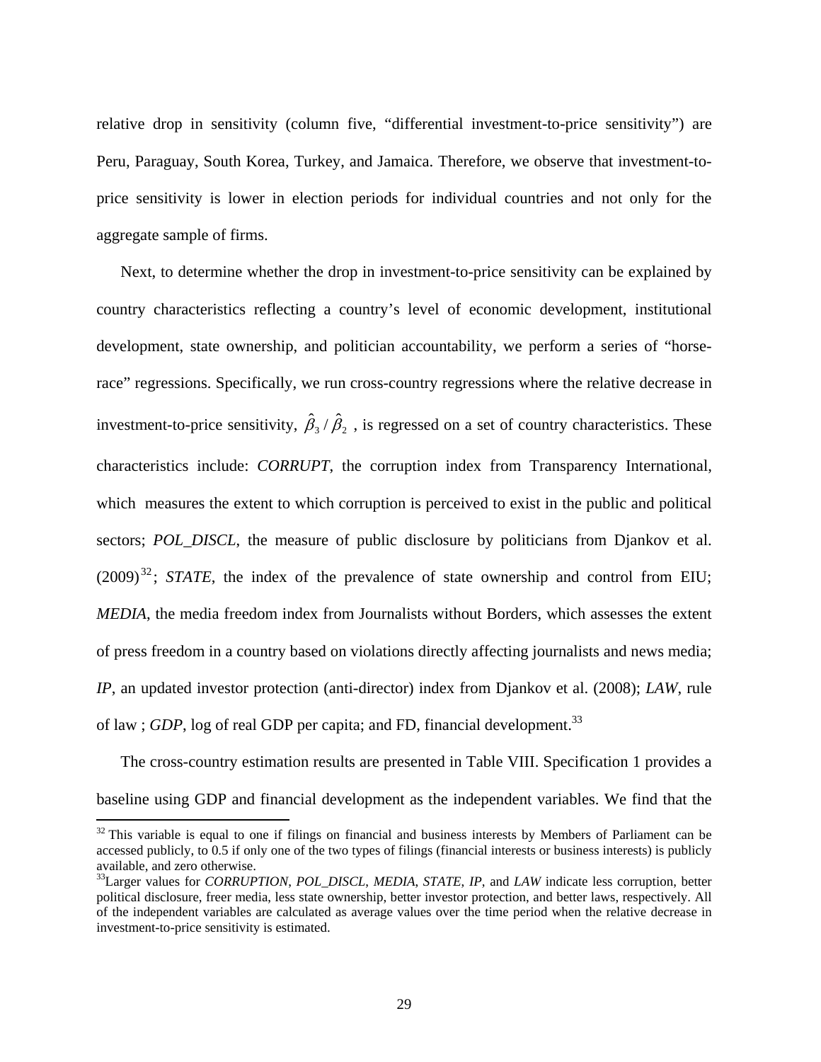relative drop in sensitivity (column five, "differential investment-to-price sensitivity") are Peru, Paraguay, South Korea, Turkey, and Jamaica. Therefore, we observe that investment-to-price sensitivity is lower in election periods for individual countries and not only for the aggregate sample of firms.

Next, to determine whether the drop in investment-to-price sensitivity can be explained by country characteristics reflecting a country's level of economic development, institutional development, state ownership, and politician accountability, we perform a series of "horse-race" regressions. Specifically, we run cross-country regressions where the relative decrease in investment-to-price sensitivity, $\hat{\beta}_3 / \hat{\beta}_2$ , is regressed on a set of country characteristics. These characteristics include: *CORRUPT*, the corruption index from Transparency International, which measures the extent to which corruption is perceived to exist in the public and political sectors; *POL_DISCL*, the measure of public disclosure by politicians from Djankov et al. (2009)[32]; *STATE*, the index of the prevalence of state ownership and control from EIU; *MEDIA*, the media freedom index from Journalists without Borders, which assesses the extent of press freedom in a country based on violations directly affecting journalists and news media; *IP*, an updated investor protection (anti-director) index from Djankov et al. (2008); *LAW*, rule of law ; *GDP*, log of real GDP per capita; and FD, financial development.[33]

The cross-country estimation results are presented in Table VIII. Specification 1 provides a baseline using GDP and financial development as the independent variables. We find that the

---

[32] This variable is equal to one if filings on financial and business interests by Members of Parliament can be accessed publicly, to 0.5 if only one of the two types of filings (financial interests or business interests) is publicly available, and zero otherwise.

[33] Larger values for *CORRUPTION*, *POL_DISCL*, *MEDIA*, *STATE*, *IP*, and *LAW* indicate less corruption, better political disclosure, freer media, less state ownership, better investor protection, and better laws, respectively. All of the independent variables are calculated as average values over the time period when the relative decrease in investment-to-price sensitivity is estimated.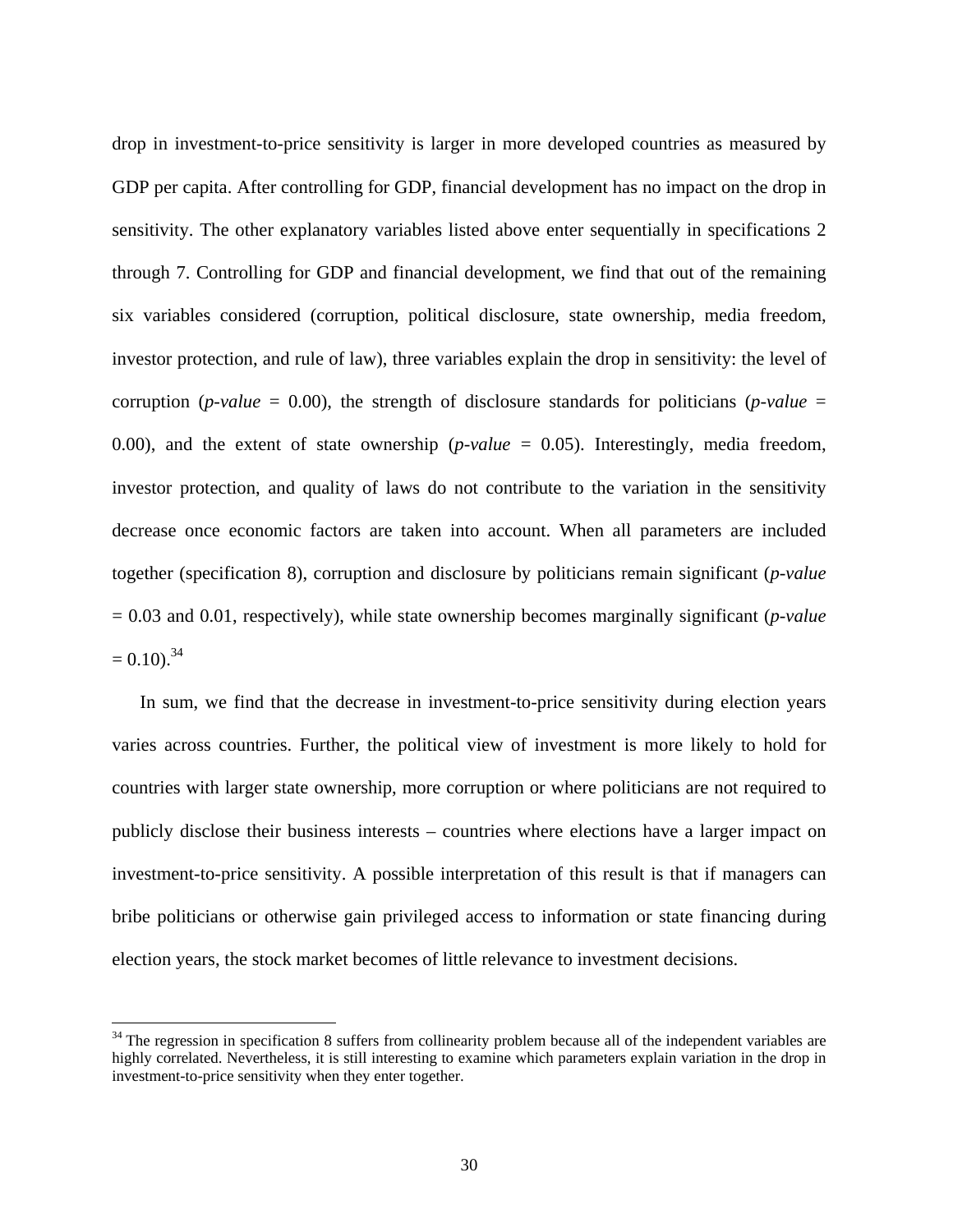drop in investment-to-price sensitivity is larger in more developed countries as measured by GDP per capita. After controlling for GDP, financial development has no impact on the drop in sensitivity. The other explanatory variables listed above enter sequentially in specifications 2 through 7. Controlling for GDP and financial development, we find that out of the remaining six variables considered (corruption, political disclosure, state ownership, media freedom, investor protection, and rule of law), three variables explain the drop in sensitivity: the level of corruption (*p-value* = 0.00), the strength of disclosure standards for politicians (*p-value* = 0.00), and the extent of state ownership (*p-value* = 0.05). Interestingly, media freedom, investor protection, and quality of laws do not contribute to the variation in the sensitivity decrease once economic factors are taken into account. When all parameters are included together (specification 8), corruption and disclosure by politicians remain significant (*p-value* = 0.03 and 0.01, respectively), while state ownership becomes marginally significant (*p-value* = 0.10).[34]

In sum, we find that the decrease in investment-to-price sensitivity during election years varies across countries. Further, the political view of investment is more likely to hold for countries with larger state ownership, more corruption or where politicians are not required to publicly disclose their business interests – countries where elections have a larger impact on investment-to-price sensitivity. A possible interpretation of this result is that if managers can bribe politicians or otherwise gain privileged access to information or state financing during election years, the stock market becomes of little relevance to investment decisions.

[34] The regression in specification 8 suffers from collinearity problem because all of the independent variables are highly correlated. Nevertheless, it is still interesting to examine which parameters explain variation in the drop in investment-to-price sensitivity when they enter together.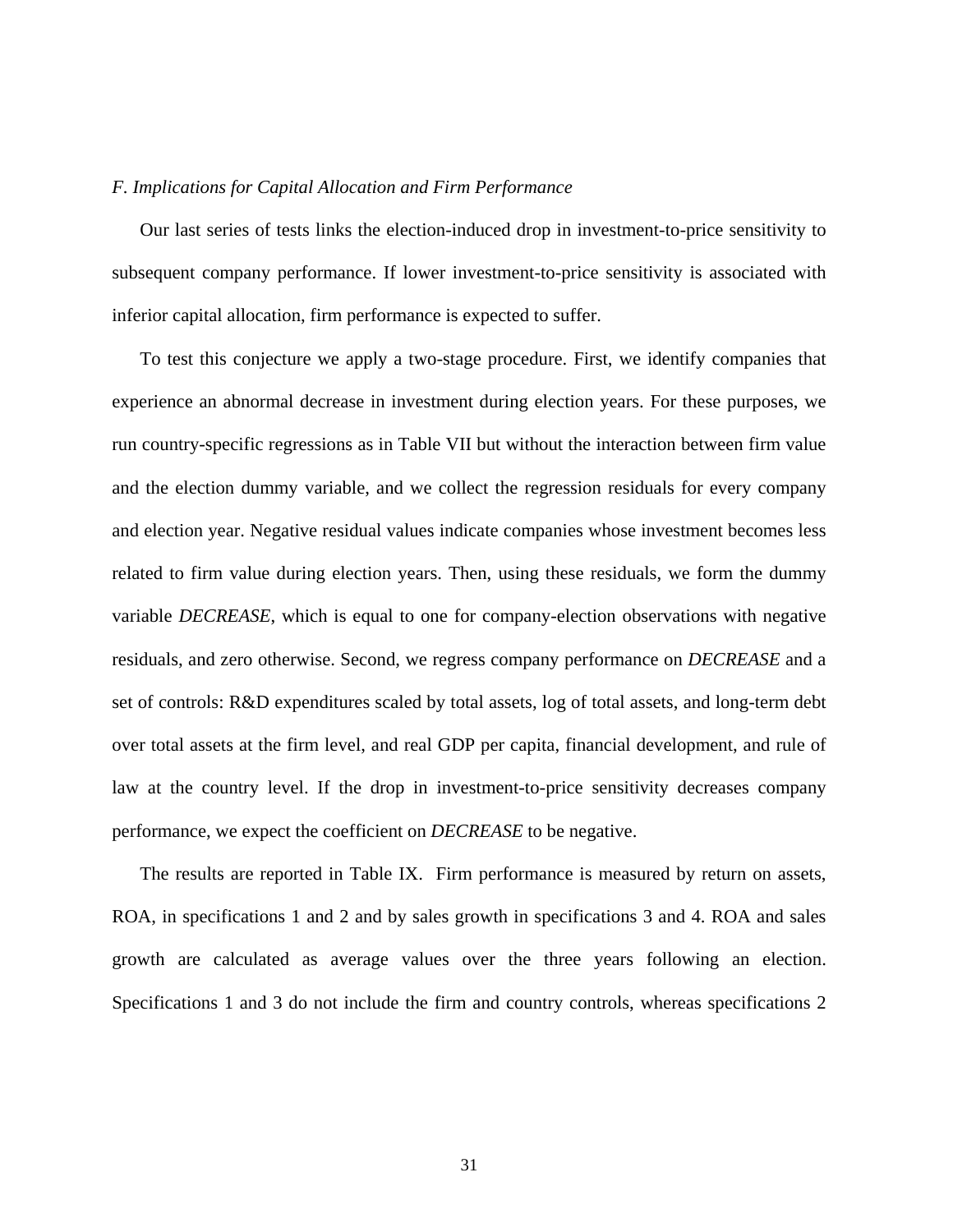### *F. Implications for Capital Allocation and Firm Performance*

Our last series of tests links the election-induced drop in investment-to-price sensitivity to subsequent company performance. If lower investment-to-price sensitivity is associated with inferior capital allocation, firm performance is expected to suffer.

To test this conjecture we apply a two-stage procedure. First, we identify companies that experience an abnormal decrease in investment during election years. For these purposes, we run country-specific regressions as in Table VII but without the interaction between firm value and the election dummy variable, and we collect the regression residuals for every company and election year. Negative residual values indicate companies whose investment becomes less related to firm value during election years. Then, using these residuals, we form the dummy variable *DECREASE*, which is equal to one for company-election observations with negative residuals, and zero otherwise. Second, we regress company performance on *DECREASE* and a set of controls: R&D expenditures scaled by total assets, log of total assets, and long-term debt over total assets at the firm level, and real GDP per capita, financial development, and rule of law at the country level. If the drop in investment-to-price sensitivity decreases company performance, we expect the coefficient on *DECREASE* to be negative.

The results are reported in Table IX. Firm performance is measured by return on assets, ROA, in specifications 1 and 2 and by sales growth in specifications 3 and 4. ROA and sales growth are calculated as average values over the three years following an election. Specifications 1 and 3 do not include the firm and country controls, whereas specifications 2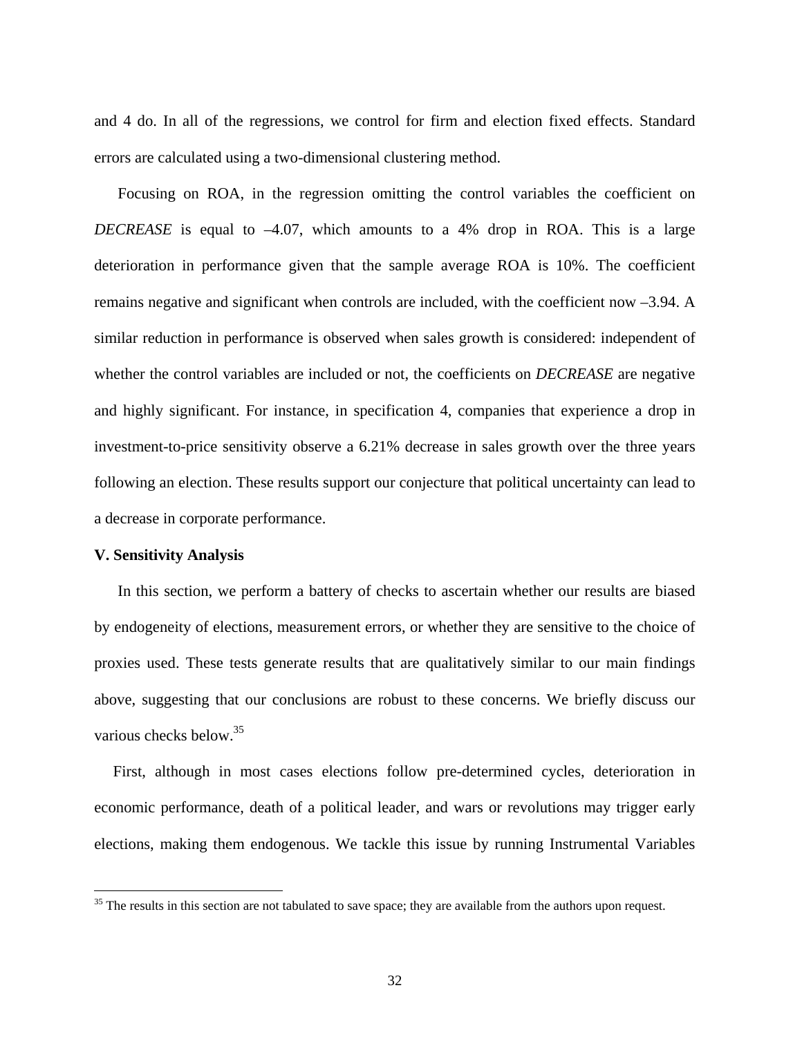and 4 do. In all of the regressions, we control for firm and election fixed effects. Standard errors are calculated using a two-dimensional clustering method.

Focusing on ROA, in the regression omitting the control variables the coefficient on *DECREASE* is equal to –4.07, which amounts to a 4% drop in ROA. This is a large deterioration in performance given that the sample average ROA is 10%. The coefficient remains negative and significant when controls are included, with the coefficient now –3.94. A similar reduction in performance is observed when sales growth is considered: independent of whether the control variables are included or not, the coefficients on *DECREASE* are negative and highly significant. For instance, in specification 4, companies that experience a drop in investment-to-price sensitivity observe a 6.21% decrease in sales growth over the three years following an election. These results support our conjecture that political uncertainty can lead to a decrease in corporate performance.

**V. Sensitivity Analysis**

In this section, we perform a battery of checks to ascertain whether our results are biased by endogeneity of elections, measurement errors, or whether they are sensitive to the choice of proxies used. These tests generate results that are qualitatively similar to our main findings above, suggesting that our conclusions are robust to these concerns. We briefly discuss our various checks below.[35]

First, although in most cases elections follow pre-determined cycles, deterioration in economic performance, death of a political leader, and wars or revolutions may trigger early elections, making them endogenous. We tackle this issue by running Instrumental Variables

[35] The results in this section are not tabulated to save space; they are available from the authors upon request.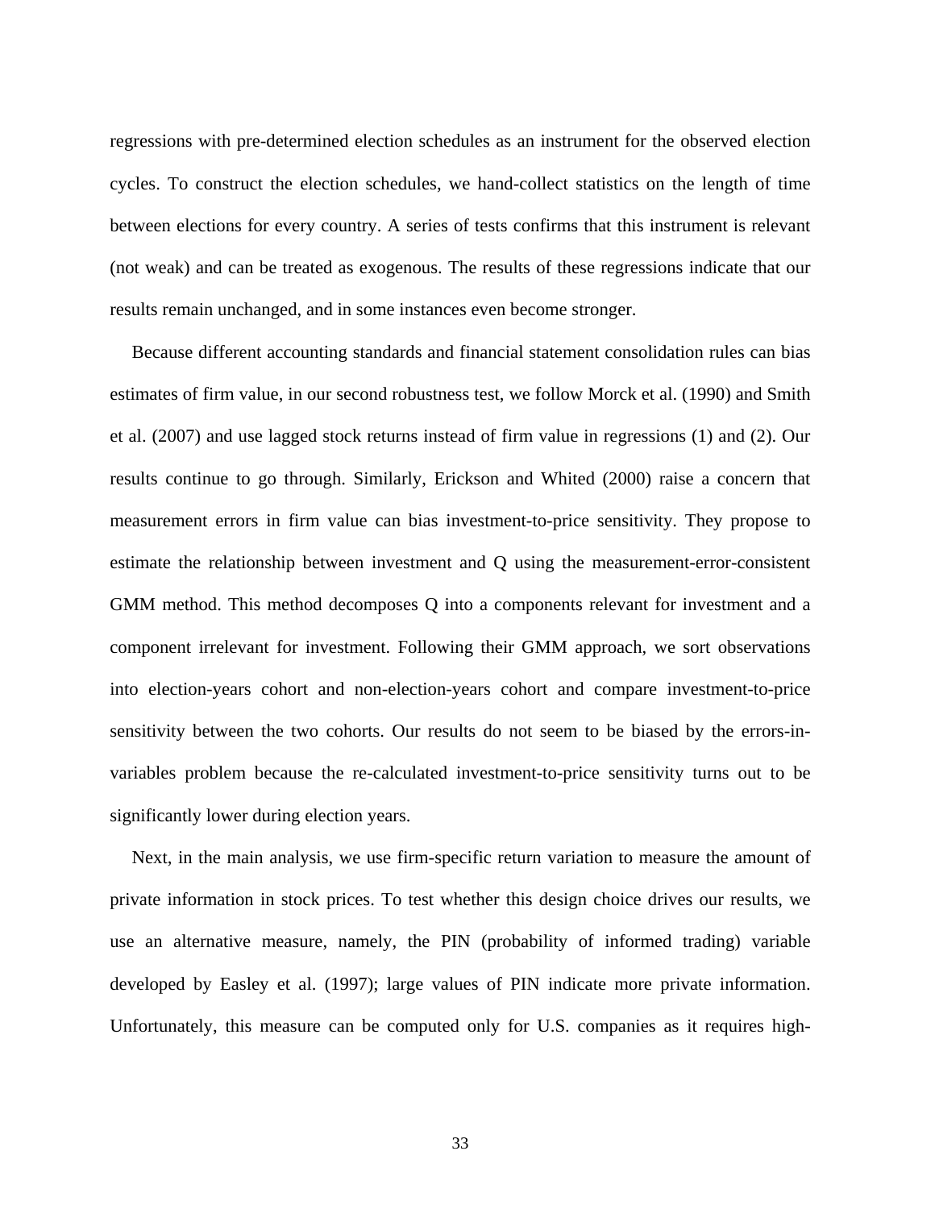regressions with pre-determined election schedules as an instrument for the observed election cycles. To construct the election schedules, we hand-collect statistics on the length of time between elections for every country. A series of tests confirms that this instrument is relevant (not weak) and can be treated as exogenous. The results of these regressions indicate that our results remain unchanged, and in some instances even become stronger.

Because different accounting standards and financial statement consolidation rules can bias estimates of firm value, in our second robustness test, we follow Morck et al. (1990) and Smith et al. (2007) and use lagged stock returns instead of firm value in regressions (1) and (2). Our results continue to go through. Similarly, Erickson and Whited (2000) raise a concern that measurement errors in firm value can bias investment-to-price sensitivity. They propose to estimate the relationship between investment and Q using the measurement-error-consistent GMM method. This method decomposes Q into a components relevant for investment and a component irrelevant for investment. Following their GMM approach, we sort observations into election-years cohort and non-election-years cohort and compare investment-to-price sensitivity between the two cohorts. Our results do not seem to be biased by the errors-in-variables problem because the re-calculated investment-to-price sensitivity turns out to be significantly lower during election years.

Next, in the main analysis, we use firm-specific return variation to measure the amount of private information in stock prices. To test whether this design choice drives our results, we use an alternative measure, namely, the PIN (probability of informed trading) variable developed by Easley et al. (1997); large values of PIN indicate more private information. Unfortunately, this measure can be computed only for U.S. companies as it requires high-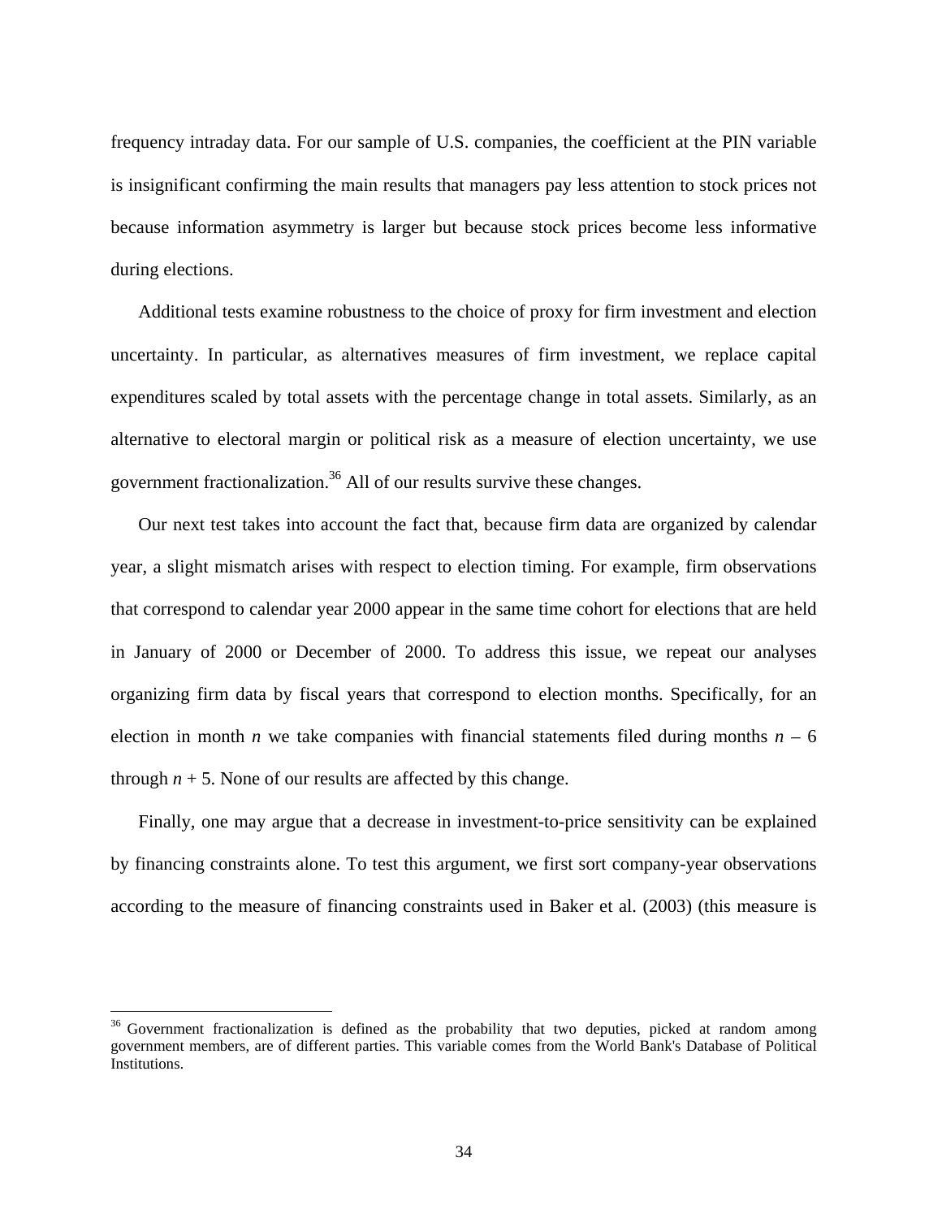frequency intraday data. For our sample of U.S. companies, the coefficient at the PIN variable is insignificant confirming the main results that managers pay less attention to stock prices not because information asymmetry is larger but because stock prices become less informative during elections.

Additional tests examine robustness to the choice of proxy for firm investment and election uncertainty. In particular, as alternatives measures of firm investment, we replace capital expenditures scaled by total assets with the percentage change in total assets. Similarly, as an alternative to electoral margin or political risk as a measure of election uncertainty, we use government fractionalization.[36] All of our results survive these changes.

Our next test takes into account the fact that, because firm data are organized by calendar year, a slight mismatch arises with respect to election timing. For example, firm observations that correspond to calendar year 2000 appear in the same time cohort for elections that are held in January of 2000 or December of 2000. To address this issue, we repeat our analyses organizing firm data by fiscal years that correspond to election months. Specifically, for an election in month $n$ we take companies with financial statements filed during months $n - 6$ through $n + 5$. None of our results are affected by this change.

Finally, one may argue that a decrease in investment-to-price sensitivity can be explained by financing constraints alone. To test this argument, we first sort company-year observations according to the measure of financing constraints used in Baker et al. (2003) (this measure is

[36] Government fractionalization is defined as the probability that two deputies, picked at random among government members, are of different parties. This variable comes from the World Bank's Database of Political Institutions.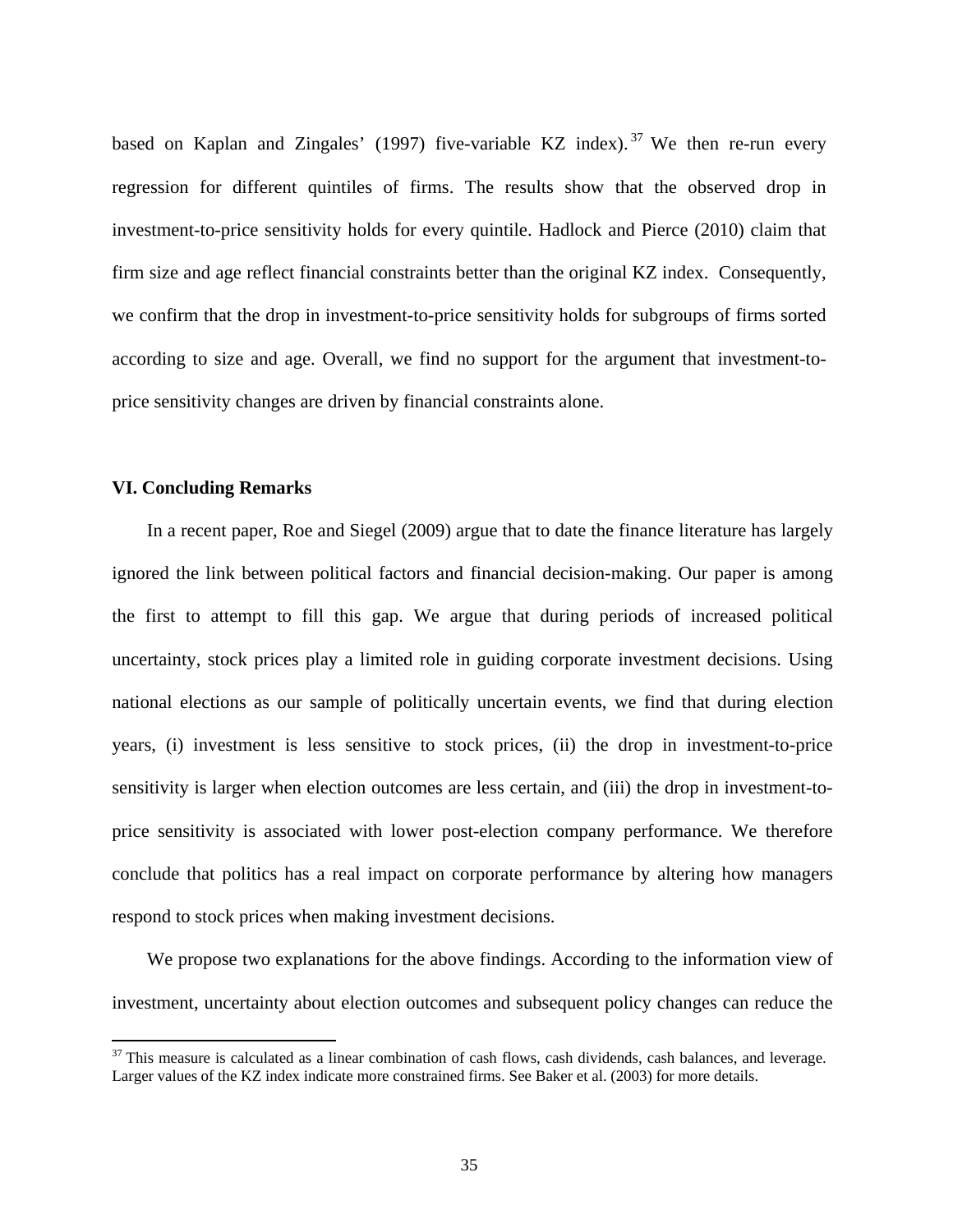based on Kaplan and Zingales' (1997) five-variable KZ index).[37] We then re-run every regression for different quintiles of firms. The results show that the observed drop in investment-to-price sensitivity holds for every quintile. Hadlock and Pierce (2010) claim that firm size and age reflect financial constraints better than the original KZ index. Consequently, we confirm that the drop in investment-to-price sensitivity holds for subgroups of firms sorted according to size and age. Overall, we find no support for the argument that investment-to-price sensitivity changes are driven by financial constraints alone.

## VI. Concluding Remarks

In a recent paper, Roe and Siegel (2009) argue that to date the finance literature has largely ignored the link between political factors and financial decision-making. Our paper is among the first to attempt to fill this gap. We argue that during periods of increased political uncertainty, stock prices play a limited role in guiding corporate investment decisions. Using national elections as our sample of politically uncertain events, we find that during election years, (i) investment is less sensitive to stock prices, (ii) the drop in investment-to-price sensitivity is larger when election outcomes are less certain, and (iii) the drop in investment-to-price sensitivity is associated with lower post-election company performance. We therefore conclude that politics has a real impact on corporate performance by altering how managers respond to stock prices when making investment decisions.

We propose two explanations for the above findings. According to the information view of investment, uncertainty about election outcomes and subsequent policy changes can reduce the

[37] This measure is calculated as a linear combination of cash flows, cash dividends, cash balances, and leverage. Larger values of the KZ index indicate more constrained firms. See Baker et al. (2003) for more details.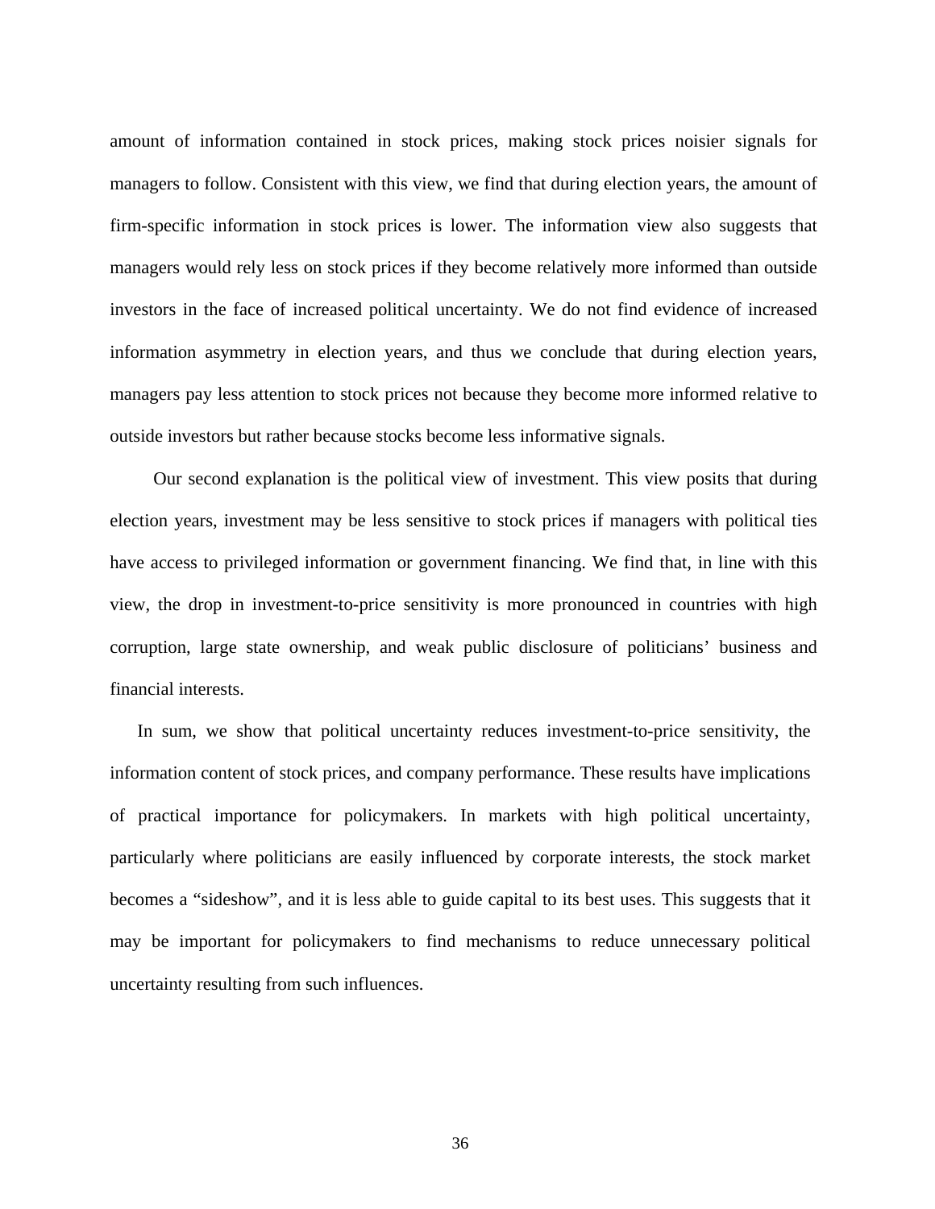amount of information contained in stock prices, making stock prices noisier signals for managers to follow. Consistent with this view, we find that during election years, the amount of firm-specific information in stock prices is lower. The information view also suggests that managers would rely less on stock prices if they become relatively more informed than outside investors in the face of increased political uncertainty. We do not find evidence of increased information asymmetry in election years, and thus we conclude that during election years, managers pay less attention to stock prices not because they become more informed relative to outside investors but rather because stocks become less informative signals.

Our second explanation is the political view of investment. This view posits that during election years, investment may be less sensitive to stock prices if managers with political ties have access to privileged information or government financing. We find that, in line with this view, the drop in investment-to-price sensitivity is more pronounced in countries with high corruption, large state ownership, and weak public disclosure of politicians' business and financial interests.

In sum, we show that political uncertainty reduces investment-to-price sensitivity, the information content of stock prices, and company performance. These results have implications of practical importance for policymakers. In markets with high political uncertainty, particularly where politicians are easily influenced by corporate interests, the stock market becomes a "sideshow", and it is less able to guide capital to its best uses. This suggests that it may be important for policymakers to find mechanisms to reduce unnecessary political uncertainty resulting from such influences.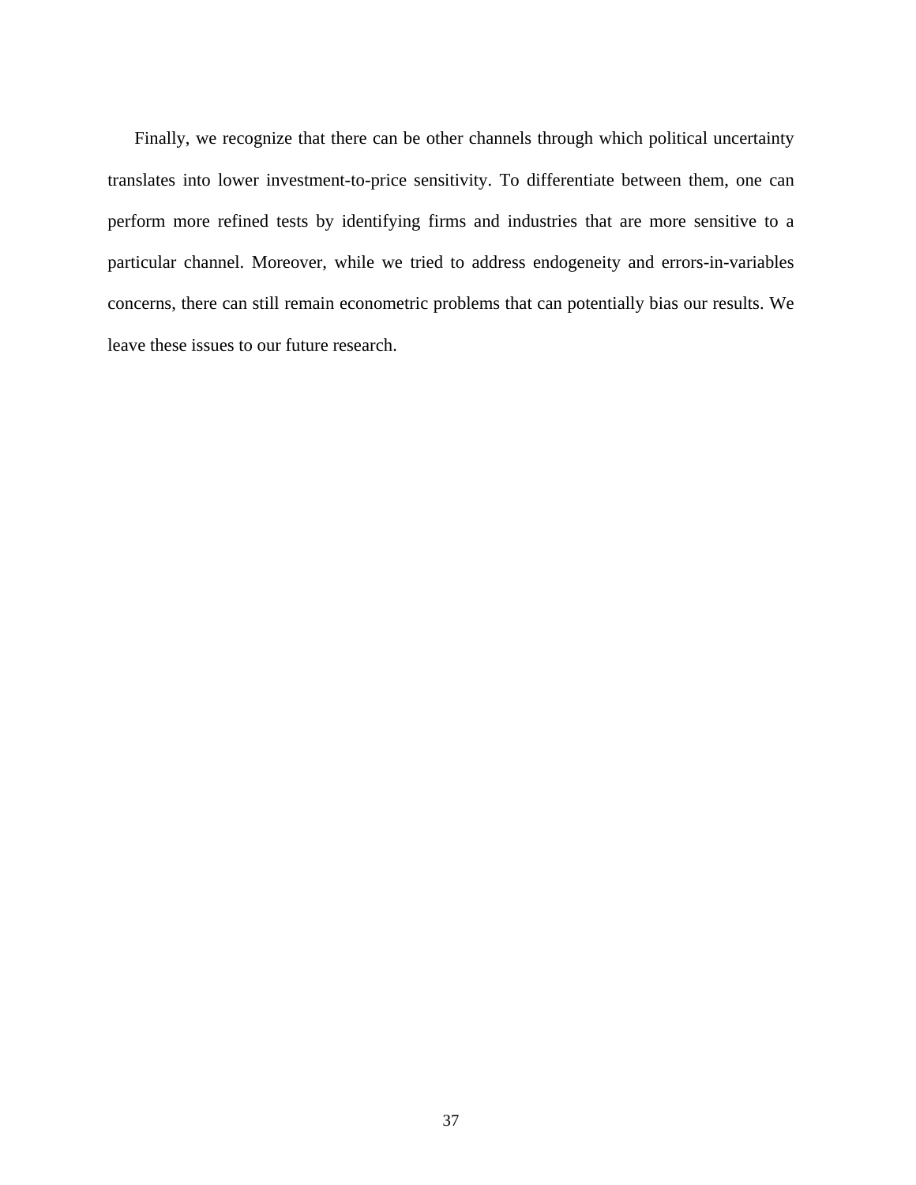Finally, we recognize that there can be other channels through which political uncertainty translates into lower investment-to-price sensitivity. To differentiate between them, one can perform more refined tests by identifying firms and industries that are more sensitive to a particular channel. Moreover, while we tried to address endogeneity and errors-in-variables concerns, there can still remain econometric problems that can potentially bias our results. We leave these issues to our future research.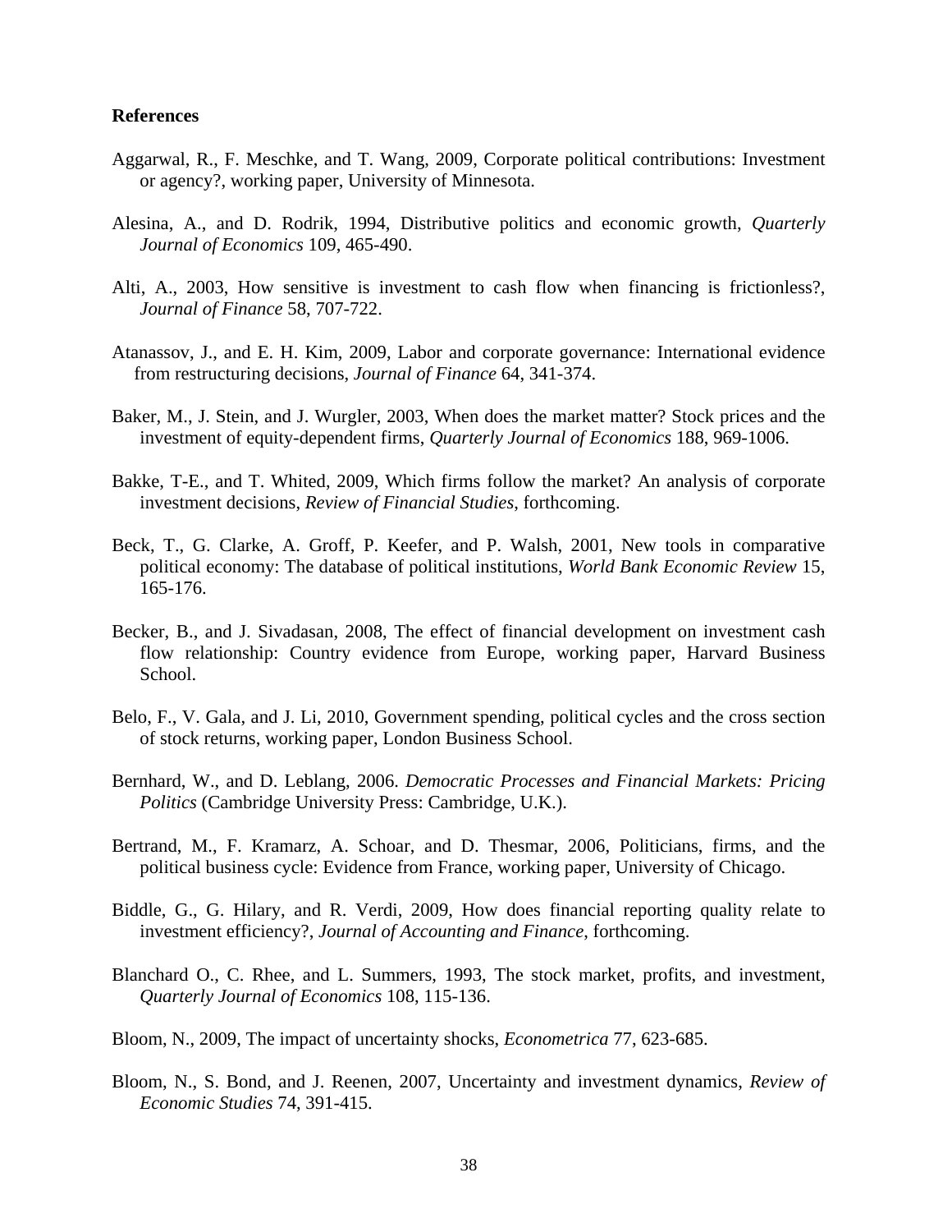**References**

Aggarwal, R., F. Meschke, and T. Wang, 2009, Corporate political contributions: Investment or agency?, working paper, University of Minnesota.

Alesina, A., and D. Rodrik, 1994, Distributive politics and economic growth, *Quarterly Journal of Economics* 109, 465-490.

Alti, A., 2003, How sensitive is investment to cash flow when financing is frictionless?, *Journal of Finance* 58, 707-722.

Atanassov, J., and E. H. Kim, 2009, Labor and corporate governance: International evidence from restructuring decisions, *Journal of Finance* 64, 341-374.

Baker, M., J. Stein, and J. Wurgler, 2003, When does the market matter? Stock prices and the investment of equity-dependent firms, *Quarterly Journal of Economics* 188, 969-1006.

Bakke, T-E., and T. Whited, 2009, Which firms follow the market? An analysis of corporate investment decisions, *Review of Financial Studies*, forthcoming.

Beck, T., G. Clarke, A. Groff, P. Keefer, and P. Walsh, 2001, New tools in comparative political economy: The database of political institutions, *World Bank Economic Review* 15, 165-176.

Becker, B., and J. Sivadasan, 2008, The effect of financial development on investment cash flow relationship: Country evidence from Europe, working paper, Harvard Business School.

Belo, F., V. Gala, and J. Li, 2010, Government spending, political cycles and the cross section of stock returns, working paper, London Business School.

Bernhard, W., and D. Leblang, 2006. *Democratic Processes and Financial Markets: Pricing Politics* (Cambridge University Press: Cambridge, U.K.).

Bertrand, M., F. Kramarz, A. Schoar, and D. Thesmar, 2006, Politicians, firms, and the political business cycle: Evidence from France, working paper, University of Chicago.

Biddle, G., G. Hilary, and R. Verdi, 2009, How does financial reporting quality relate to investment efficiency?, *Journal of Accounting and Finance*, forthcoming.

Blanchard O., C. Rhee, and L. Summers, 1993, The stock market, profits, and investment, *Quarterly Journal of Economics* 108, 115-136.

Bloom, N., 2009, The impact of uncertainty shocks, *Econometrica* 77, 623-685.

Bloom, N., S. Bond, and J. Reenen, 2007, Uncertainty and investment dynamics, *Review of Economic Studies* 74, 391-415.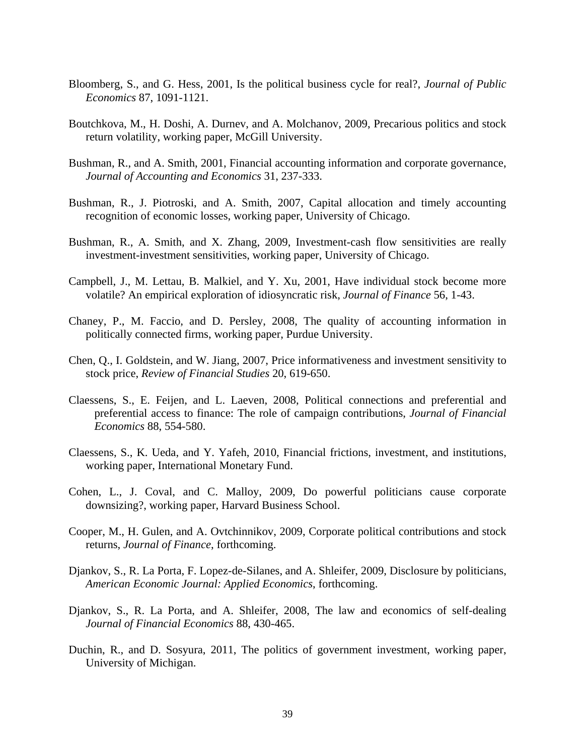Bloomberg, S., and G. Hess, 2001, Is the political business cycle for real?, *Journal of Public Economics* 87, 1091-1121.

Boutchkova, M., H. Doshi, A. Durnev, and A. Molchanov, 2009, Precarious politics and stock return volatility, working paper, McGill University.

Bushman, R., and A. Smith, 2001, Financial accounting information and corporate governance, *Journal of Accounting and Economics* 31, 237-333.

Bushman, R., J. Piotroski, and A. Smith, 2007, Capital allocation and timely accounting recognition of economic losses, working paper, University of Chicago.

Bushman, R., A. Smith, and X. Zhang, 2009, Investment-cash flow sensitivities are really investment-investment sensitivities, working paper, University of Chicago.

Campbell, J., M. Lettau, B. Malkiel, and Y. Xu, 2001, Have individual stock become more volatile? An empirical exploration of idiosyncratic risk, *Journal of Finance* 56, 1-43.

Chaney, P., M. Faccio, and D. Persley, 2008, The quality of accounting information in politically connected firms, working paper, Purdue University.

Chen, Q., I. Goldstein, and W. Jiang, 2007, Price informativeness and investment sensitivity to stock price, *Review of Financial Studies* 20, 619-650.

Claessens, S., E. Feijen, and L. Laeven, 2008, Political connections and preferential and preferential access to finance: The role of campaign contributions, *Journal of Financial Economics* 88, 554-580.

Claessens, S., K. Ueda, and Y. Yafeh, 2010, Financial frictions, investment, and institutions, working paper, International Monetary Fund.

Cohen, L., J. Coval, and C. Malloy, 2009, Do powerful politicians cause corporate downsizing?, working paper, Harvard Business School.

Cooper, M., H. Gulen, and A. Ovtchinnikov, 2009, Corporate political contributions and stock returns, *Journal of Finance*, forthcoming.

Djankov, S., R. La Porta, F. Lopez-de-Silanes, and A. Shleifer, 2009, Disclosure by politicians, *American Economic Journal: Applied Economics*, forthcoming.

Djankov, S., R. La Porta, and A. Shleifer, 2008, The law and economics of self-dealing *Journal of Financial Economics* 88, 430-465.

Duchin, R., and D. Sosyura, 2011, The politics of government investment, working paper, University of Michigan.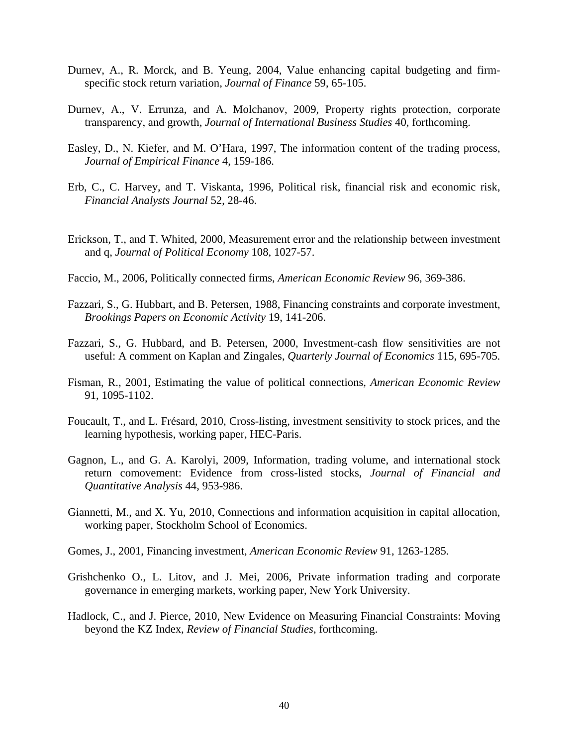Durnev, A., R. Morck, and B. Yeung, 2004, Value enhancing capital budgeting and firm-specific stock return variation, *Journal of Finance* 59, 65-105.

Durnev, A., V. Errunza, and A. Molchanov, 2009, Property rights protection, corporate transparency, and growth, *Journal of International Business Studies* 40, forthcoming.

Easley, D., N. Kiefer, and M. O'Hara, 1997, The information content of the trading process, *Journal of Empirical Finance* 4, 159-186.

Erb, C., C. Harvey, and T. Viskanta, 1996, Political risk, financial risk and economic risk, *Financial Analysts Journal* 52, 28-46.

Erickson, T., and T. Whited, 2000, Measurement error and the relationship between investment and q, *Journal of Political Economy* 108, 1027-57.

Faccio, M., 2006, Politically connected firms, *American Economic Review* 96, 369-386.

Fazzari, S., G. Hubbart, and B. Petersen, 1988, Financing constraints and corporate investment, *Brookings Papers on Economic Activity* 19, 141-206.

Fazzari, S., G. Hubbard, and B. Petersen, 2000, Investment-cash flow sensitivities are not useful: A comment on Kaplan and Zingales, *Quarterly Journal of Economics* 115, 695-705.

Fisman, R., 2001, Estimating the value of political connections, *American Economic Review* 91, 1095-1102.

Foucault, T., and L. Frésard, 2010, Cross-listing, investment sensitivity to stock prices, and the learning hypothesis, working paper, HEC-Paris.

Gagnon, L., and G. A. Karolyi, 2009, Information, trading volume, and international stock return comovement: Evidence from cross-listed stocks, *Journal of Financial and Quantitative Analysis* 44, 953-986.

Giannetti, M., and X. Yu, 2010, Connections and information acquisition in capital allocation, working paper, Stockholm School of Economics.

Gomes, J., 2001, Financing investment, *American Economic Review* 91, 1263-1285.

Grishchenko O., L. Litov, and J. Mei, 2006, Private information trading and corporate governance in emerging markets, working paper, New York University.

Hadlock, C., and J. Pierce, 2010, New Evidence on Measuring Financial Constraints: Moving beyond the KZ Index, *Review of Financial Studies*, forthcoming.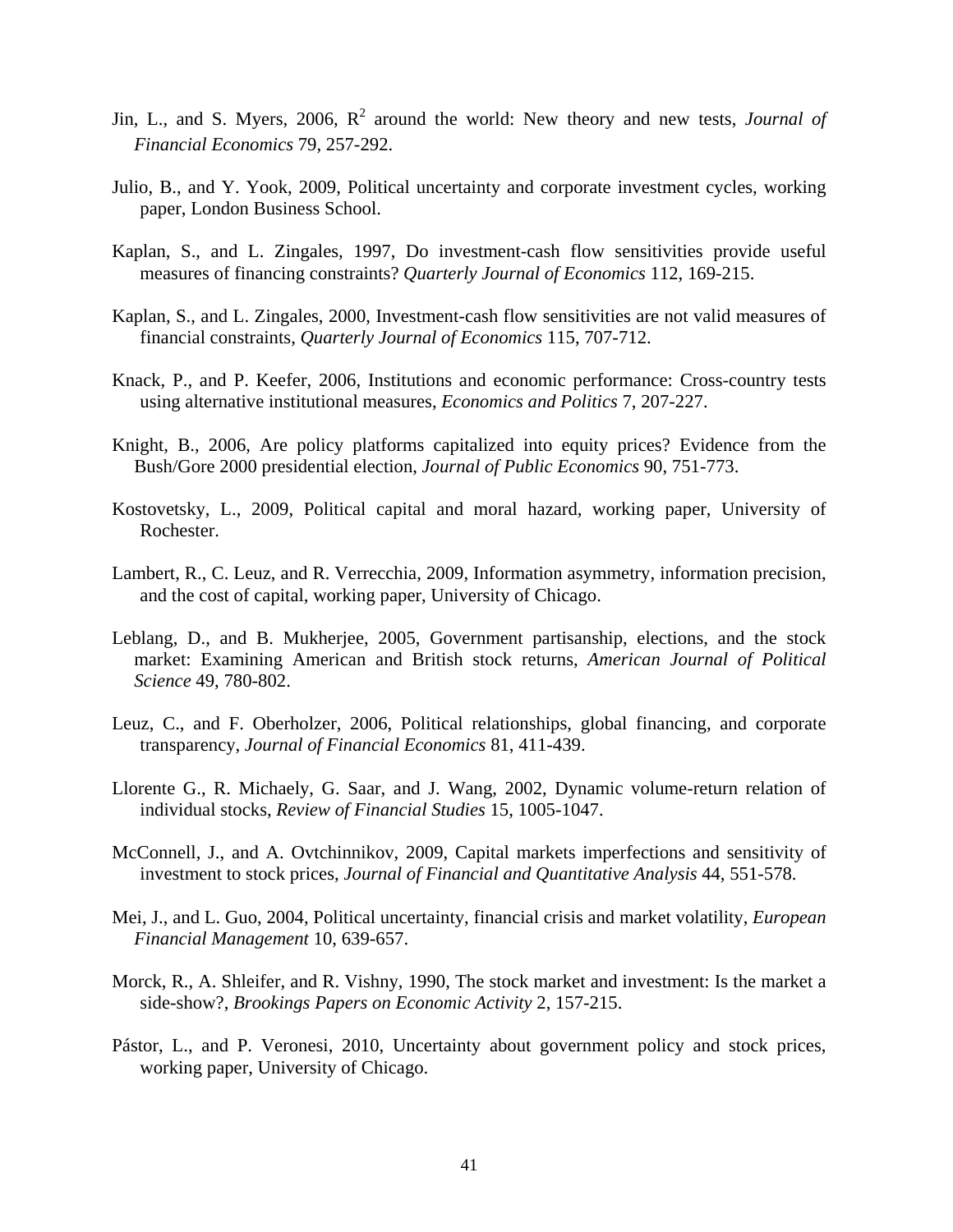Jin, L., and S. Myers, 2006, $R^2$ around the world: New theory and new tests, *Journal of Financial Economics* 79, 257-292.

Julio, B., and Y. Yook, 2009, Political uncertainty and corporate investment cycles, working paper, London Business School.

Kaplan, S., and L. Zingales, 1997, Do investment-cash flow sensitivities provide useful measures of financing constraints? *Quarterly Journal of Economics* 112, 169-215.

Kaplan, S., and L. Zingales, 2000, Investment-cash flow sensitivities are not valid measures of financial constraints, *Quarterly Journal of Economics* 115, 707-712.

Knack, P., and P. Keefer, 2006, Institutions and economic performance: Cross-country tests using alternative institutional measures, *Economics and Politics* 7, 207-227.

Knight, B., 2006, Are policy platforms capitalized into equity prices? Evidence from the Bush/Gore 2000 presidential election, *Journal of Public Economics* 90, 751-773.

Kostovetsky, L., 2009, Political capital and moral hazard, working paper, University of Rochester.

Lambert, R., C. Leuz, and R. Verrecchia, 2009, Information asymmetry, information precision, and the cost of capital, working paper, University of Chicago.

Leblang, D., and B. Mukherjee, 2005, Government partisanship, elections, and the stock market: Examining American and British stock returns, *American Journal of Political Science* 49, 780-802.

Leuz, C., and F. Oberholzer, 2006, Political relationships, global financing, and corporate transparency, *Journal of Financial Economics* 81, 411-439.

Llorente G., R. Michaely, G. Saar, and J. Wang, 2002, Dynamic volume-return relation of individual stocks, *Review of Financial Studies* 15, 1005-1047.

McConnell, J., and A. Ovtchinnikov, 2009, Capital markets imperfections and sensitivity of investment to stock prices, *Journal of Financial and Quantitative Analysis* 44, 551-578.

Mei, J., and L. Guo, 2004, Political uncertainty, financial crisis and market volatility, *European Financial Management* 10, 639-657.

Morck, R., A. Shleifer, and R. Vishny, 1990, The stock market and investment: Is the market a side-show?, *Brookings Papers on Economic Activity* 2, 157-215.

Pástor, L., and P. Veronesi, 2010, Uncertainty about government policy and stock prices, working paper, University of Chicago.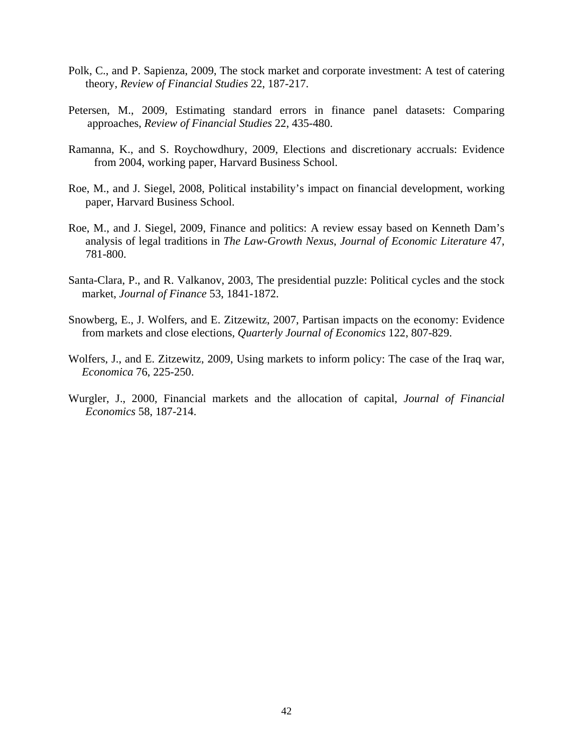Polk, C., and P. Sapienza, 2009, The stock market and corporate investment: A test of catering theory, *Review of Financial Studies* 22, 187-217.

Petersen, M., 2009, Estimating standard errors in finance panel datasets: Comparing approaches, *Review of Financial Studies* 22, 435-480.

Ramanna, K., and S. Roychowdhury, 2009, Elections and discretionary accruals: Evidence from 2004, working paper, Harvard Business School.

Roe, M., and J. Siegel, 2008, Political instability's impact on financial development, working paper, Harvard Business School.

Roe, M., and J. Siegel, 2009, Finance and politics: A review essay based on Kenneth Dam's analysis of legal traditions in *The Law-Growth Nexus*, *Journal of Economic Literature* 47, 781-800.

Santa-Clara, P., and R. Valkanov, 2003, The presidential puzzle: Political cycles and the stock market, *Journal of Finance* 53, 1841-1872.

Snowberg, E., J. Wolfers, and E. Zitzewitz, 2007, Partisan impacts on the economy: Evidence from markets and close elections, *Quarterly Journal of Economics* 122, 807-829.

Wolfers, J., and E. Zitzewitz, 2009, Using markets to inform policy: The case of the Iraq war, *Economica* 76, 225-250.

Wurgler, J., 2000, Financial markets and the allocation of capital, *Journal of Financial Economics* 58, 187-214.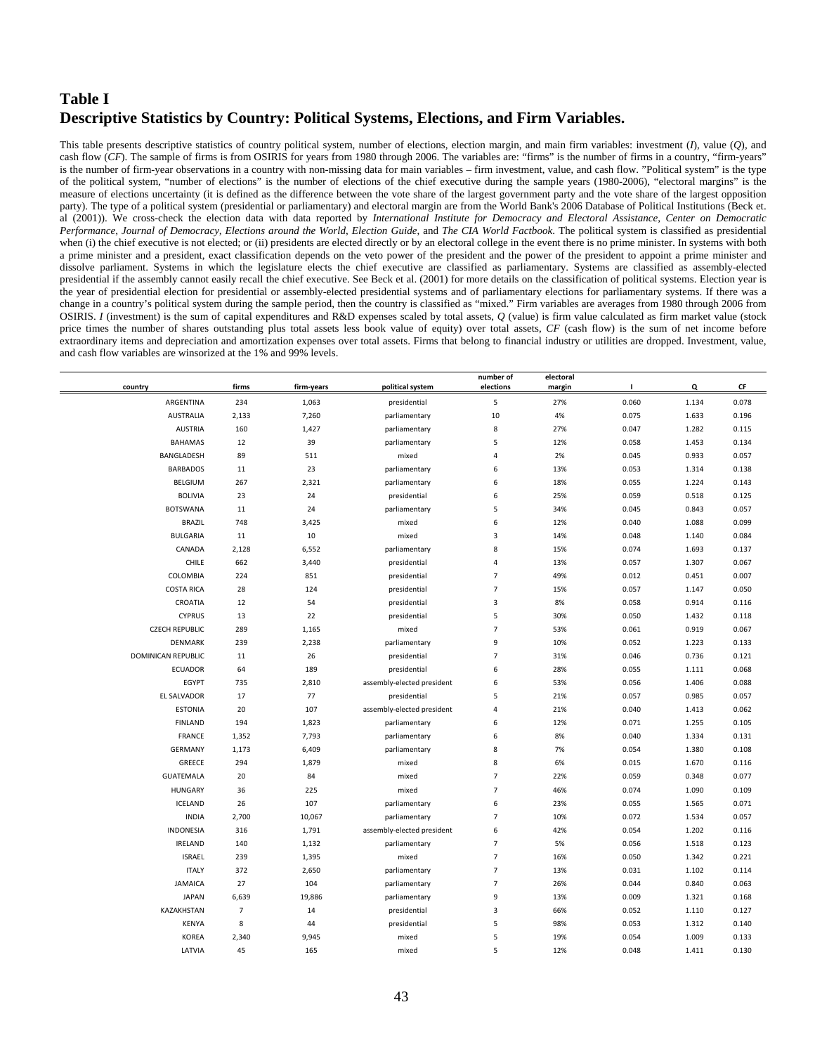## Table I

## Descriptive Statistics by Country: Political Systems, Elections, and Firm Variables.

This table presents descriptive statistics of country political system, number of elections, election margin, and main firm variables: investment (*I*), value (*Q*), and cash flow (*CF*). The sample of firms is from OSIRIS for years from 1980 through 2006. The variables are: "firms" is the number of firms in a country, "firm-years" is the number of firm-year observations in a country with non-missing data for main variables – firm investment, value, and cash flow. "Political system" is the type of the political system, "number of elections" is the number of elections of the chief executive during the sample years (1980-2006), "electoral margins" is the measure of elections uncertainty (it is defined as the difference between the vote share of the largest government party and the vote share of the largest opposition party). The type of a political system (presidential or parliamentary) and electoral margin are from the World Bank's 2006 Database of Political Institutions (Beck et. al (2001)). We cross-check the election data with data reported by *International Institute for Democracy and Electoral Assistance*, *Center on Democratic Performance*, *Journal of Democracy, Elections around the World, Election Guide*, and *The CIA World Factbook*. The political system is classified as presidential when (i) the chief executive is not elected; or (ii) presidents are elected directly or by an electoral college in the event there is no prime minister. In systems with both a prime minister and a president, exact classification depends on the veto power of the president and the power of the president to appoint a prime minister and dissolve parliament. Systems in which the legislature elects the chief executive are classified as parliamentary. Systems are classified as assembly-elected presidential if the assembly cannot easily recall the chief executive. See Beck et al. (2001) for more details on the classification of political systems. Election year is the year of presidential election for presidential or assembly-elected presidential systems and of parliamentary elections for parliamentary systems. If there was a change in a country's political system during the sample period, then the country is classified as "mixed." Firm variables are averages from 1980 through 2006 from OSIRIS. *I* (investment) is the sum of capital expenditures and R&D expenses scaled by total assets, *Q* (value) is firm value calculated as firm market value (stock price times the number of shares outstanding plus total assets less book value of equity) over total assets, *CF* (cash flow) is the sum of net income before extraordinary items and depreciation and amortization expenses over total assets. Firms that belong to financial industry or utilities are dropped. Investment, value, and cash flow variables are winsorized at the 1% and 99% levels.

| country | firms | firm-years | political system | number of elections | electoral margin | I | Q | CF |
|---|---|---|---|---|---|---|---|---|
| ARGENTINA | 234 | 1,063 | presidential | 5 | 27% | 0.060 | 1.134 | 0.078 |
| AUSTRALIA | 2,133 | 7,260 | parliamentary | 10 | 4% | 0.075 | 1.633 | 0.196 |
| AUSTRIA | 160 | 1,427 | parliamentary | 8 | 27% | 0.047 | 1.282 | 0.115 |
| BAHAMAS | 12 | 39 | parliamentary | 5 | 12% | 0.058 | 1.453 | 0.134 |
| BANGLADESH | 89 | 511 | mixed | 4 | 2% | 0.045 | 0.933 | 0.057 |
| BARBADOS | 11 | 23 | parliamentary | 6 | 13% | 0.053 | 1.314 | 0.138 |
| BELGIUM | 267 | 2,321 | parliamentary | 6 | 18% | 0.055 | 1.224 | 0.143 |
| BOLIVIA | 23 | 24 | presidential | 6 | 25% | 0.059 | 0.518 | 0.125 |
| BOTSWANA | 11 | 24 | parliamentary | 5 | 34% | 0.045 | 0.843 | 0.057 |
| BRAZIL | 748 | 3,425 | mixed | 6 | 12% | 0.040 | 1.088 | 0.099 |
| BULGARIA | 11 | 10 | mixed | 3 | 14% | 0.048 | 1.140 | 0.084 |
| CANADA | 2,128 | 6,552 | parliamentary | 8 | 15% | 0.074 | 1.693 | 0.137 |
| CHILE | 662 | 3,440 | presidential | 4 | 13% | 0.057 | 1.307 | 0.067 |
| COLOMBIA | 224 | 851 | presidential | 7 | 49% | 0.012 | 0.451 | 0.007 |
| COSTA RICA | 28 | 124 | presidential | 7 | 15% | 0.057 | 1.147 | 0.050 |
| CROATIA | 12 | 54 | presidential | 3 | 8% | 0.058 | 0.914 | 0.116 |
| CYPRUS | 13 | 22 | presidential | 5 | 30% | 0.050 | 1.432 | 0.118 |
| CZECH REPUBLIC | 289 | 1,165 | mixed | 7 | 53% | 0.061 | 0.919 | 0.067 |
| DENMARK | 239 | 2,238 | parliamentary | 9 | 10% | 0.052 | 1.223 | 0.133 |
| DOMINICAN REPUBLIC | 11 | 26 | presidential | 7 | 31% | 0.046 | 0.736 | 0.121 |
| ECUADOR | 64 | 189 | presidential | 6 | 28% | 0.055 | 1.111 | 0.068 |
| EGYPT | 735 | 2,810 | assembly-elected president | 6 | 53% | 0.056 | 1.406 | 0.088 |
| EL SALVADOR | 17 | 77 | presidential | 5 | 21% | 0.057 | 0.985 | 0.057 |
| ESTONIA | 20 | 107 | assembly-elected president | 4 | 21% | 0.040 | 1.413 | 0.062 |
| FINLAND | 194 | 1,823 | parliamentary | 6 | 12% | 0.071 | 1.255 | 0.105 |
| FRANCE | 1,352 | 7,793 | parliamentary | 6 | 8% | 0.040 | 1.334 | 0.131 |
| GERMANY | 1,173 | 6,409 | parliamentary | 8 | 7% | 0.054 | 1.380 | 0.108 |
| GREECE | 294 | 1,879 | mixed | 8 | 6% | 0.015 | 1.670 | 0.116 |
| GUATEMALA | 20 | 84 | mixed | 7 | 22% | 0.059 | 0.348 | 0.077 |
| HUNGARY | 36 | 225 | mixed | 7 | 46% | 0.074 | 1.090 | 0.109 |
| ICELAND | 26 | 107 | parliamentary | 6 | 23% | 0.055 | 1.565 | 0.071 |
| INDIA | 2,700 | 10,067 | parliamentary | 7 | 10% | 0.072 | 1.534 | 0.057 |
| INDONESIA | 316 | 1,791 | assembly-elected president | 6 | 42% | 0.054 | 1.202 | 0.116 |
| IRELAND | 140 | 1,132 | parliamentary | 7 | 5% | 0.056 | 1.518 | 0.123 |
| ISRAEL | 239 | 1,395 | mixed | 7 | 16% | 0.050 | 1.342 | 0.221 |
| ITALY | 372 | 2,650 | parliamentary | 7 | 13% | 0.031 | 1.102 | 0.114 |
| JAMAICA | 27 | 104 | parliamentary | 7 | 26% | 0.044 | 0.840 | 0.063 |
| JAPAN | 6,639 | 19,886 | parliamentary | 9 | 13% | 0.009 | 1.321 | 0.168 |
| KAZAKHSTAN | 7 | 14 | presidential | 3 | 66% | 0.052 | 1.110 | 0.127 |
| KENYA | 8 | 44 | presidential | 5 | 98% | 0.053 | 1.312 | 0.140 |
| KOREA | 2,340 | 9,945 | mixed | 5 | 19% | 0.054 | 1.009 | 0.133 |
| LATVIA | 45 | 165 | mixed | 5 | 12% | 0.048 | 1.411 | 0.130 |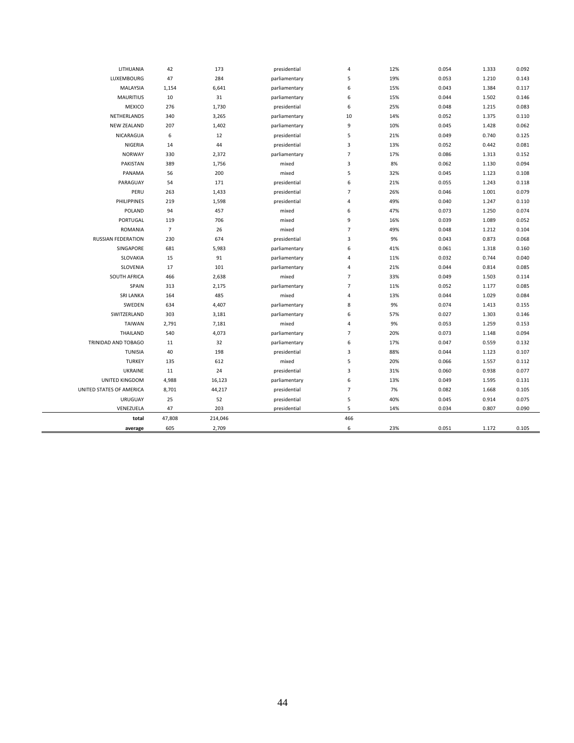| | | | | | | | | |
|---|---|---|---|---|---|---|---|---|
| LITHUANIA | 42 | 173 | presidential | 4 | 12% | 0.054 | 1.333 | 0.092 |
| LUXEMBOURG | 47 | 284 | parliamentary | 5 | 19% | 0.053 | 1.210 | 0.143 |
| MALAYSIA | 1,154 | 6,641 | parliamentary | 6 | 15% | 0.043 | 1.384 | 0.117 |
| MAURITIUS | 10 | 31 | parliamentary | 6 | 15% | 0.044 | 1.502 | 0.146 |
| MEXICO | 276 | 1,730 | presidential | 6 | 25% | 0.048 | 1.215 | 0.083 |
| NETHERLANDS | 340 | 3,265 | parliamentary | 10 | 14% | 0.052 | 1.375 | 0.110 |
| NEW ZEALAND | 207 | 1,402 | parliamentary | 9 | 10% | 0.045 | 1.428 | 0.062 |
| NICARAGUA | 6 | 12 | presidential | 5 | 21% | 0.049 | 0.740 | 0.125 |
| NIGERIA | 14 | 44 | presidential | 3 | 13% | 0.052 | 0.442 | 0.081 |
| NORWAY | 330 | 2,372 | parliamentary | 7 | 17% | 0.086 | 1.313 | 0.152 |
| PAKISTAN | 389 | 1,756 | mixed | 3 | 8% | 0.062 | 1.130 | 0.094 |
| PANAMA | 56 | 200 | mixed | 5 | 32% | 0.045 | 1.123 | 0.108 |
| PARAGUAY | 54 | 171 | presidential | 6 | 21% | 0.055 | 1.243 | 0.118 |
| PERU | 263 | 1,433 | presidential | 7 | 26% | 0.046 | 1.001 | 0.079 |
| PHILIPPINES | 219 | 1,598 | presidential | 4 | 49% | 0.040 | 1.247 | 0.110 |
| POLAND | 94 | 457 | mixed | 6 | 47% | 0.073 | 1.250 | 0.074 |
| PORTUGAL | 119 | 706 | mixed | 9 | 16% | 0.039 | 1.089 | 0.052 |
| ROMANIA | 7 | 26 | mixed | 7 | 49% | 0.048 | 1.212 | 0.104 |
| RUSSIAN FEDERATION | 230 | 674 | presidential | 3 | 9% | 0.043 | 0.873 | 0.068 |
| SINGAPORE | 681 | 5,983 | parliamentary | 6 | 41% | 0.061 | 1.318 | 0.160 |
| SLOVAKIA | 15 | 91 | parliamentary | 4 | 11% | 0.032 | 0.744 | 0.040 |
| SLOVENIA | 17 | 101 | parliamentary | 4 | 21% | 0.044 | 0.814 | 0.085 |
| SOUTH AFRICA | 466 | 2,638 | mixed | 7 | 33% | 0.049 | 1.503 | 0.114 |
| SPAIN | 313 | 2,175 | parliamentary | 7 | 11% | 0.052 | 1.177 | 0.085 |
| SRI LANKA | 164 | 485 | mixed | 4 | 13% | 0.044 | 1.029 | 0.084 |
| SWEDEN | 634 | 4,407 | parliamentary | 8 | 9% | 0.074 | 1.413 | 0.155 |
| SWITZERLAND | 303 | 3,181 | parliamentary | 6 | 57% | 0.027 | 1.303 | 0.146 |
| TAIWAN | 2,791 | 7,181 | mixed | 4 | 9% | 0.053 | 1.259 | 0.153 |
| THAILAND | 540 | 4,073 | parliamentary | 7 | 20% | 0.073 | 1.148 | 0.094 |
| TRINIDAD AND TOBAGO | 11 | 32 | parliamentary | 6 | 17% | 0.047 | 0.559 | 0.132 |
| TUNISIA | 40 | 198 | presidential | 3 | 88% | 0.044 | 1.123 | 0.107 |
| TURKEY | 135 | 612 | mixed | 5 | 20% | 0.066 | 1.557 | 0.112 |
| UKRAINE | 11 | 24 | presidential | 3 | 31% | 0.060 | 0.938 | 0.077 |
| UNITED KINGDOM | 4,988 | 16,123 | parliamentary | 6 | 13% | 0.049 | 1.595 | 0.131 |
| UNITED STATES OF AMERICA | 8,701 | 44,217 | presidential | 7 | 7% | 0.082 | 1.668 | 0.105 |
| URUGUAY | 25 | 52 | presidential | 5 | 40% | 0.045 | 0.914 | 0.075 |
| VENEZUELA | 47 | 203 | presidential | 5 | 14% | 0.034 | 0.807 | 0.090 |
| **total** | 47,808 | 214,046 | | 466 | | | | |
| **average** | 605 | 2,709 | | 6 | 23% | 0.051 | 1.172 | 0.105 |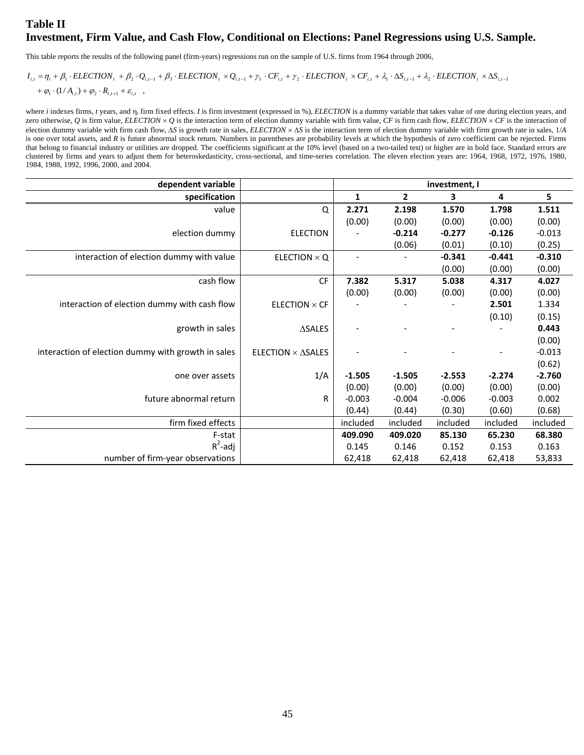# Table II
## Investment, Firm Value, and Cash Flow, Conditional on Elections: Panel Regressions using U.S. Sample.

This table reports the results of the following panel (firm-years) regressions run on the sample of U.S. firms from 1964 through 2006,

$$I_{i,t} = \eta_i + \beta_1 \cdot ELECTION_t + \beta_2 \cdot Q_{i,t-1} + \beta_3 \cdot ELECTION_t \times Q_{i,t-1} + \gamma_1 \cdot CF_{i,t} + \gamma_2 \cdot ELECTION_t \times CF_{i,t} + \lambda_1 \cdot \Delta S_{i,t-1} + \lambda_2 \cdot ELECTION_t \times \Delta S_{i,t-1}$$
$$+ \varphi_1 \cdot (1/A_{i,t}) + \varphi_2 \cdot R_{i,t+1} + \varepsilon_{i,t} \quad ,$$

where *i* indexes firms, *t* years, and $\eta_i$ firm fixed effects. *I* is firm investment (expressed in %), *ELECTION* is a dummy variable that takes value of one during election years, and zero otherwise, *Q* is firm value, *ELECTION* × *Q* is the interaction term of election dummy variable with firm value, *CF* is firm cash flow, *ELECTION* × *CF* is the interaction of election dummy variable with firm cash flow, $\Delta S$ is growth rate in sales, *ELECTION* × $\Delta S$ is the interaction term of election dummy variable with firm growth rate in sales, 1/*A* is one over total assets, and *R* is future abnormal stock return. Numbers in parentheses are probability levels at which the hypothesis of zero coefficient can be rejected. Firms that belong to financial industry or utilities are dropped. The coefficients significant at the 10% level (based on a two-tailed test) or higher are in bold face. Standard errors are clustered by firms and years to adjust them for heteroskedasticity, cross-sectional, and time-series correlation. The eleven election years are: 1964, 1968, 1972, 1976, 1980, 1984, 1988, 1992, 1996, 2000, and 2004.

| dependent variable | | investment, I | | | | |
|---|---|---|---|---|---|---|
| **specification** | | **1** | **2** | **3** | **4** | **5** |
| value | Q | **2.271** | **2.198** | **1.570** | **1.798** | **1.511** |
| | | (0.00) | (0.00) | (0.00) | (0.00) | (0.00) |
| election dummy | ELECTION | - | **-0.214** | **-0.277** | **-0.126** | -0.013 |
| | | | (0.06) | (0.01) | (0.10) | (0.25) |
| interaction of election dummy with value | ELECTION × Q | - | - | **-0.341** | **-0.441** | **-0.310** |
| | | | | (0.00) | (0.00) | (0.00) |
| cash flow | CF | **7.382** | **5.317** | **5.038** | **4.317** | **4.027** |
| | | (0.00) | (0.00) | (0.00) | (0.00) | (0.00) |
| interaction of election dummy with cash flow | ELECTION × CF | - | - | - | **2.501** | 1.334 |
| | | | | | (0.10) | (0.15) |
| growth in sales | ΔSALES | - | - | - | - | **0.443** |
| | | | | | | (0.00) |
| interaction of election dummy with growth in sales | ELECTION × ΔSALES | - | - | - | - | -0.013 |
| | | | | | | (0.62) |
| one over assets | 1/A | **-1.505** | **-1.505** | **-2.553** | **-2.274** | **-2.760** |
| | | (0.00) | (0.00) | (0.00) | (0.00) | (0.00) |
| future abnormal return | R | -0.003 | -0.004 | -0.006 | -0.003 | 0.002 |
| | | (0.44) | (0.44) | (0.30) | (0.60) | (0.68) |
| firm fixed effects | | included | included | included | included | included |
| F-stat | | **409.090** | **409.020** | **85.130** | **65.230** | **68.380** |
| $R^2$-adj | | 0.145 | 0.146 | 0.152 | 0.153 | 0.163 |
| number of firm-year observations | | 62,418 | 62,418 | 62,418 | 62,418 | 53,833 |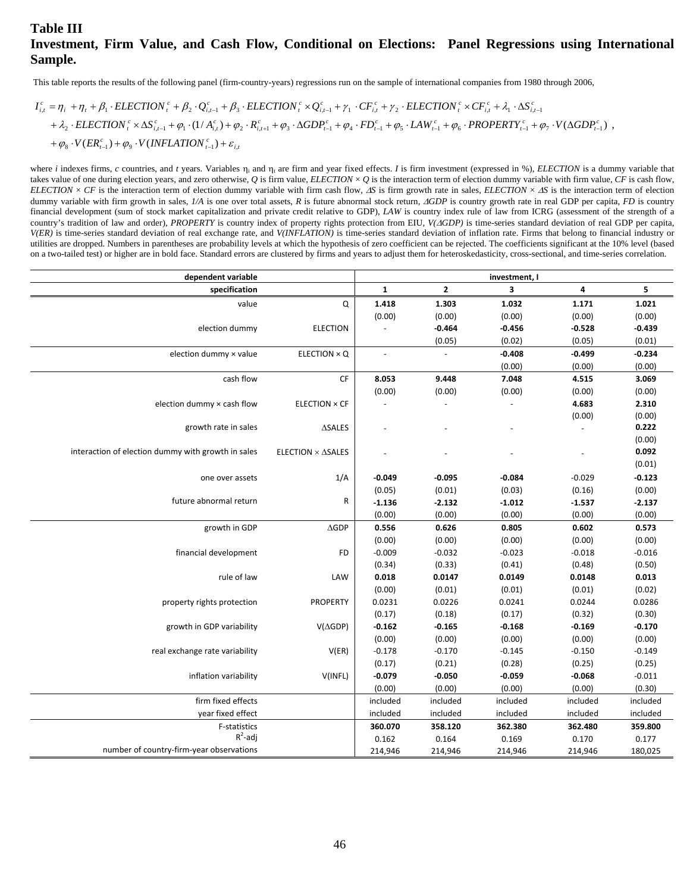# Table III
## Investment, Firm Value, and Cash Flow, Conditional on Elections: Panel Regressions using International Sample.

This table reports the results of the following panel (firm-country-years) regressions run on the sample of international companies from 1980 through 2006,

$$I_{i,t}^{c} = \eta_i + \eta_t + \beta_1 \cdot ELECTION_t^c + \beta_2 \cdot Q_{i,t-1}^c + \beta_3 \cdot ELECTION_t^c \times Q_{i,t-1}^c + \gamma_1 \cdot CF_{i,t}^c + \gamma_2 \cdot ELECTION_t^c \times CF_{i,t}^c + \lambda_1 \cdot \Delta S_{i,t-1}^c$$
$$+ \lambda_2 \cdot ELECTION_t^c \times \Delta S_{i,t-1}^c + \varphi_1 \cdot (1/A_{i,t}^c) + \varphi_2 \cdot R_{i,t+1}^c + \varphi_3 \cdot \Delta GDP_{t-1}^c + \varphi_4 \cdot FD_{t-1}^c + \varphi_5 \cdot LAW_{t-1}^c + \varphi_6 \cdot PROPERTY_{t-1}^c + \varphi_7 \cdot V(\Delta GDP_{t-1}^c) \ ,$$
$$+ \varphi_8 \cdot V(ER_{t-1}^c) + \varphi_9 \cdot V(INFLATION_{t-1}^c) + \varepsilon_{i,t}$$

where *i* indexes firms, *c* countries, and *t* years. Variables $\eta_i$ and $\eta_t$ are firm and year fixed effects. *I* is firm investment (expressed in %), *ELECTION* is a dummy variable that takes value of one during election years, and zero otherwise, *Q* is firm value, *ELECTION × Q* is the interaction term of election dummy variable with firm value, *CF* is cash flow, *ELECTION × CF* is the interaction term of election dummy variable with firm cash flow, *ΔS* is firm growth rate in sales, *ELECTION × ΔS* is the interaction term of election dummy variable with firm growth in sales, *1/A* is one over total assets, *R* is future abnormal stock return, *ΔGDP* is country growth rate in real GDP per capita, *FD* is country financial development (sum of stock market capitalization and private credit relative to GDP), *LAW* is country index rule of law from ICRG (assessment of the strength of a country's tradition of law and order), *PROPERTY* is country index of property rights protection from EIU, *V(ΔGDP)* is time-series standard deviation of real GDP per capita, *V(ER)* is time-series standard deviation of real exchange rate, and *V(INFLATION)* is time-series standard deviation of inflation rate. Firms that belong to financial industry or utilities are dropped. Numbers in parentheses are probability levels at which the hypothesis of zero coefficient can be rejected. The coefficients significant at the 10% level (based on a two-tailed test) or higher are in bold face. Standard errors are clustered by firms and years to adjust them for heteroskedasticity, cross-sectional, and time-series correlation.

| dependent variable | | investment, I | | | | |
|---|---|---|---|---|---|---|
| specification | | 1 | 2 | 3 | 4 | 5 |
| value | Q | **1.418** | **1.303** | **1.032** | **1.171** | **1.021** |
| | | (0.00) | (0.00) | (0.00) | (0.00) | (0.00) |
| election dummy | ELECTION | - | **-0.464** | **-0.456** | **-0.528** | **-0.439** |
| | | | (0.05) | (0.02) | (0.05) | (0.01) |
| election dummy × value | ELECTION × Q | - | - | **-0.408** | **-0.499** | **-0.234** |
| | | | | (0.00) | (0.00) | (0.00) |
| cash flow | CF | **8.053** | **9.448** | **7.048** | **4.515** | **3.069** |
| | | (0.00) | (0.00) | (0.00) | (0.00) | (0.00) |
| election dummy × cash flow | ELECTION × CF | - | - | - | **4.683** | **2.310** |
| | | | | | (0.00) | (0.00) |
| growth rate in sales | ΔSALES | - | - | - | - | **0.222** |
| | | | | | | (0.00) |
| interaction of election dummy with growth in sales | ELECTION × ΔSALES | - | - | - | - | **0.092** |
| | | | | | | (0.01) |
| one over assets | 1/A | **-0.049** | **-0.095** | **-0.084** | -0.029 | **-0.123** |
| | | (0.05) | (0.01) | (0.03) | (0.16) | (0.00) |
| future abnormal return | R | **-1.136** | **-2.132** | **-1.012** | **-1.537** | **-2.137** |
| | | (0.00) | (0.00) | (0.00) | (0.00) | (0.00) |
| growth in GDP | ΔGDP | **0.556** | **0.626** | **0.805** | **0.602** | **0.573** |
| | | (0.00) | (0.00) | (0.00) | (0.00) | (0.00) |
| financial development | FD | -0.009 | -0.032 | -0.023 | -0.018 | -0.016 |
| | | (0.34) | (0.33) | (0.41) | (0.48) | (0.50) |
| rule of law | LAW | **0.018** | **0.0147** | **0.0149** | **0.0148** | **0.013** |
| | | (0.00) | (0.01) | (0.01) | (0.01) | (0.02) |
| property rights protection | PROPERTY | 0.0231 | 0.0226 | 0.0241 | 0.0244 | 0.0286 |
| | | (0.17) | (0.18) | (0.17) | (0.32) | (0.30) |
| growth in GDP variability | V(ΔGDP) | **-0.162** | **-0.165** | **-0.168** | **-0.169** | **-0.170** |
| | | (0.00) | (0.00) | (0.00) | (0.00) | (0.00) |
| real exchange rate variability | V(ER) | -0.178 | -0.170 | -0.145 | -0.150 | -0.149 |
| | | (0.17) | (0.21) | (0.28) | (0.25) | (0.25) |
| inflation variability | V(INFL) | **-0.079** | **-0.050** | **-0.059** | **-0.068** | -0.011 |
| | | (0.00) | (0.00) | (0.00) | (0.00) | (0.30) |
| firm fixed effects | | included | included | included | included | included |
| year fixed effect | | included | included | included | included | included |
| F-statistics | | **360.070** | **358.120** | **362.380** | **362.480** | **359.800** |
| $R^2$-adj | | 0.162 | 0.164 | 0.169 | 0.170 | 0.177 |
| number of country-firm-year observations | | 214,946 | 214,946 | 214,946 | 214,946 | 180,025 |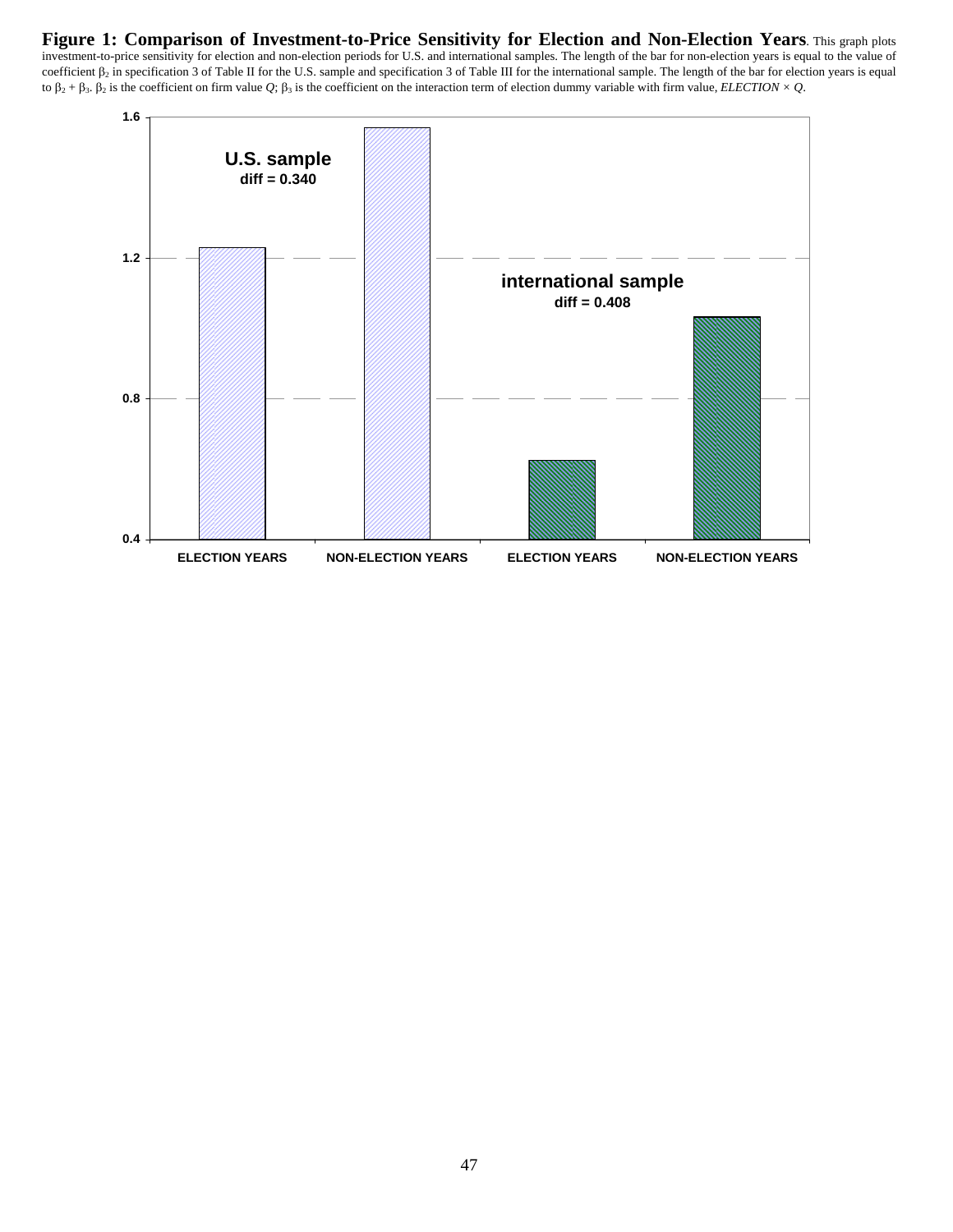**Figure 1: Comparison of Investment-to-Price Sensitivity for Election and Non-Election Years**. This graph plots investment-to-price sensitivity for election and non-election periods for U.S. and international samples. The length of the bar for non-election years is equal to the value of coefficient $\beta_2$ in specification 3 of Table II for the U.S. sample and specification 3 of Table III for the international sample. The length of the bar for election years is equal to $\beta_2 + \beta_3$. $\beta_2$ is the coefficient on firm value $Q$; $\beta_3$ is the coefficient on the interaction term of election dummy variable with firm value, *ELECTION* × *Q*.

**U.S. sample**
**diff = 0.340**

**international sample**
**diff = 0.408**

ELECTION YEARS | NON-ELECTION YEARS | ELECTION YEARS | NON-ELECTION YEARS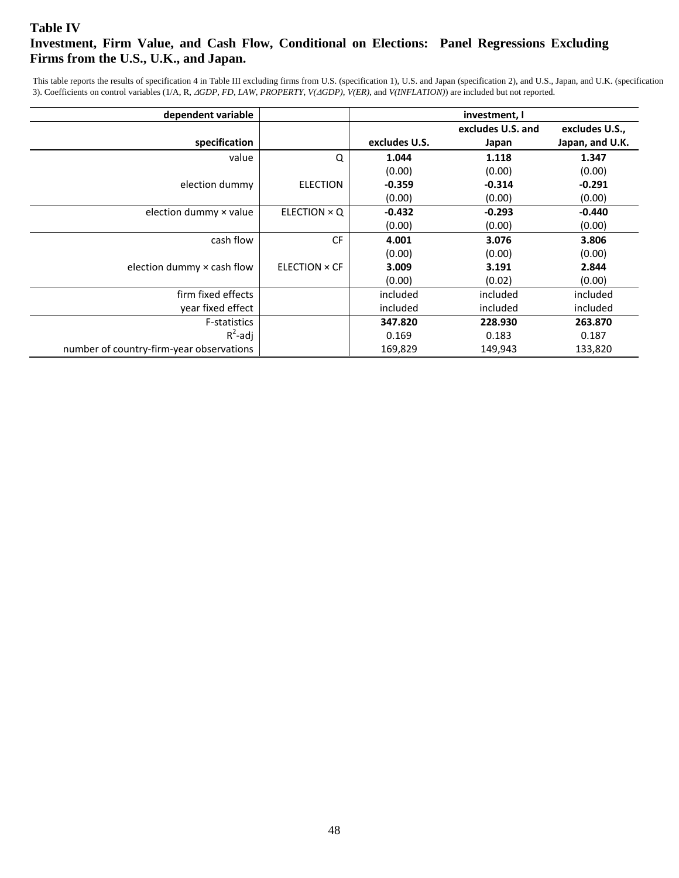**Table IV**

**Investment, Firm Value, and Cash Flow, Conditional on Elections: Panel Regressions Excluding Firms from the U.S., U.K., and Japan.**

This table reports the results of specification 4 in Table III excluding firms from U.S. (specification 1), U.S. and Japan (specification 2), and U.S., Japan, and U.K. (specification 3). Coefficients on control variables (1/A, R, *ΔGDP*, *FD*, *LAW*, *PROPERTY*, *V(ΔGDP)*, *V(ER)*, and *V(INFLATION)*) are included but not reported.

| **dependent variable** | | **investment, I** | | |
|---|---|---|---|---|
| **specification** | | **excludes U.S.** | **excludes U.S. and Japan** | **excludes U.S., Japan, and U.K.** |
| value | Q | **1.044** | **1.118** | **1.347** |
| | | (0.00) | (0.00) | (0.00) |
| election dummy | ELECTION | **-0.359** | **-0.314** | **-0.291** |
| | | (0.00) | (0.00) | (0.00) |
| election dummy × value | ELECTION × Q | **-0.432** | **-0.293** | **-0.440** |
| | | (0.00) | (0.00) | (0.00) |
| cash flow | CF | **4.001** | **3.076** | **3.806** |
| | | (0.00) | (0.00) | (0.00) |
| election dummy × cash flow | ELECTION × CF | **3.009** | **3.191** | **2.844** |
| | | (0.00) | (0.02) | (0.00) |
| firm fixed effects | | included | included | included |
| year fixed effect | | included | included | included |
| F-statistics | | **347.820** | **228.930** | **263.870** |
| $R^2$-adj | | 0.169 | 0.183 | 0.187 |
| number of country-firm-year observations | | 169,829 | 149,943 | 133,820 |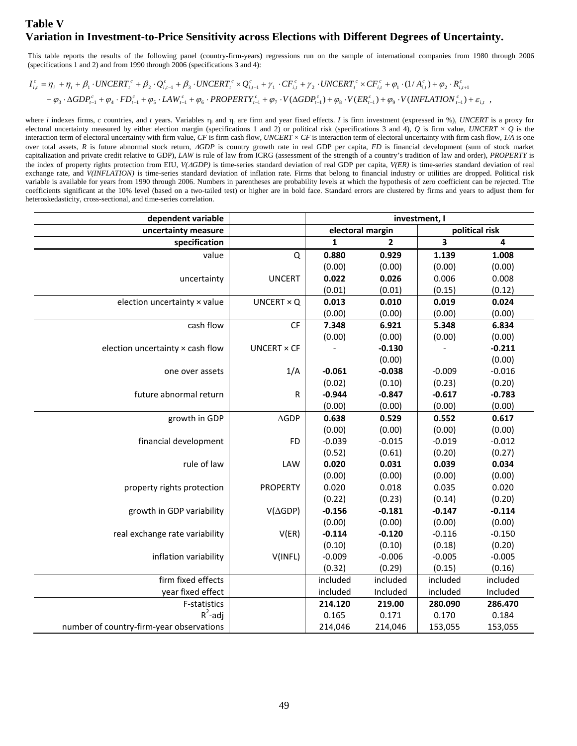## Table V
## Variation in Investment-to-Price Sensitivity across Elections with Different Degrees of Uncertainty.

This table reports the results of the following panel (country-firm-years) regressions run on the sample of international companies from 1980 through 2006 (specifications 1 and 2) and from 1990 through 2006 (specifications 3 and 4):

$$I_{i,t}^{c} = \eta_i + \eta_t + \beta_1 \cdot UNCERT_t^{c} + \beta_2 \cdot Q_{i,t-1}^{c} + \beta_3 \cdot UNCERT_t^{c} \times Q_{i,t-1}^{c} + \gamma_1 \cdot CF_{i,t}^{c} + \gamma_2 \cdot UNCERT_t^{c} \times CF_{i,t}^{c} + \varphi_1 \cdot (1/A_{i,t}^{c}) + \varphi_2 \cdot R_{i,t+1}^{c}$$
$$+ \varphi_3 \cdot \Delta GDP_{t-1}^{c} + \varphi_4 \cdot FD_{t-1}^{c} + \varphi_5 \cdot LAW_{t-1}^{c} + \varphi_6 \cdot PROPERTY_{t-1}^{c} + \varphi_7 \cdot V(\Delta GDP_{t-1}^{c}) + \varphi_8 \cdot V(ER_{t-1}^{c}) + \varphi_9 \cdot V(INFLATION_{t-1}^{c}) + \varepsilon_{i,t} \;,$$

where *i* indexes firms, *c* countries, and *t* years. Variables $\eta_i$ and $\eta_t$ are firm and year fixed effects. *I* is firm investment (expressed in %), *UNCERT* is a proxy for electoral uncertainty measured by either election margin (specifications 1 and 2) or political risk (specifications 3 and 4), *Q* is firm value, *UNCERT × Q* is the interaction term of electoral uncertainty with firm value, *CF* is firm cash flow, *UNCERT × CF* is interaction term of electoral uncertainty with firm cash flow, *1/A* is one over total assets, *R* is future abnormal stock return, *ΔGDP* is country growth rate in real GDP per capita, *FD* is financial development (sum of stock market capitalization and private credit relative to GDP), *LAW* is rule of law from ICRG (assessment of the strength of a country's tradition of law and order), *PROPERTY* is the index of property rights protection from EIU, *V(ΔGDP)* is time-series standard deviation of real GDP per capita, *V(ER)* is time-series standard deviation of real exchange rate, and *V(INFLATION)* is time-series standard deviation of inflation rate. Firms that belong to financial industry or utilities are dropped. Political risk variable is available for years from 1990 through 2006. Numbers in parentheses are probability levels at which the hypothesis of zero coefficient can be rejected. The coefficients significant at the 10% level (based on a two-tailed test) or higher are in bold face. Standard errors are clustered by firms and years to adjust them for heteroskedasticity, cross-sectional, and time-series correlation.

| dependent variable | | investment, I | | | |
|---|---|---|---|---|---|
| uncertainty measure | | electoral margin | | political risk | |
| specification | | 1 | 2 | 3 | 4 |
| value | Q | **0.880** | **0.929** | **1.139** | **1.008** |
| | | (0.00) | (0.00) | (0.00) | (0.00) |
| uncertainty | UNCERT | **0.022** | **0.026** | 0.006 | 0.008 |
| | | (0.01) | (0.01) | (0.15) | (0.12) |
| election uncertainty × value | UNCERT × Q | **0.013** | **0.010** | **0.019** | **0.024** |
| | | (0.00) | (0.00) | (0.00) | (0.00) |
| cash flow | CF | **7.348** | **6.921** | **5.348** | **6.834** |
| | | (0.00) | (0.00) | (0.00) | (0.00) |
| election uncertainty × cash flow | UNCERT × CF | - | **-0.130** | - | **-0.211** |
| | | | (0.00) | | (0.00) |
| one over assets | 1/A | **-0.061** | **-0.038** | -0.009 | -0.016 |
| | | (0.02) | (0.10) | (0.23) | (0.20) |
| future abnormal return | R | **-0.944** | **-0.847** | **-0.617** | **-0.783** |
| | | (0.00) | (0.00) | (0.00) | (0.00) |
| growth in GDP | ΔGDP | **0.638** | **0.529** | **0.552** | **0.617** |
| | | (0.00) | (0.00) | (0.00) | (0.00) |
| financial development | FD | -0.039 | -0.015 | -0.019 | -0.012 |
| | | (0.52) | (0.61) | (0.20) | (0.27) |
| rule of law | LAW | **0.020** | **0.031** | **0.039** | **0.034** |
| | | (0.00) | (0.00) | (0.00) | (0.00) |
| property rights protection | PROPERTY | 0.020 | 0.018 | 0.035 | 0.020 |
| | | (0.22) | (0.23) | (0.14) | (0.20) |
| growth in GDP variability | V(ΔGDP) | **-0.156** | **-0.181** | **-0.147** | **-0.114** |
| | | (0.00) | (0.00) | (0.00) | (0.00) |
| real exchange rate variability | V(ER) | **-0.114** | **-0.120** | -0.116 | -0.150 |
| | | (0.10) | (0.10) | (0.18) | (0.20) |
| inflation variability | V(INFL) | -0.009 | -0.006 | -0.005 | -0.005 |
| | | (0.32) | (0.29) | (0.15) | (0.16) |
| firm fixed effects | | included | included | included | included |
| year fixed effect | | included | Included | included | Included |
| F-statistics | | **214.120** | **219.00** | **280.090** | **286.470** |
| $R^2$-adj | | 0.165 | 0.171 | 0.170 | 0.184 |
| number of country-firm-year observations | | 214,046 | 214,046 | 153,055 | 153,055 |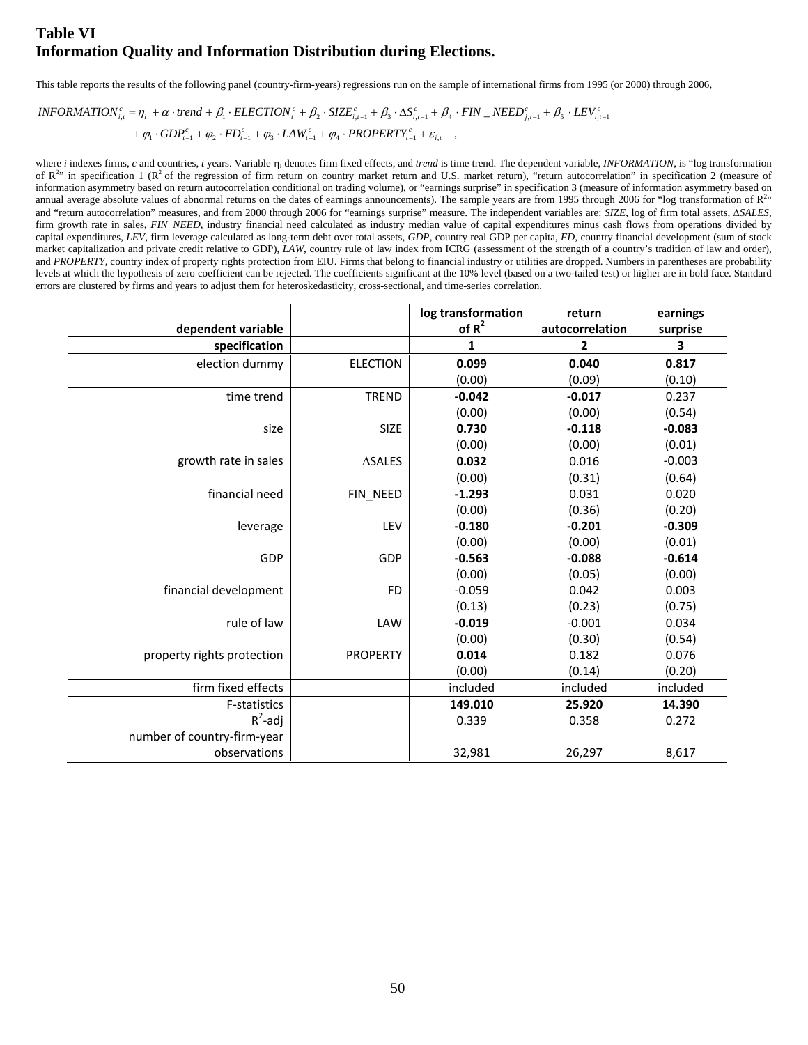# Table VI
# Information Quality and Information Distribution during Elections.

This table reports the results of the following panel (country-firm-years) regressions run on the sample of international firms from 1995 (or 2000) through 2006,

$$INFORMATION_{i,t}^{c} = \eta_i + \alpha \cdot trend + \beta_1 \cdot ELECTION_t^c + \beta_2 \cdot SIZE_{i,t-1}^c + \beta_3 \cdot \Delta S_{i,t-1}^c + \beta_4 \cdot FIN\_NEED_{j,t-1}^c + \beta_5 \cdot LEV_{i,t-1}^c$$
$$+ \varphi_1 \cdot GDP_{t-1}^c + \varphi_2 \cdot FD_{t-1}^c + \varphi_3 \cdot LAW_{t-1}^c + \varphi_4 \cdot PROPERTY_{t-1}^c + \varepsilon_{i,t} \quad ,$$

where *i* indexes firms, *c* and countries, *t* years. Variable $\eta_i$ denotes firm fixed effects, and *trend* is time trend. The dependent variable, *INFORMATION*, is "log transformation of $R^2$" in specification 1 ($R^2$ of the regression of firm return on country market return and U.S. market return), "return autocorrelation" in specification 2 (measure of information asymmetry based on return autocorrelation conditional on trading volume), or "earnings surprise" in specification 3 (measure of information asymmetry based on annual average absolute values of abnormal returns on the dates of earnings announcements). The sample years are from 1995 through 2006 for "log transformation of $R^2$" and "return autocorrelation" measures, and from 2000 through 2006 for "earnings surprise" measure. The independent variables are: *SIZE*, log of firm total assets, *ΔSALES*, firm growth rate in sales, *FIN_NEED*, industry financial need calculated as industry median value of capital expenditures minus cash flows from operations divided by capital expenditures, *LEV*, firm leverage calculated as long-term debt over total assets, *GDP*, country real GDP per capita, *FD*, country financial development (sum of stock market capitalization and private credit relative to GDP), *LAW*, country rule of law index from ICRG (assessment of the strength of a country's tradition of law and order), and *PROPERTY*, country index of property rights protection from EIU. Firms that belong to financial industry or utilities are dropped. Numbers in parentheses are probability levels at which the hypothesis of zero coefficient can be rejected. The coefficients significant at the 10% level (based on a two-tailed test) or higher are in bold face. Standard errors are clustered by firms and years to adjust them for heteroskedasticity, cross-sectional, and time-series correlation.

| dependent variable | | log transformation of $R^2$ | return autocorrelation | earnings surprise |
|---|---|---|---|---|
| specification | | 1 | 2 | 3 |
| election dummy | ELECTION | **0.099** | **0.040** | **0.817** |
| | | (0.00) | (0.09) | (0.10) |
| time trend | TREND | **-0.042** | **-0.017** | 0.237 |
| | | (0.00) | (0.00) | (0.54) |
| size | SIZE | **0.730** | **-0.118** | **-0.083** |
| | | (0.00) | (0.00) | (0.01) |
| growth rate in sales | ΔSALES | **0.032** | 0.016 | -0.003 |
| | | (0.00) | (0.31) | (0.64) |
| financial need | FIN_NEED | **-1.293** | 0.031 | 0.020 |
| | | (0.00) | (0.36) | (0.20) |
| leverage | LEV | **-0.180** | **-0.201** | **-0.309** |
| | | (0.00) | (0.00) | (0.01) |
| GDP | GDP | **-0.563** | **-0.088** | **-0.614** |
| | | (0.00) | (0.05) | (0.00) |
| financial development | FD | -0.059 | 0.042 | 0.003 |
| | | (0.13) | (0.23) | (0.75) |
| rule of law | LAW | **-0.019** | -0.001 | 0.034 |
| | | (0.00) | (0.30) | (0.54) |
| property rights protection | PROPERTY | **0.014** | 0.182 | 0.076 |
| | | (0.00) | (0.14) | (0.20) |
| firm fixed effects | | included | included | included |
| F-statistics | | **149.010** | **25.920** | **14.390** |
| $R^2$-adj | | 0.339 | 0.358 | 0.272 |
| number of country-firm-year observations | | 32,981 | 26,297 | 8,617 |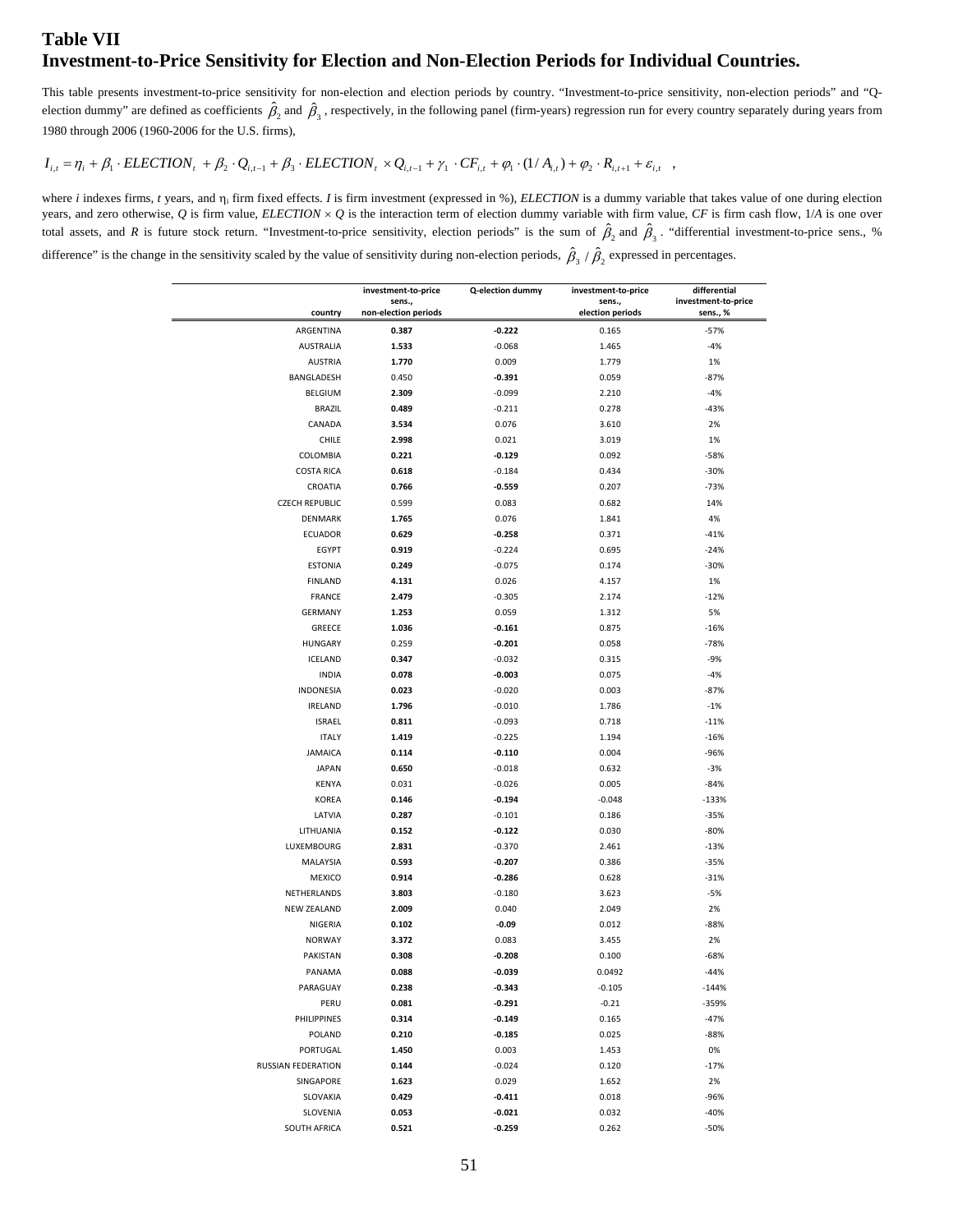# Table VII
# Investment-to-Price Sensitivity for Election and Non-Election Periods for Individual Countries.

This table presents investment-to-price sensitivity for non-election and election periods by country. "Investment-to-price sensitivity, non-election periods" and "Q-election dummy" are defined as coefficients $\hat{\beta}_2$ and $\hat{\beta}_3$, respectively, in the following panel (firm-years) regression run for every country separately during years from 1980 through 2006 (1960-2006 for the U.S. firms),

$$I_{i,t} = \eta_i + \beta_1 \cdot ELECTION_t + \beta_2 \cdot Q_{i,t-1} + \beta_3 \cdot ELECTION_t \times Q_{i,t-1} + \gamma_1 \cdot CF_{i,t} + \varphi_1 \cdot (1/A_{i,t}) + \varphi_2 \cdot R_{i,t+1} + \varepsilon_{i,t} \quad ,$$

where *i* indexes firms, *t* years, and $\eta_i$ firm fixed effects. *I* is firm investment (expressed in %), *ELECTION* is a dummy variable that takes value of one during election years, and zero otherwise, *Q* is firm value, *ELECTION* × *Q* is the interaction term of election dummy variable with firm value, *CF* is firm cash flow, 1/*A* is one over total assets, and *R* is future stock return. "Investment-to-price sensitivity, election periods" is the sum of $\hat{\beta}_2$ and $\hat{\beta}_3$. "differential investment-to-price sens., % difference" is the change in the sensitivity scaled by the value of sensitivity during non-election periods, $\hat{\beta}_3 / \hat{\beta}_2$ expressed in percentages.

| country | investment-to-price sens., non-election periods | Q-election dummy | investment-to-price sens., election periods | differential investment-to-price sens., % |
|---|---|---|---|---|
| ARGENTINA | **0.387** | **-0.222** | 0.165 | -57% |
| AUSTRALIA | **1.533** | -0.068 | 1.465 | -4% |
| AUSTRIA | **1.770** | 0.009 | 1.779 | 1% |
| BANGLADESH | 0.450 | **-0.391** | 0.059 | -87% |
| BELGIUM | **2.309** | -0.099 | 2.210 | -4% |
| BRAZIL | **0.489** | -0.211 | 0.278 | -43% |
| CANADA | **3.534** | 0.076 | 3.610 | 2% |
| CHILE | **2.998** | 0.021 | 3.019 | 1% |
| COLOMBIA | **0.221** | **-0.129** | 0.092 | -58% |
| COSTA RICA | **0.618** | -0.184 | 0.434 | -30% |
| CROATIA | **0.766** | **-0.559** | 0.207 | -73% |
| CZECH REPUBLIC | 0.599 | 0.083 | 0.682 | 14% |
| DENMARK | **1.765** | 0.076 | 1.841 | 4% |
| ECUADOR | **0.629** | **-0.258** | 0.371 | -41% |
| EGYPT | **0.919** | -0.224 | 0.695 | -24% |
| ESTONIA | **0.249** | -0.075 | 0.174 | -30% |
| FINLAND | **4.131** | 0.026 | 4.157 | 1% |
| FRANCE | **2.479** | -0.305 | 2.174 | -12% |
| GERMANY | **1.253** | 0.059 | 1.312 | 5% |
| GREECE | **1.036** | **-0.161** | 0.875 | -16% |
| HUNGARY | 0.259 | **-0.201** | 0.058 | -78% |
| ICELAND | **0.347** | -0.032 | 0.315 | -9% |
| INDIA | **0.078** | **-0.003** | 0.075 | -4% |
| INDONESIA | **0.023** | -0.020 | 0.003 | -87% |
| IRELAND | **1.796** | -0.010 | 1.786 | -1% |
| ISRAEL | **0.811** | -0.093 | 0.718 | -11% |
| ITALY | **1.419** | -0.225 | 1.194 | -16% |
| JAMAICA | **0.114** | **-0.110** | 0.004 | -96% |
| JAPAN | **0.650** | -0.018 | 0.632 | -3% |
| KENYA | 0.031 | -0.026 | 0.005 | -84% |
| KOREA | **0.146** | **-0.194** | -0.048 | -133% |
| LATVIA | **0.287** | -0.101 | 0.186 | -35% |
| LITHUANIA | **0.152** | **-0.122** | 0.030 | -80% |
| LUXEMBOURG | **2.831** | -0.370 | 2.461 | -13% |
| MALAYSIA | **0.593** | **-0.207** | 0.386 | -35% |
| MEXICO | **0.914** | **-0.286** | 0.628 | -31% |
| NETHERLANDS | **3.803** | -0.180 | 3.623 | -5% |
| NEW ZEALAND | **2.009** | 0.040 | 2.049 | 2% |
| NIGERIA | **0.102** | **-0.09** | 0.012 | -88% |
| NORWAY | **3.372** | 0.083 | 3.455 | 2% |
| PAKISTAN | **0.308** | **-0.208** | 0.100 | -68% |
| PANAMA | **0.088** | **-0.039** | 0.0492 | -44% |
| PARAGUAY | **0.238** | **-0.343** | -0.105 | -144% |
| PERU | **0.081** | **-0.291** | -0.21 | -359% |
| PHILIPPINES | **0.314** | **-0.149** | 0.165 | -47% |
| POLAND | **0.210** | **-0.185** | 0.025 | -88% |
| PORTUGAL | **1.450** | 0.003 | 1.453 | 0% |
| RUSSIAN FEDERATION | **0.144** | -0.024 | 0.120 | -17% |
| SINGAPORE | **1.623** | 0.029 | 1.652 | 2% |
| SLOVAKIA | **0.429** | **-0.411** | 0.018 | -96% |
| SLOVENIA | **0.053** | **-0.021** | 0.032 | -40% |
| SOUTH AFRICA | **0.521** | **-0.259** | 0.262 | -50% |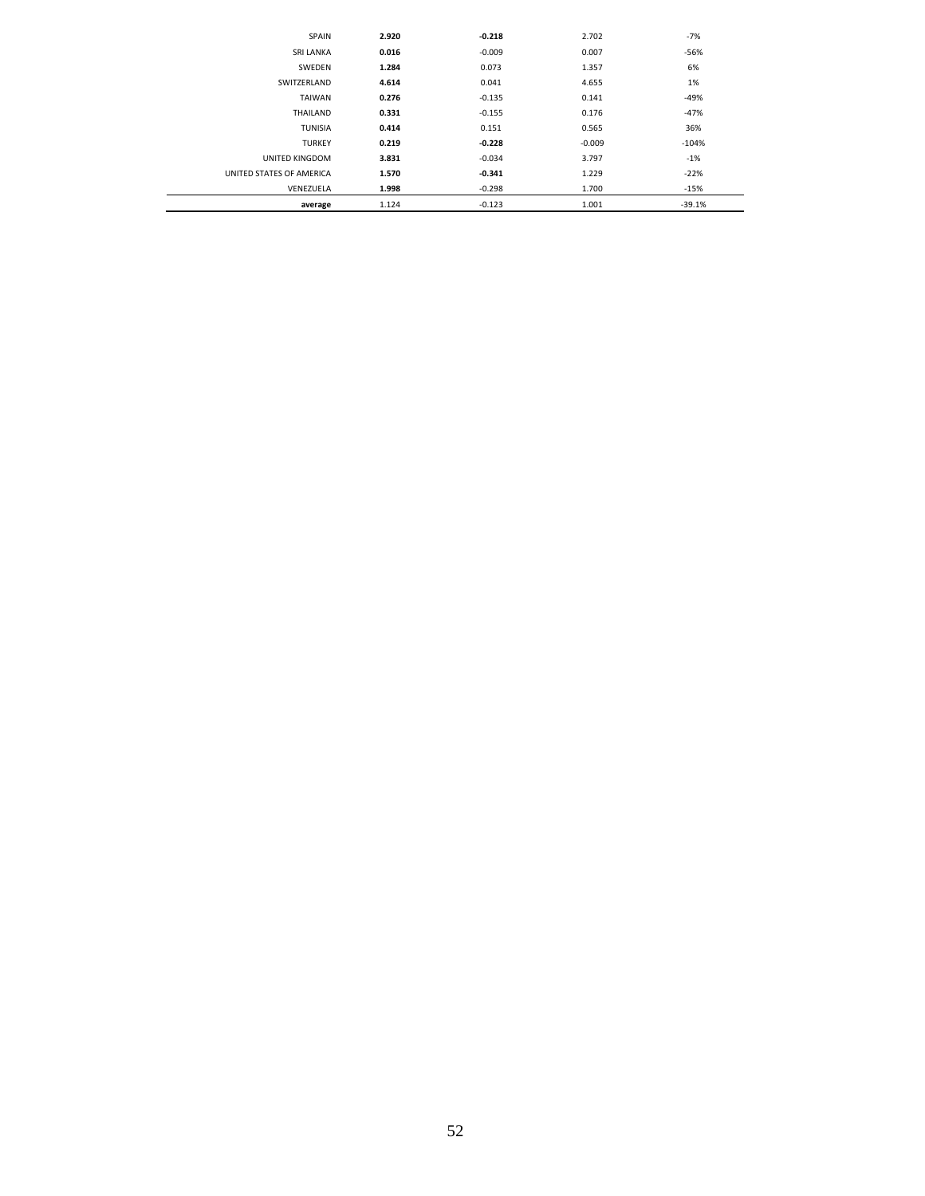| | | | | |
|---|---|---|---|---|
| SPAIN | **2.920** | **-0.218** | 2.702 | -7% |
| SRI LANKA | **0.016** | -0.009 | 0.007 | -56% |
| SWEDEN | **1.284** | 0.073 | 1.357 | 6% |
| SWITZERLAND | **4.614** | 0.041 | 4.655 | 1% |
| TAIWAN | **0.276** | -0.135 | 0.141 | -49% |
| THAILAND | **0.331** | -0.155 | 0.176 | -47% |
| TUNISIA | **0.414** | 0.151 | 0.565 | 36% |
| TURKEY | **0.219** | **-0.228** | -0.009 | -104% |
| UNITED KINGDOM | **3.831** | -0.034 | 3.797 | -1% |
| UNITED STATES OF AMERICA | **1.570** | **-0.341** | 1.229 | -22% |
| VENEZUELA | **1.998** | -0.298 | 1.700 | -15% |
| **average** | 1.124 | -0.123 | 1.001 | -39.1% |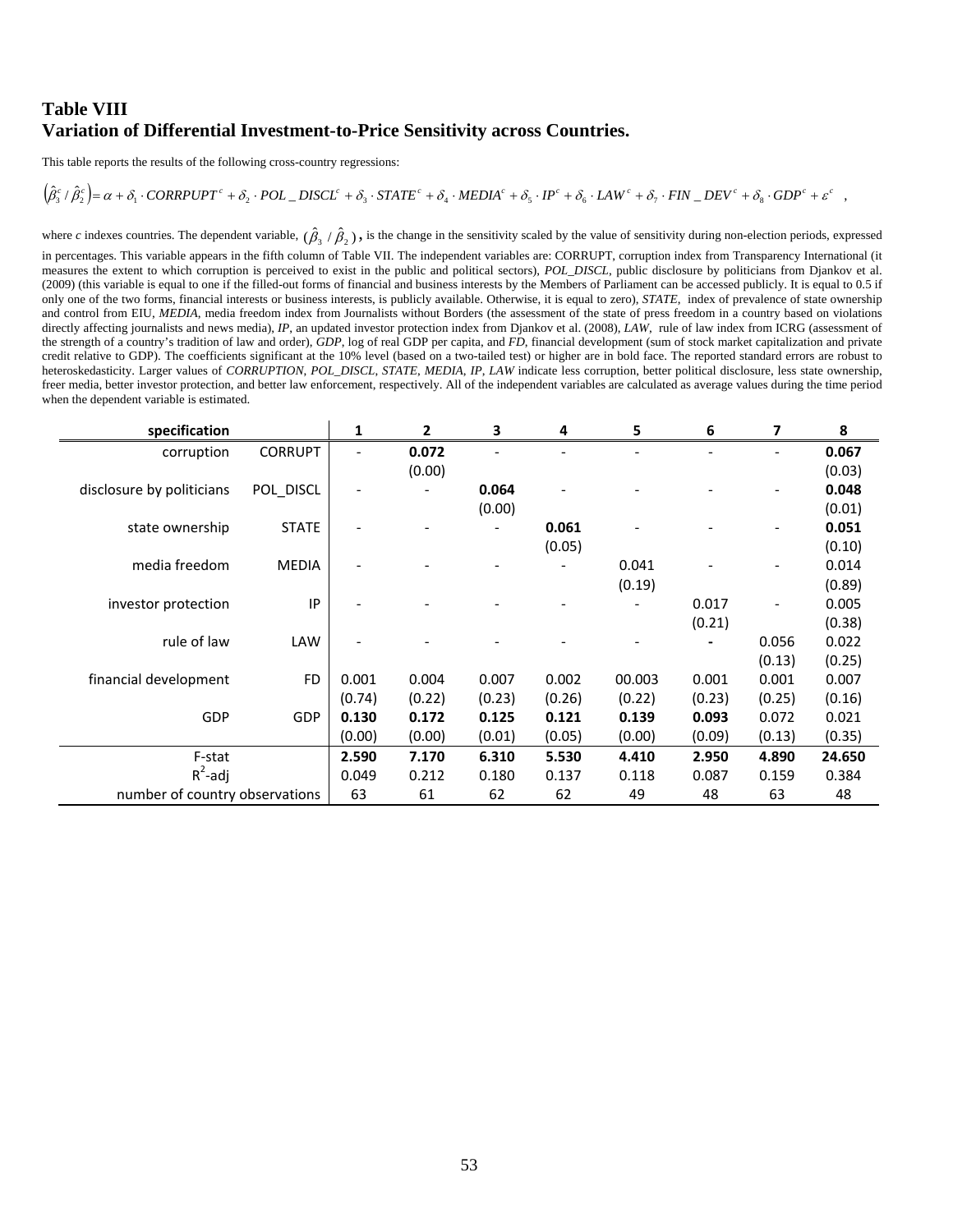# Table VIII
## Variation of Differential Investment-to-Price Sensitivity across Countries.

This table reports the results of the following cross-country regressions:

$$\left(\hat{\beta}_3^c / \hat{\beta}_2^c\right) = \alpha + \delta_1 \cdot CORRPUPT^c + \delta_2 \cdot POL\_DISCL^c + \delta_3 \cdot STATE^c + \delta_4 \cdot MEDIA^c + \delta_5 \cdot IP^c + \delta_6 \cdot LAW^c + \delta_7 \cdot FIN\_DEV^c + \delta_8 \cdot GDP^c + \varepsilon^c \quad ,$$

where *c* indexes countries. The dependent variable, $(\hat{\beta}_3 / \hat{\beta}_2)$, is the change in the sensitivity scaled by the value of sensitivity during non-election periods, expressed in percentages. This variable appears in the fifth column of Table VII. The independent variables are: CORRUPT, corruption index from Transparency International (it measures the extent to which corruption is perceived to exist in the public and political sectors), *POL_DISCL*, public disclosure by politicians from Djankov et al. (2009) (this variable is equal to one if the filled-out forms of financial and business interests by the Members of Parliament can be accessed publicly. It is equal to 0.5 if only one of the two forms, financial interests or business interests, is publicly available. Otherwise, it is equal to zero), *STATE*, index of prevalence of state ownership and control from EIU, *MEDIA*, media freedom index from Journalists without Borders (the assessment of the state of press freedom in a country based on violations directly affecting journalists and news media), *IP*, an updated investor protection index from Djankov et al. (2008), *LAW*, rule of law index from ICRG (assessment of the strength of a country's tradition of law and order), *GDP*, log of real GDP per capita, and *FD*, financial development (sum of stock market capitalization and private credit relative to GDP). The coefficients significant at the 10% level (based on a two-tailed test) or higher are in bold face. The reported standard errors are robust to heteroskedasticity. Larger values of *CORRUPTION*, *POL_DISCL*, *STATE*, *MEDIA*, *IP*, *LAW* indicate less corruption, better political disclosure, less state ownership, freer media, better investor protection, and better law enforcement, respectively. All of the independent variables are calculated as average values during the time period when the dependent variable is estimated.

| specification | | 1 | 2 | 3 | 4 | 5 | 6 | 7 | 8 |
|---|---|---|---|---|---|---|---|---|---|
| corruption | CORRUPT | - | **0.072** | - | - | - | - | - | **0.067** |
| | | | (0.00) | | | | | | (0.03) |
| disclosure by politicians | POL_DISCL | - | - | **0.064** | - | - | - | - | **0.048** |
| | | | | (0.00) | | | | | (0.01) |
| state ownership | STATE | - | - | - | **0.061** | - | - | - | **0.051** |
| | | | | | (0.05) | | | | (0.10) |
| media freedom | MEDIA | - | - | - | - | 0.041 | - | - | 0.014 |
| | | | | | | (0.19) | | | (0.89) |
| investor protection | IP | - | - | - | - | - | 0.017 | - | 0.005 |
| | | | | | | | (0.21) | | (0.38) |
| rule of law | LAW | - | - | - | - | - | - | 0.056 | 0.022 |
| | | | | | | | | (0.13) | (0.25) |
| financial development | FD | 0.001 | 0.004 | 0.007 | 0.002 | 00.003 | 0.001 | 0.001 | 0.007 |
| | | (0.74) | (0.22) | (0.23) | (0.26) | (0.22) | (0.23) | (0.25) | (0.16) |
| GDP | GDP | **0.130** | **0.172** | **0.125** | **0.121** | **0.139** | **0.093** | 0.072 | 0.021 |
| | | (0.00) | (0.00) | (0.01) | (0.05) | (0.00) | (0.09) | (0.13) | (0.35) |
| F-stat | | **2.590** | **7.170** | **6.310** | **5.530** | **4.410** | **2.950** | **4.890** | **24.650** |
| $R^2$-adj | | 0.049 | 0.212 | 0.180 | 0.137 | 0.118 | 0.087 | 0.159 | 0.384 |
| number of country observations | | 63 | 61 | 62 | 62 | 49 | 48 | 63 | 48 |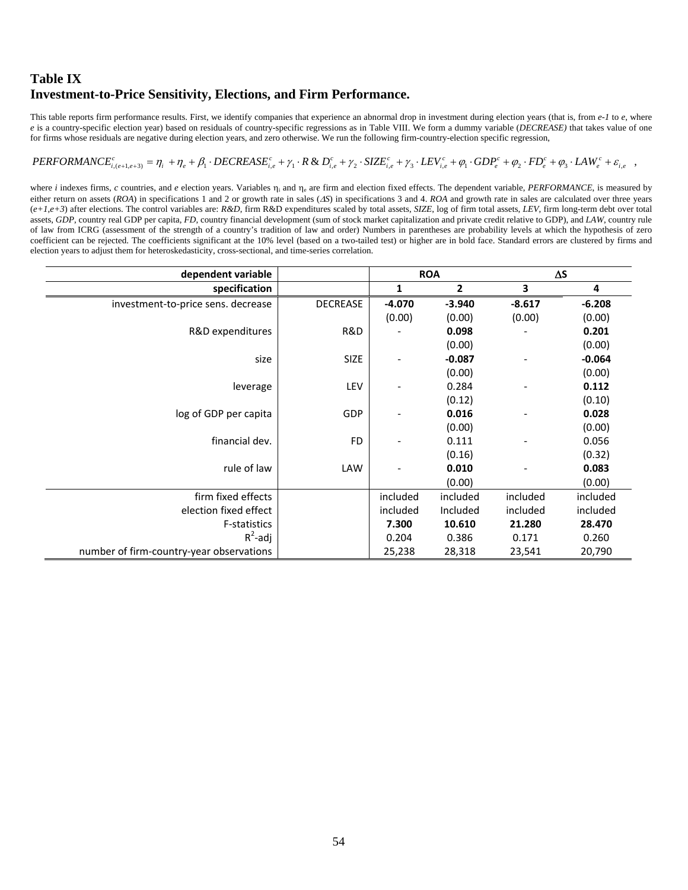## Table IX
## Investment-to-Price Sensitivity, Elections, and Firm Performance.

This table reports firm performance results. First, we identify companies that experience an abnormal drop in investment during election years (that is, from *e-1* to *e*, where *e* is a country-specific election year) based on residuals of country-specific regressions as in Table VIII. We form a dummy variable (*DECREASE)* that takes value of one for firms whose residuals are negative during election years, and zero otherwise. We run the following firm-country-election specific regression,

$$PERFORMANCE^{c}_{i,(e+1,e+3)} = \eta_i + \eta_e + \beta_1 \cdot DECREASE^{c}_{i,e} + \gamma_1 \cdot R\&D^{c}_{i,e} + \gamma_2 \cdot SIZE^{c}_{i,e} + \gamma_3 \cdot LEV^{c}_{i,e} + \varphi_1 \cdot GDP^{c}_{e} + \varphi_2 \cdot FD^{c}_{e} + \varphi_3 \cdot LAW^{c}_{e} + \varepsilon_{i,e} \quad ,$$

where *i* indexes firms, *c* countries, and *e* election years. Variables $\eta_i$ and $\eta_e$ are firm and election fixed effects. The dependent variable, *PERFORMANCE*, is measured by either return on assets (*ROA*) in specifications 1 and 2 or growth rate in sales ($\Delta S$) in specifications 3 and 4. *ROA* and growth rate in sales are calculated over three years (*e+1,e+3*) after elections. The control variables are: *R&D*, firm R&D expenditures scaled by total assets, *SIZE*, log of firm total assets, *LEV*, firm long-term debt over total assets, *GDP*, country real GDP per capita, *FD*, country financial development (sum of stock market capitalization and private credit relative to GDP), and *LAW*, country rule of law from ICRG (assessment of the strength of a country's tradition of law and order) Numbers in parentheses are probability levels at which the hypothesis of zero coefficient can be rejected. The coefficients significant at the 10% level (based on a two-tailed test) or higher are in bold face. Standard errors are clustered by firms and election years to adjust them for heteroskedasticity, cross-sectional, and time-series correlation.

| dependent variable | | ROA | | $\Delta$S | |
|---|---|---|---|---|---|
| specification | | 1 | 2 | 3 | 4 |
| investment-to-price sens. decrease | DECREASE | **-4.070** | **-3.940** | **-8.617** | **-6.208** |
| | | (0.00) | (0.00) | (0.00) | (0.00) |
| R&D expenditures | R&D | - | **0.098** | - | **0.201** |
| | | | (0.00) | | (0.00) |
| size | SIZE | - | **-0.087** | - | **-0.064** |
| | | | (0.00) | | (0.00) |
| leverage | LEV | - | 0.284 | - | **0.112** |
| | | | (0.12) | | (0.10) |
| log of GDP per capita | GDP | - | **0.016** | - | **0.028** |
| | | | (0.00) | | (0.00) |
| financial dev. | FD | - | 0.111 | - | 0.056 |
| | | | (0.16) | | (0.32) |
| rule of law | LAW | - | **0.010** | - | **0.083** |
| | | | (0.00) | | (0.00) |
| firm fixed effects | | included | included | included | included |
| election fixed effect | | included | Included | included | included |
| F-statistics | | **7.300** | **10.610** | **21.280** | **28.470** |
| $R^2$-adj | | 0.204 | 0.386 | 0.171 | 0.260 |
| number of firm-country-year observations | | 25,238 | 28,318 | 23,541 | 20,790 |